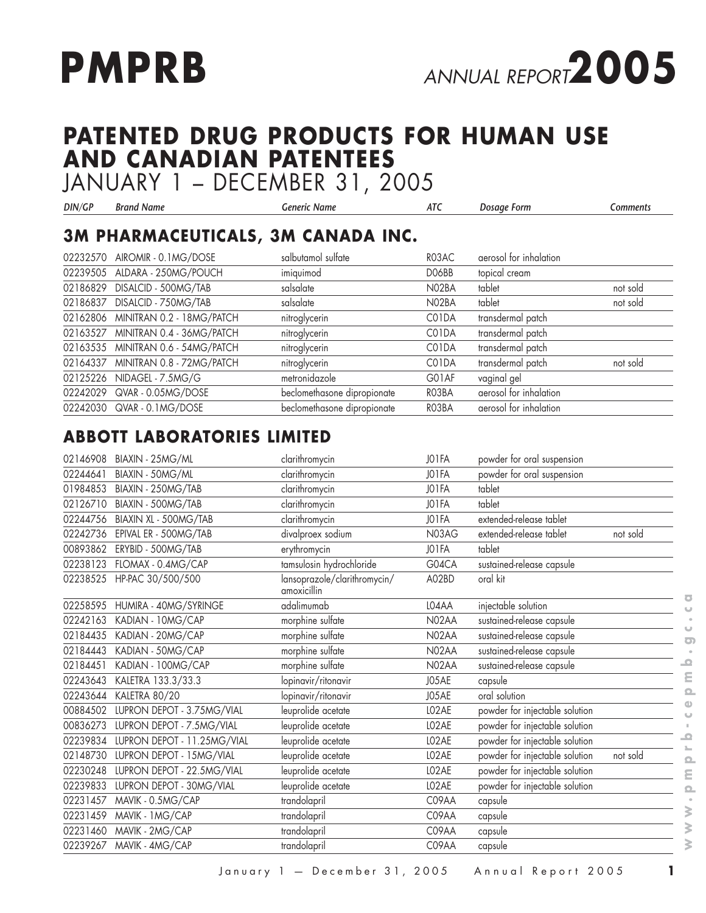# PMPRB ANNUAL REPORT 2005

## PATENTED DRUG PRODUCTS FOR HUMAN USE AND CANADIAN PATENTEES
JANUARY 1 – DECEMBER 31, 2005

### 3M PHARMACEUTICALS, 3M CANADA INC.

| *DIN/GP* | *Brand Name* | *Generic Name* | *ATC* | *Dosage Form* | *Comments* |
|---|---|---|---|---|---|
| 02232570 | AIROMIR - 0.1MG/DOSE | salbutamol sulfate | R03AC | aerosol for inhalation | |
| 02239505 | ALDARA - 250MG/POUCH | imiquimod | D06BB | topical cream | |
| 02186829 | DISALCID - 500MG/TAB | salsalate | N02BA | tablet | not sold |
| 02186837 | DISALCID - 750MG/TAB | salsalate | N02BA | tablet | not sold |
| 02162806 | MINITRAN 0.2 - 18MG/PATCH | nitroglycerin | C01DA | transdermal patch | |
| 02163527 | MINITRAN 0.4 - 36MG/PATCH | nitroglycerin | C01DA | transdermal patch | |
| 02163535 | MINITRAN 0.6 - 54MG/PATCH | nitroglycerin | C01DA | transdermal patch | |
| 02164337 | MINITRAN 0.8 - 72MG/PATCH | nitroglycerin | C01DA | transdermal patch | not sold |
| 02125226 | NIDAGEL - 7.5MG/G | metronidazole | G01AF | vaginal gel | |
| 02242029 | QVAR - 0.05MG/DOSE | beclomethasone dipropionate | R03BA | aerosol for inhalation | |
| 02242030 | QVAR - 0.1MG/DOSE | beclomethasone dipropionate | R03BA | aerosol for inhalation | |

### ABBOTT LABORATORIES LIMITED

| *DIN/GP* | *Brand Name* | *Generic Name* | *ATC* | *Dosage Form* | *Comments* |
|---|---|---|---|---|---|
| 02146908 | BIAXIN - 25MG/ML | clarithromycin | J01FA | powder for oral suspension | |
| 02244641 | BIAXIN - 50MG/ML | clarithromycin | J01FA | powder for oral suspension | |
| 01984853 | BIAXIN - 250MG/TAB | clarithromycin | J01FA | tablet | |
| 02126710 | BIAXIN - 500MG/TAB | clarithromycin | J01FA | tablet | |
| 02244756 | BIAXIN XL - 500MG/TAB | clarithromycin | J01FA | extended-release tablet | |
| 02242736 | EPIVAL ER - 500MG/TAB | divalproex sodium | N03AG | extended-release tablet | not sold |
| 00893862 | ERYBID - 500MG/TAB | erythromycin | J01FA | tablet | |
| 02238123 | FLOMAX - 0.4MG/CAP | tamsulosin hydrochloride | G04CA | sustained-release capsule | |
| 02238525 | HP-PAC 30/500/500 | lansoprazole/clarithromycin/ amoxicillin | A02BD | oral kit | |
| 02258595 | HUMIRA - 40MG/SYRINGE | adalimumab | L04AA | injectable solution | |
| 02242163 | KADIAN - 10MG/CAP | morphine sulfate | N02AA | sustained-release capsule | |
| 02184435 | KADIAN - 20MG/CAP | morphine sulfate | N02AA | sustained-release capsule | |
| 02184443 | KADIAN - 50MG/CAP | morphine sulfate | N02AA | sustained-release capsule | |
| 02184451 | KADIAN - 100MG/CAP | morphine sulfate | N02AA | sustained-release capsule | |
| 02243643 | KALETRA 133.3/33.3 | lopinavir/ritonavir | J05AE | capsule | |
| 02243644 | KALETRA 80/20 | lopinavir/ritonavir | J05AE | oral solution | |
| 00884502 | LUPRON DEPOT - 3.75MG/VIAL | leuprolide acetate | L02AE | powder for injectable solution | |
| 00836273 | LUPRON DEPOT - 7.5MG/VIAL | leuprolide acetate | L02AE | powder for injectable solution | |
| 02239834 | LUPRON DEPOT - 11.25MG/VIAL | leuprolide acetate | L02AE | powder for injectable solution | |
| 02148730 | LUPRON DEPOT - 15MG/VIAL | leuprolide acetate | L02AE | powder for injectable solution | not sold |
| 02230248 | LUPRON DEPOT - 22.5MG/VIAL | leuprolide acetate | L02AE | powder for injectable solution | |
| 02239833 | LUPRON DEPOT - 30MG/VIAL | leuprolide acetate | L02AE | powder for injectable solution | |
| 02231457 | MAVIK - 0.5MG/CAP | trandolapril | C09AA | capsule | |
| 02231459 | MAVIK - 1MG/CAP | trandolapril | C09AA | capsule | |
| 02231460 | MAVIK - 2MG/CAP | trandolapril | C09AA | capsule | |
| 02239267 | MAVIK - 4MG/CAP | trandolapril | C09AA | capsule | |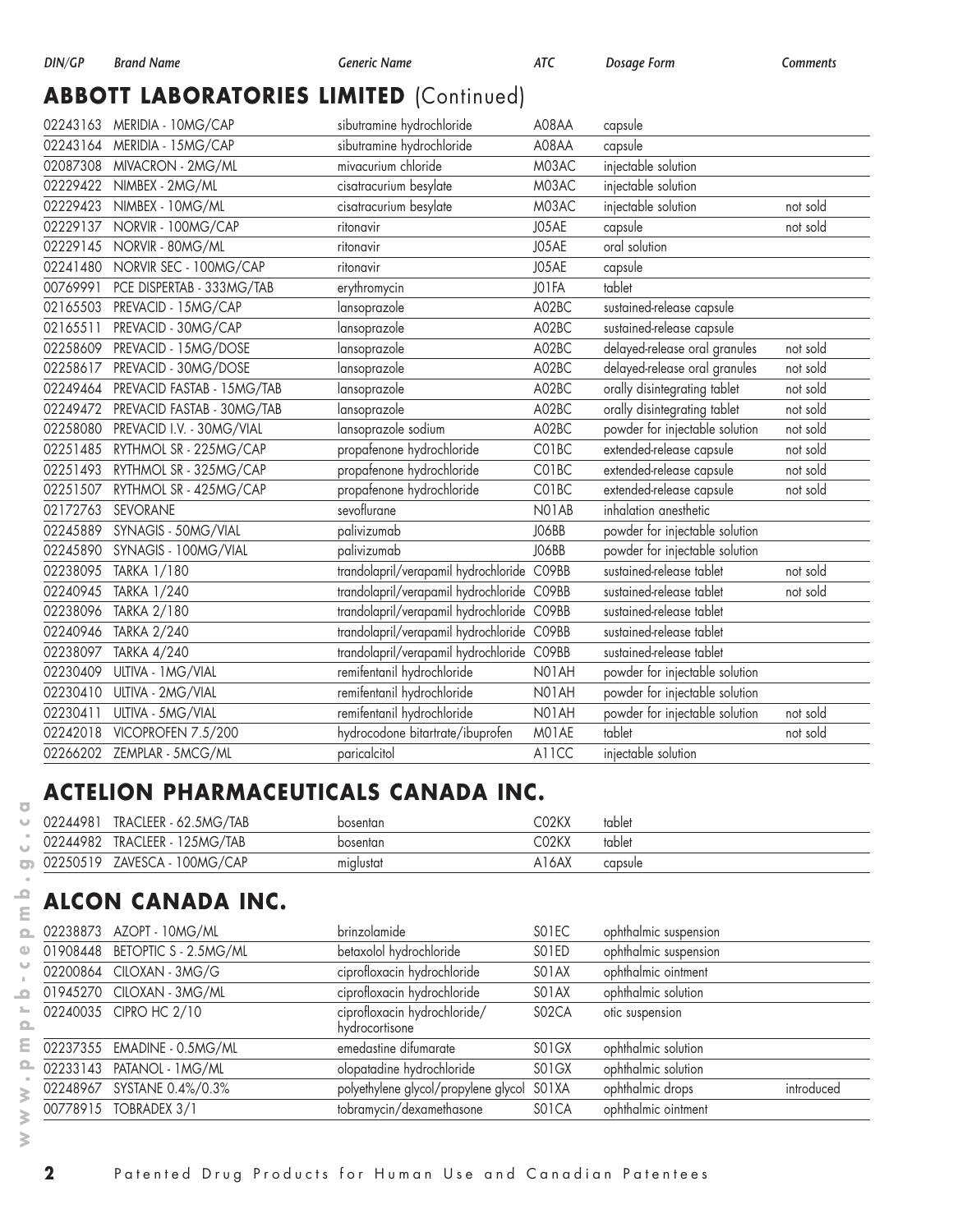## ABBOTT LABORATORIES LIMITED (Continued)

| DIN/GP | Brand Name | Generic Name | ATC | Dosage Form | Comments |
|---|---|---|---|---|---|
| 02243163 | MERIDIA - 10MG/CAP | sibutramine hydrochloride | A08AA | capsule | |
| 02243164 | MERIDIA - 15MG/CAP | sibutramine hydrochloride | A08AA | capsule | |
| 02087308 | MIVACRON - 2MG/ML | mivacurium chloride | M03AC | injectable solution | |
| 02229422 | NIMBEX - 2MG/ML | cisatracurium besylate | M03AC | injectable solution | |
| 02229423 | NIMBEX - 10MG/ML | cisatracurium besylate | M03AC | injectable solution | not sold |
| 02229137 | NORVIR - 100MG/CAP | ritonavir | J05AE | capsule | not sold |
| 02229145 | NORVIR - 80MG/ML | ritonavir | J05AE | oral solution | |
| 02241480 | NORVIR SEC - 100MG/CAP | ritonavir | J05AE | capsule | |
| 00769991 | PCE DISPERTAB - 333MG/TAB | erythromycin | J01FA | tablet | |
| 02165503 | PREVACID - 15MG/CAP | lansoprazole | A02BC | sustained-release capsule | |
| 02165511 | PREVACID - 30MG/CAP | lansoprazole | A02BC | sustained-release capsule | |
| 02258609 | PREVACID - 15MG/DOSE | lansoprazole | A02BC | delayed-release oral granules | not sold |
| 02258617 | PREVACID - 30MG/DOSE | lansoprazole | A02BC | delayed-release oral granules | not sold |
| 02249464 | PREVACID FASTAB - 15MG/TAB | lansoprazole | A02BC | orally disintegrating tablet | not sold |
| 02249472 | PREVACID FASTAB - 30MG/TAB | lansoprazole | A02BC | orally disintegrating tablet | not sold |
| 02258080 | PREVACID I.V. - 30MG/VIAL | lansoprazole sodium | A02BC | powder for injectable solution | not sold |
| 02251485 | RYTHMOL SR - 225MG/CAP | propafenone hydrochloride | C01BC | extended-release capsule | not sold |
| 02251493 | RYTHMOL SR - 325MG/CAP | propafenone hydrochloride | C01BC | extended-release capsule | not sold |
| 02251507 | RYTHMOL SR - 425MG/CAP | propafenone hydrochloride | C01BC | extended-release capsule | not sold |
| 02172763 | SEVORANE | sevoflurane | N01AB | inhalation anesthetic | |
| 02245889 | SYNAGIS - 50MG/VIAL | palivizumab | J06BB | powder for injectable solution | |
| 02245890 | SYNAGIS - 100MG/VIAL | palivizumab | J06BB | powder for injectable solution | |
| 02238095 | TARKA 1/180 | trandolapril/verapamil hydrochloride | C09BB | sustained-release tablet | not sold |
| 02240945 | TARKA 1/240 | trandolapril/verapamil hydrochloride | C09BB | sustained-release tablet | not sold |
| 02238096 | TARKA 2/180 | trandolapril/verapamil hydrochloride | C09BB | sustained-release tablet | |
| 02240946 | TARKA 2/240 | trandolapril/verapamil hydrochloride | C09BB | sustained-release tablet | |
| 02238097 | TARKA 4/240 | trandolapril/verapamil hydrochloride | C09BB | sustained-release tablet | |
| 02230409 | ULTIVA - 1MG/VIAL | remifentanil hydrochloride | N01AH | powder for injectable solution | |
| 02230410 | ULTIVA - 2MG/VIAL | remifentanil hydrochloride | N01AH | powder for injectable solution | |
| 02230411 | ULTIVA - 5MG/VIAL | remifentanil hydrochloride | N01AH | powder for injectable solution | not sold |
| 02242018 | VICOPROFEN 7.5/200 | hydrocodone bitartrate/ibuprofen | M01AE | tablet | not sold |
| 02266202 | ZEMPLAR - 5MCG/ML | paricalcitol | A11CC | injectable solution | |

## ACTELION PHARMACEUTICALS CANADA INC.

| DIN/GP | Brand Name | Generic Name | ATC | Dosage Form | Comments |
|---|---|---|---|---|---|
| 02244981 | TRACLEER - 62.5MG/TAB | bosentan | C02KX | tablet | |
| 02244982 | TRACLEER - 125MG/TAB | bosentan | C02KX | tablet | |
| 02250519 | ZAVESCA - 100MG/CAP | miglustat | A16AX | capsule | |

## ALCON CANADA INC.

| DIN/GP | Brand Name | Generic Name | ATC | Dosage Form | Comments |
|---|---|---|---|---|---|
| 02238873 | AZOPT - 10MG/ML | brinzolamide | S01EC | ophthalmic suspension | |
| 01908448 | BETOPTIC S - 2.5MG/ML | betaxolol hydrochloride | S01ED | ophthalmic suspension | |
| 02200864 | CILOXAN - 3MG/G | ciprofloxacin hydrochloride | S01AX | ophthalmic ointment | |
| 01945270 | CILOXAN - 3MG/ML | ciprofloxacin hydrochloride | S01AX | ophthalmic solution | |
| 02240035 | CIPRO HC 2/10 | ciprofloxacin hydrochloride/ hydrocortisone | S02CA | otic suspension | |
| 02237355 | EMADINE - 0.5MG/ML | emedastine difumarate | S01GX | ophthalmic solution | |
| 02233143 | PATANOL - 1MG/ML | olopatadine hydrochloride | S01GX | ophthalmic solution | |
| 02248967 | SYSTANE 0.4%/0.3% | polyethylene glycol/propylene glycol | S01XA | ophthalmic drops | introduced |
| 00778915 | TOBRADEX 3/1 | tobramycin/dexamethasone | S01CA | ophthalmic ointment | |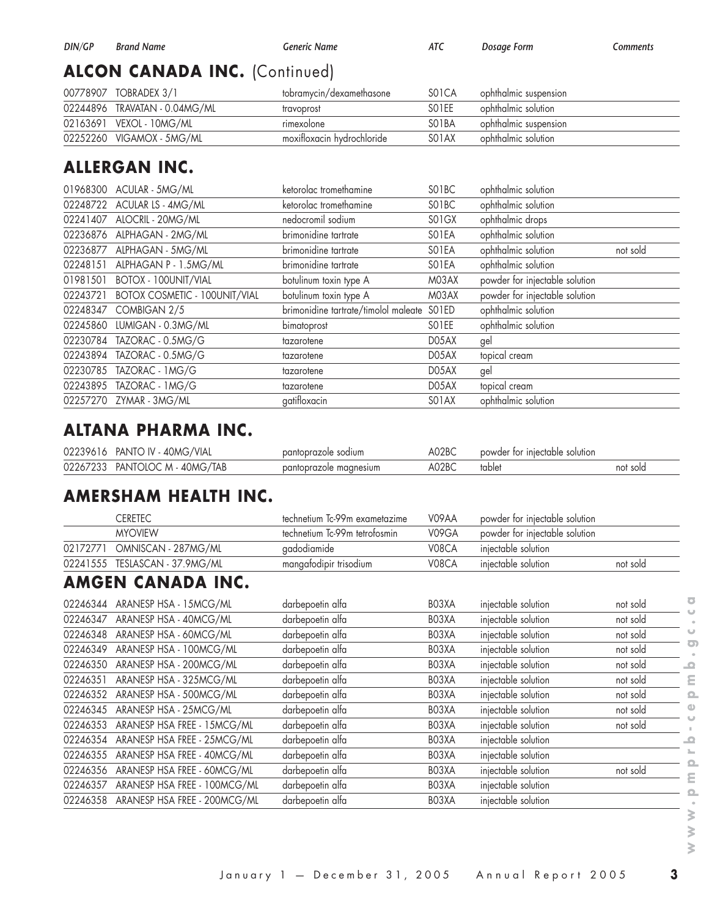## ALCON CANADA INC. (Continued)

| DIN/GP | Brand Name | Generic Name | ATC | Dosage Form | Comments |
|---|---|---|---|---|---|
| 00778907 | TOBRADEX 3/1 | tobramycin/dexamethasone | S01CA | ophthalmic suspension | |
| 02244896 | TRAVATAN - 0.04MG/ML | travoprost | S01EE | ophthalmic solution | |
| 02163691 | VEXOL - 10MG/ML | rimexolone | S01BA | ophthalmic suspension | |
| 02252260 | VIGAMOX - 5MG/ML | moxifloxacin hydrochloride | S01AX | ophthalmic solution | |

## ALLERGAN INC.

| DIN/GP | Brand Name | Generic Name | ATC | Dosage Form | Comments |
|---|---|---|---|---|---|
| 01968300 | ACULAR - 5MG/ML | ketorolac tromethamine | S01BC | ophthalmic solution | |
| 02248722 | ACULAR LS - 4MG/ML | ketorolac tromethamine | S01BC | ophthalmic solution | |
| 02241407 | ALOCRIL - 20MG/ML | nedocromil sodium | S01GX | ophthalmic drops | |
| 02236876 | ALPHAGAN - 2MG/ML | brimonidine tartrate | S01EA | ophthalmic solution | |
| 02236877 | ALPHAGAN - 5MG/ML | brimonidine tartrate | S01EA | ophthalmic solution | not sold |
| 02248151 | ALPHAGAN P - 1.5MG/ML | brimonidine tartrate | S01EA | ophthalmic solution | |
| 01981501 | BOTOX - 100UNIT/VIAL | botulinum toxin type A | M03AX | powder for injectable solution | |
| 02243721 | BOTOX COSMETIC - 100UNIT/VIAL | botulinum toxin type A | M03AX | powder for injectable solution | |
| 02248347 | COMBIGAN 2/5 | brimonidine tartrate/timolol maleate | S01ED | ophthalmic solution | |
| 02245860 | LUMIGAN - 0.3MG/ML | bimatoprost | S01EE | ophthalmic solution | |
| 02230784 | TAZORAC - 0.5MG/G | tazarotene | D05AX | gel | |
| 02243894 | TAZORAC - 0.5MG/G | tazarotene | D05AX | topical cream | |
| 02230785 | TAZORAC - 1MG/G | tazarotene | D05AX | gel | |
| 02243895 | TAZORAC - 1MG/G | tazarotene | D05AX | topical cream | |
| 02257270 | ZYMAR - 3MG/ML | gatifloxacin | S01AX | ophthalmic solution | |

## ALTANA PHARMA INC.

| DIN/GP | Brand Name | Generic Name | ATC | Dosage Form | Comments |
|---|---|---|---|---|---|
| 02239616 | PANTO IV - 40MG/VIAL | pantoprazole sodium | A02BC | powder for injectable solution | |
| 02267233 | PANTOLOC M - 40MG/TAB | pantoprazole magnesium | A02BC | tablet | not sold |

## AMERSHAM HEALTH INC.

| DIN/GP | Brand Name | Generic Name | ATC | Dosage Form | Comments |
|---|---|---|---|---|---|
| | CERETEC | technetium Tc-99m exametazime | V09AA | powder for injectable solution | |
| | MYOVIEW | technetium Tc-99m tetrofosmin | V09GA | powder for injectable solution | |
| 02172771 | OMNISCAN - 287MG/ML | gadodiamide | V08CA | injectable solution | |
| 02241555 | TESLASCAN - 37.9MG/ML | mangafodipir trisodium | V08CA | injectable solution | not sold |

## AMGEN CANADA INC.

| DIN/GP | Brand Name | Generic Name | ATC | Dosage Form | Comments |
|---|---|---|---|---|---|
| 02246344 | ARANESP HSA - 15MCG/ML | darbepoetin alfa | B03XA | injectable solution | not sold |
| 02246347 | ARANESP HSA - 40MCG/ML | darbepoetin alfa | B03XA | injectable solution | not sold |
| 02246348 | ARANESP HSA - 60MCG/ML | darbepoetin alfa | B03XA | injectable solution | not sold |
| 02246349 | ARANESP HSA - 100MCG/ML | darbepoetin alfa | B03XA | injectable solution | not sold |
| 02246350 | ARANESP HSA - 200MCG/ML | darbepoetin alfa | B03XA | injectable solution | not sold |
| 02246351 | ARANESP HSA - 325MCG/ML | darbepoetin alfa | B03XA | injectable solution | not sold |
| 02246352 | ARANESP HSA - 500MCG/ML | darbepoetin alfa | B03XA | injectable solution | not sold |
| 02246345 | ARANESP HSA - 25MCG/ML | darbepoetin alfa | B03XA | injectable solution | not sold |
| 02246353 | ARANESP HSA FREE - 15MCG/ML | darbepoetin alfa | B03XA | injectable solution | not sold |
| 02246354 | ARANESP HSA FREE - 25MCG/ML | darbepoetin alfa | B03XA | injectable solution | |
| 02246355 | ARANESP HSA FREE - 40MCG/ML | darbepoetin alfa | B03XA | injectable solution | |
| 02246356 | ARANESP HSA FREE - 60MCG/ML | darbepoetin alfa | B03XA | injectable solution | not sold |
| 02246357 | ARANESP HSA FREE - 100MCG/ML | darbepoetin alfa | B03XA | injectable solution | |
| 02246358 | ARANESP HSA FREE - 200MCG/ML | darbepoetin alfa | B03XA | injectable solution | |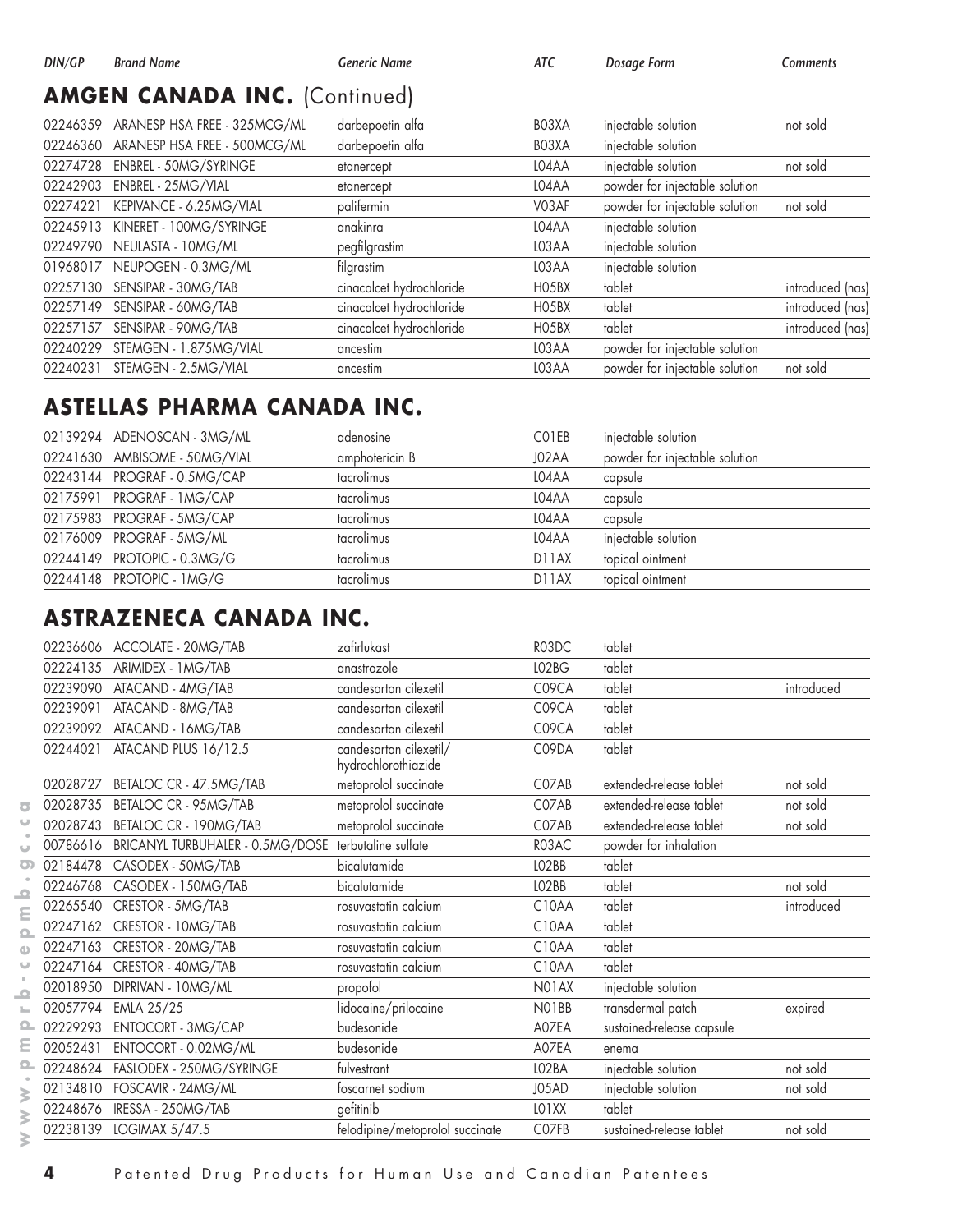| DIN/GP | Brand Name | Generic Name | ATC | Dosage Form | Comments |
|---|---|---|---|---|---|

## AMGEN CANADA INC. (Continued)

| DIN/GP | Brand Name | Generic Name | ATC | Dosage Form | Comments |
|---|---|---|---|---|---|
| 02246359 | ARANESP HSA FREE - 325MCG/ML | darbepoetin alfa | B03XA | injectable solution | not sold |
| 02246360 | ARANESP HSA FREE - 500MCG/ML | darbepoetin alfa | B03XA | injectable solution | |
| 02274728 | ENBREL - 50MG/SYRINGE | etanercept | L04AA | injectable solution | not sold |
| 02242903 | ENBREL - 25MG/VIAL | etanercept | L04AA | powder for injectable solution | |
| 02274221 | KEPIVANCE - 6.25MG/VIAL | palifermin | V03AF | powder for injectable solution | not sold |
| 02245913 | KINERET - 100MG/SYRINGE | anakinra | L04AA | injectable solution | |
| 02249790 | NEULASTA - 10MG/ML | pegfilgrastim | L03AA | injectable solution | |
| 01968017 | NEUPOGEN - 0.3MG/ML | filgrastim | L03AA | injectable solution | |
| 02257130 | SENSIPAR - 30MG/TAB | cinacalcet hydrochloride | H05BX | tablet | introduced (nas) |
| 02257149 | SENSIPAR - 60MG/TAB | cinacalcet hydrochloride | H05BX | tablet | introduced (nas) |
| 02257157 | SENSIPAR - 90MG/TAB | cinacalcet hydrochloride | H05BX | tablet | introduced (nas) |
| 02240229 | STEMGEN - 1.875MG/VIAL | ancestim | L03AA | powder for injectable solution | |
| 02240231 | STEMGEN - 2.5MG/VIAL | ancestim | L03AA | powder for injectable solution | not sold |

## ASTELLAS PHARMA CANADA INC.

| DIN/GP | Brand Name | Generic Name | ATC | Dosage Form | Comments |
|---|---|---|---|---|---|
| 02139294 | ADENOSCAN - 3MG/ML | adenosine | C01EB | injectable solution | |
| 02241630 | AMBISOME - 50MG/VIAL | amphotericin B | J02AA | powder for injectable solution | |
| 02243144 | PROGRAF - 0.5MG/CAP | tacrolimus | L04AA | capsule | |
| 02175991 | PROGRAF - 1MG/CAP | tacrolimus | L04AA | capsule | |
| 02175983 | PROGRAF - 5MG/CAP | tacrolimus | L04AA | capsule | |
| 02176009 | PROGRAF - 5MG/ML | tacrolimus | L04AA | injectable solution | |
| 02244149 | PROTOPIC - 0.3MG/G | tacrolimus | D11AX | topical ointment | |
| 02244148 | PROTOPIC - 1MG/G | tacrolimus | D11AX | topical ointment | |

## ASTRAZENECA CANADA INC.

| DIN/GP | Brand Name | Generic Name | ATC | Dosage Form | Comments |
|---|---|---|---|---|---|
| 02236606 | ACCOLATE - 20MG/TAB | zafirlukast | R03DC | tablet | |
| 02224135 | ARIMIDEX - 1MG/TAB | anastrozole | L02BG | tablet | |
| 02239090 | ATACAND - 4MG/TAB | candesartan cilexetil | C09CA | tablet | introduced |
| 02239091 | ATACAND - 8MG/TAB | candesartan cilexetil | C09CA | tablet | |
| 02239092 | ATACAND - 16MG/TAB | candesartan cilexetil | C09CA | tablet | |
| 02244021 | ATACAND PLUS 16/12.5 | candesartan cilexetil/ hydrochlorothiazide | C09DA | tablet | |
| 02028727 | BETALOC CR - 47.5MG/TAB | metoprolol succinate | C07AB | extended-release tablet | not sold |
| 02028735 | BETALOC CR - 95MG/TAB | metoprolol succinate | C07AB | extended-release tablet | not sold |
| 02028743 | BETALOC CR - 190MG/TAB | metoprolol succinate | C07AB | extended-release tablet | not sold |
| 00786616 | BRICANYL TURBUHALER - 0.5MG/DOSE | terbutaline sulfate | R03AC | powder for inhalation | |
| 02184478 | CASODEX - 50MG/TAB | bicalutamide | L02BB | tablet | |
| 02246768 | CASODEX - 150MG/TAB | bicalutamide | L02BB | tablet | not sold |
| 02265540 | CRESTOR - 5MG/TAB | rosuvastatin calcium | C10AA | tablet | introduced |
| 02247162 | CRESTOR - 10MG/TAB | rosuvastatin calcium | C10AA | tablet | |
| 02247163 | CRESTOR - 20MG/TAB | rosuvastatin calcium | C10AA | tablet | |
| 02247164 | CRESTOR - 40MG/TAB | rosuvastatin calcium | C10AA | tablet | |
| 02018950 | DIPRIVAN - 10MG/ML | propofol | N01AX | injectable solution | |
| 02057794 | EMLA 25/25 | lidocaine/prilocaine | N01BB | transdermal patch | expired |
| 02229293 | ENTOCORT - 3MG/CAP | budesonide | A07EA | sustained-release capsule | |
| 02052431 | ENTOCORT - 0.02MG/ML | budesonide | A07EA | enema | |
| 02248624 | FASLODEX - 250MG/SYRINGE | fulvestrant | L02BA | injectable solution | not sold |
| 02134810 | FOSCAVIR - 24MG/ML | foscarnet sodium | J05AD | injectable solution | not sold |
| 02248676 | IRESSA - 250MG/TAB | gefitinib | L01XX | tablet | |
| 02238139 | LOGIMAX 5/47.5 | felodipine/metoprolol succinate | C07FB | sustained-release tablet | not sold |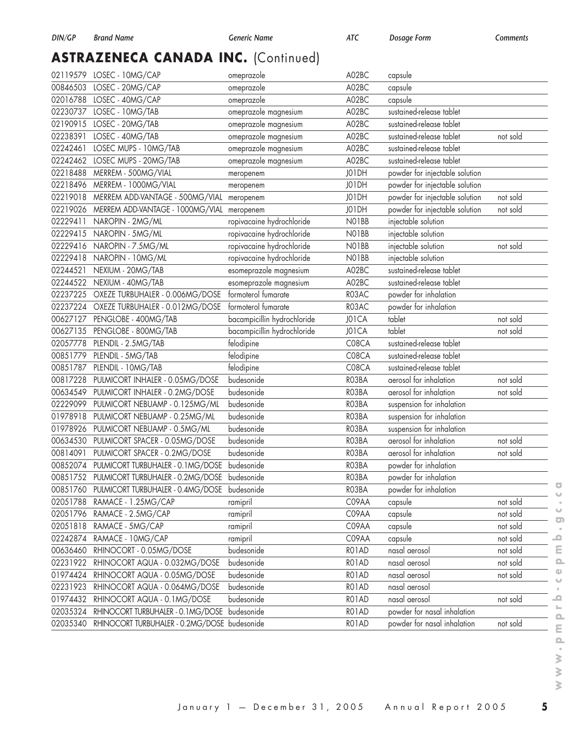## ASTRAZENECA CANADA INC. (Continued)

| DIN/GP | Brand Name | Generic Name | ATC | Dosage Form | Comments |
|---|---|---|---|---|---|
| 02119579 | LOSEC - 10MG/CAP | omeprazole | A02BC | capsule | |
| 00846503 | LOSEC - 20MG/CAP | omeprazole | A02BC | capsule | |
| 02016788 | LOSEC - 40MG/CAP | omeprazole | A02BC | capsule | |
| 02230737 | LOSEC - 10MG/TAB | omeprazole magnesium | A02BC | sustained-release tablet | |
| 02190915 | LOSEC - 20MG/TAB | omeprazole magnesium | A02BC | sustained-release tablet | |
| 02238391 | LOSEC - 40MG/TAB | omeprazole magnesium | A02BC | sustained-release tablet | not sold |
| 02242461 | LOSEC MUPS - 10MG/TAB | omeprazole magnesium | A02BC | sustained-release tablet | |
| 02242462 | LOSEC MUPS - 20MG/TAB | omeprazole magnesium | A02BC | sustained-release tablet | |
| 02218488 | MERREM - 500MG/VIAL | meropenem | J01DH | powder for injectable solution | |
| 02218496 | MERREM - 1000MG/VIAL | meropenem | J01DH | powder for injectable solution | |
| 02219018 | MERREM ADD-VANTAGE - 500MG/VIAL | meropenem | J01DH | powder for injectable solution | not sold |
| 02219026 | MERREM ADD-VANTAGE - 1000MG/VIAL | meropenem | J01DH | powder for injectable solution | not sold |
| 02229411 | NAROPIN - 2MG/ML | ropivacaine hydrochloride | N01BB | injectable solution | |
| 02229415 | NAROPIN - 5MG/ML | ropivacaine hydrochloride | N01BB | injectable solution | |
| 02229416 | NAROPIN - 7.5MG/ML | ropivacaine hydrochloride | N01BB | injectable solution | not sold |
| 02229418 | NAROPIN - 10MG/ML | ropivacaine hydrochloride | N01BB | injectable solution | |
| 02244521 | NEXIUM - 20MG/TAB | esomeprazole magnesium | A02BC | sustained-release tablet | |
| 02244522 | NEXIUM - 40MG/TAB | esomeprazole magnesium | A02BC | sustained-release tablet | |
| 02237225 | OXEZE TURBUHALER - 0.006MG/DOSE | formoterol fumarate | R03AC | powder for inhalation | |
| 02237224 | OXEZE TURBUHALER - 0.012MG/DOSE | formoterol fumarate | R03AC | powder for inhalation | |
| 00627127 | PENGLOBE - 400MG/TAB | bacampicillin hydrochloride | J01CA | tablet | not sold |
| 00627135 | PENGLOBE - 800MG/TAB | bacampicillin hydrochloride | J01CA | tablet | not sold |
| 02057778 | PLENDIL - 2.5MG/TAB | felodipine | C08CA | sustained-release tablet | |
| 00851779 | PLENDIL - 5MG/TAB | felodipine | C08CA | sustained-release tablet | |
| 00851787 | PLENDIL - 10MG/TAB | felodipine | C08CA | sustained-release tablet | |
| 00817228 | PULMICORT INHALER - 0.05MG/DOSE | budesonide | R03BA | aerosol for inhalation | not sold |
| 00634549 | PULMICORT INHALER - 0.2MG/DOSE | budesonide | R03BA | aerosol for inhalation | not sold |
| 02229099 | PULMICORT NEBUAMP - 0.125MG/ML | budesonide | R03BA | suspension for inhalation | |
| 01978918 | PULMICORT NEBUAMP - 0.25MG/ML | budesonide | R03BA | suspension for inhalation | |
| 01978926 | PULMICORT NEBUAMP - 0.5MG/ML | budesonide | R03BA | suspension for inhalation | |
| 00634530 | PULMICORT SPACER - 0.05MG/DOSE | budesonide | R03BA | aerosol for inhalation | not sold |
| 00814091 | PULMICORT SPACER - 0.2MG/DOSE | budesonide | R03BA | aerosol for inhalation | not sold |
| 00852074 | PULMICORT TURBUHALER - 0.1MG/DOSE | budesonide | R03BA | powder for inhalation | |
| 00851752 | PULMICORT TURBUHALER - 0.2MG/DOSE | budesonide | R03BA | powder for inhalation | |
| 00851760 | PULMICORT TURBUHALER - 0.4MG/DOSE | budesonide | R03BA | powder for inhalation | |
| 02051788 | RAMACE - 1.25MG/CAP | ramipril | C09AA | capsule | not sold |
| 02051796 | RAMACE - 2.5MG/CAP | ramipril | C09AA | capsule | not sold |
| 02051818 | RAMACE - 5MG/CAP | ramipril | C09AA | capsule | not sold |
| 02242874 | RAMACE - 10MG/CAP | ramipril | C09AA | capsule | not sold |
| 00636460 | RHINOCORT - 0.05MG/DOSE | budesonide | R01AD | nasal aerosol | not sold |
| 02231922 | RHINOCORT AQUA - 0.032MG/DOSE | budesonide | R01AD | nasal aerosol | not sold |
| 01974424 | RHINOCORT AQUA - 0.05MG/DOSE | budesonide | R01AD | nasal aerosol | not sold |
| 02231923 | RHINOCORT AQUA - 0.064MG/DOSE | budesonide | R01AD | nasal aerosol | |
| 01974432 | RHINOCORT AQUA - 0.1MG/DOSE | budesonide | R01AD | nasal aerosol | not sold |
| 02035324 | RHINOCORT TURBUHALER - 0.1MG/DOSE | budesonide | R01AD | powder for nasal inhalation | |
| 02035340 | RHINOCORT TURBUHALER - 0.2MG/DOSE | budesonide | R01AD | powder for nasal inhalation | not sold |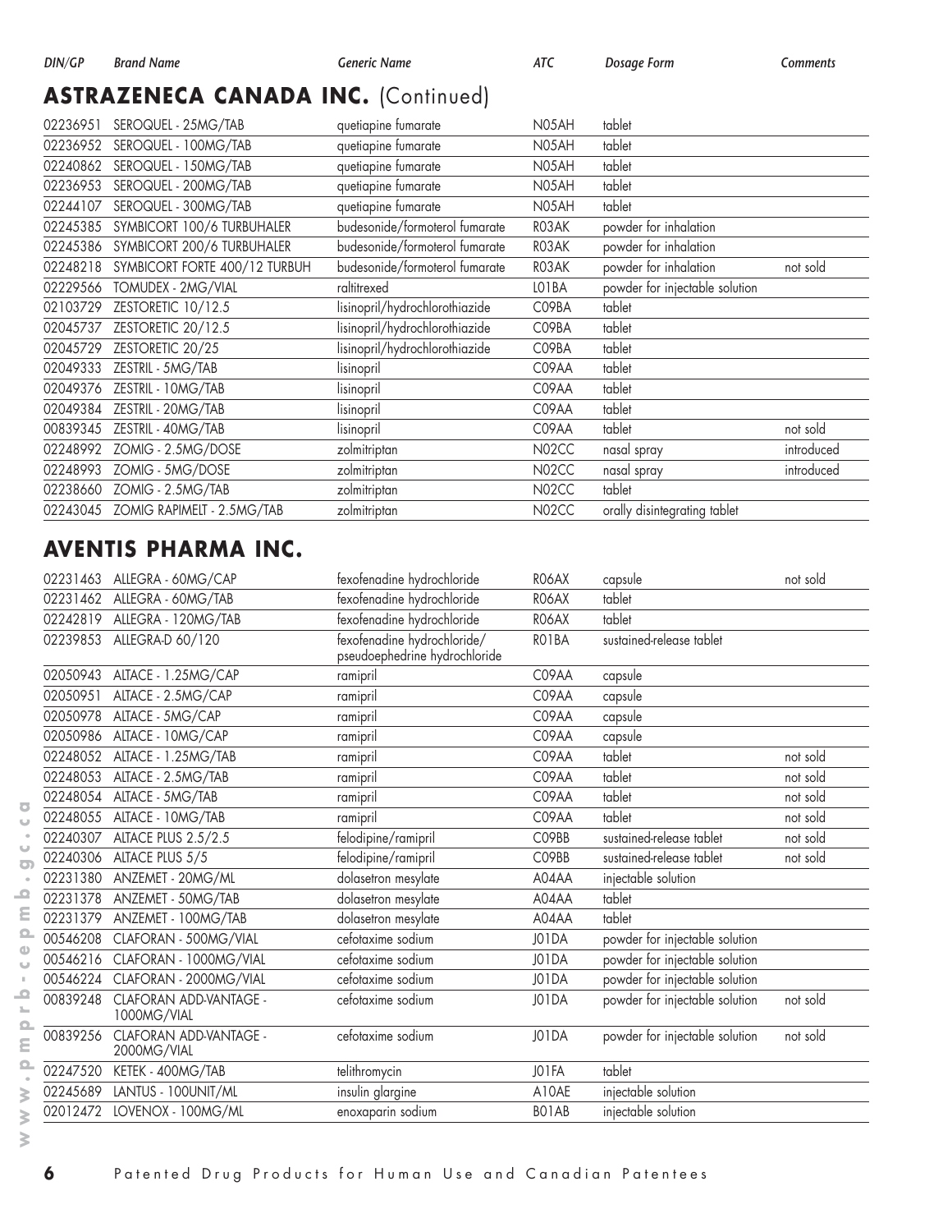| DIN/GP | Brand Name | Generic Name | ATC | Dosage Form | Comments |
|---|---|---|---|---|---|

## ASTRAZENECA CANADA INC. (Continued)

| DIN/GP | Brand Name | Generic Name | ATC | Dosage Form | Comments |
|---|---|---|---|---|---|
| 02236951 | SEROQUEL - 25MG/TAB | quetiapine fumarate | N05AH | tablet | |
| 02236952 | SEROQUEL - 100MG/TAB | quetiapine fumarate | N05AH | tablet | |
| 02240862 | SEROQUEL - 150MG/TAB | quetiapine fumarate | N05AH | tablet | |
| 02236953 | SEROQUEL - 200MG/TAB | quetiapine fumarate | N05AH | tablet | |
| 02244107 | SEROQUEL - 300MG/TAB | quetiapine fumarate | N05AH | tablet | |
| 02245385 | SYMBICORT 100/6 TURBUHALER | budesonide/formoterol fumarate | R03AK | powder for inhalation | |
| 02245386 | SYMBICORT 200/6 TURBUHALER | budesonide/formoterol fumarate | R03AK | powder for inhalation | |
| 02248218 | SYMBICORT FORTE 400/12 TURBUH | budesonide/formoterol fumarate | R03AK | powder for inhalation | not sold |
| 02229566 | TOMUDEX - 2MG/VIAL | raltitrexed | L01BA | powder for injectable solution | |
| 02103729 | ZESTORETIC 10/12.5 | lisinopril/hydrochlorothiazide | C09BA | tablet | |
| 02045737 | ZESTORETIC 20/12.5 | lisinopril/hydrochlorothiazide | C09BA | tablet | |
| 02045729 | ZESTORETIC 20/25 | lisinopril/hydrochlorothiazide | C09BA | tablet | |
| 02049333 | ZESTRIL - 5MG/TAB | lisinopril | C09AA | tablet | |
| 02049376 | ZESTRIL - 10MG/TAB | lisinopril | C09AA | tablet | |
| 02049384 | ZESTRIL - 20MG/TAB | lisinopril | C09AA | tablet | |
| 00839345 | ZESTRIL - 40MG/TAB | lisinopril | C09AA | tablet | not sold |
| 02248992 | ZOMIG - 2.5MG/DOSE | zolmitriptan | N02CC | nasal spray | introduced |
| 02248993 | ZOMIG - 5MG/DOSE | zolmitriptan | N02CC | nasal spray | introduced |
| 02238660 | ZOMIG - 2.5MG/TAB | zolmitriptan | N02CC | tablet | |
| 02243045 | ZOMIG RAPIMELT - 2.5MG/TAB | zolmitriptan | N02CC | orally disintegrating tablet | |

## AVENTIS PHARMA INC.

| DIN/GP | Brand Name | Generic Name | ATC | Dosage Form | Comments |
|---|---|---|---|---|---|
| 02231463 | ALLEGRA - 60MG/CAP | fexofenadine hydrochloride | R06AX | capsule | not sold |
| 02231462 | ALLEGRA - 60MG/TAB | fexofenadine hydrochloride | R06AX | tablet | |
| 02242819 | ALLEGRA - 120MG/TAB | fexofenadine hydrochloride | R06AX | tablet | |
| 02239853 | ALLEGRA-D 60/120 | fexofenadine hydrochloride/ pseudoephedrine hydrochloride | R01BA | sustained-release tablet | |
| 02050943 | ALTACE - 1.25MG/CAP | ramipril | C09AA | capsule | |
| 02050951 | ALTACE - 2.5MG/CAP | ramipril | C09AA | capsule | |
| 02050978 | ALTACE - 5MG/CAP | ramipril | C09AA | capsule | |
| 02050986 | ALTACE - 10MG/CAP | ramipril | C09AA | capsule | |
| 02248052 | ALTACE - 1.25MG/TAB | ramipril | C09AA | tablet | not sold |
| 02248053 | ALTACE - 2.5MG/TAB | ramipril | C09AA | tablet | not sold |
| 02248054 | ALTACE - 5MG/TAB | ramipril | C09AA | tablet | not sold |
| 02248055 | ALTACE - 10MG/TAB | ramipril | C09AA | tablet | not sold |
| 02240307 | ALTACE PLUS 2.5/2.5 | felodipine/ramipril | C09BB | sustained-release tablet | not sold |
| 02240306 | ALTACE PLUS 5/5 | felodipine/ramipril | C09BB | sustained-release tablet | not sold |
| 02231380 | ANZEMET - 20MG/ML | dolasetron mesylate | A04AA | injectable solution | |
| 02231378 | ANZEMET - 50MG/TAB | dolasetron mesylate | A04AA | tablet | |
| 02231379 | ANZEMET - 100MG/TAB | dolasetron mesylate | A04AA | tablet | |
| 00546208 | CLAFORAN - 500MG/VIAL | cefotaxime sodium | J01DA | powder for injectable solution | |
| 00546216 | CLAFORAN - 1000MG/VIAL | cefotaxime sodium | J01DA | powder for injectable solution | |
| 00546224 | CLAFORAN - 2000MG/VIAL | cefotaxime sodium | J01DA | powder for injectable solution | |
| 00839248 | CLAFORAN ADD-VANTAGE - 1000MG/VIAL | cefotaxime sodium | J01DA | powder for injectable solution | not sold |
| 00839256 | CLAFORAN ADD-VANTAGE - 2000MG/VIAL | cefotaxime sodium | J01DA | powder for injectable solution | not sold |
| 02247520 | KETEK - 400MG/TAB | telithromycin | J01FA | tablet | |
| 02245689 | LANTUS - 100UNIT/ML | insulin glargine | A10AE | injectable solution | |
| 02012472 | LOVENOX - 100MG/ML | enoxaparin sodium | B01AB | injectable solution | |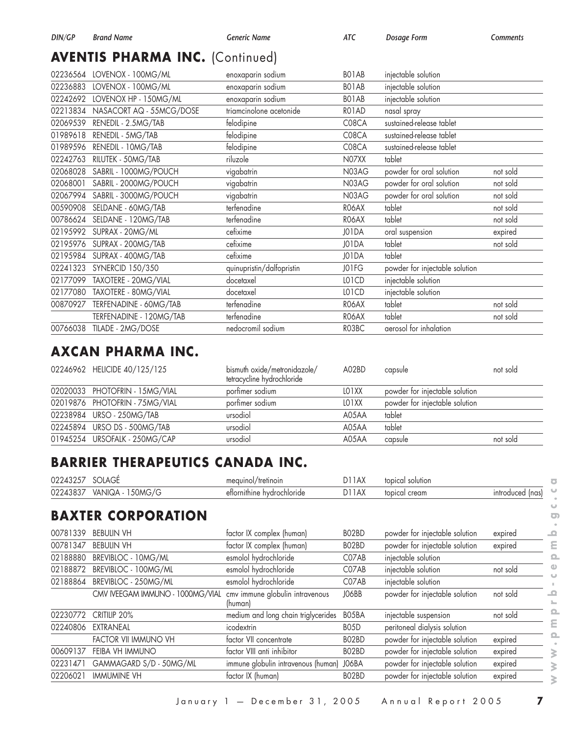| DIN/GP | Brand Name | Generic Name | ATC | Dosage Form | Comments |
|---|---|---|---|---|---|

## AVENTIS PHARMA INC. (Continued)

| DIN/GP | Brand Name | Generic Name | ATC | Dosage Form | Comments |
|---|---|---|---|---|---|
| 02236564 | LOVENOX - 100MG/ML | enoxaparin sodium | B01AB | injectable solution | |
| 02236883 | LOVENOX - 100MG/ML | enoxaparin sodium | B01AB | injectable solution | |
| 02242692 | LOVENOX HP - 150MG/ML | enoxaparin sodium | B01AB | injectable solution | |
| 02213834 | NASACORT AQ - 55MCG/DOSE | triamcinolone acetonide | R01AD | nasal spray | |
| 02069539 | RENEDIL - 2.5MG/TAB | felodipine | C08CA | sustained-release tablet | |
| 01989618 | RENEDIL - 5MG/TAB | felodipine | C08CA | sustained-release tablet | |
| 01989596 | RENEDIL - 10MG/TAB | felodipine | C08CA | sustained-release tablet | |
| 02242763 | RILUTEK - 50MG/TAB | riluzole | N07XX | tablet | |
| 02068028 | SABRIL - 1000MG/POUCH | vigabatrin | N03AG | powder for oral solution | not sold |
| 02068001 | SABRIL - 2000MG/POUCH | vigabatrin | N03AG | powder for oral solution | not sold |
| 02067994 | SABRIL - 3000MG/POUCH | vigabatrin | N03AG | powder for oral solution | not sold |
| 00590908 | SELDANE - 60MG/TAB | terfenadine | R06AX | tablet | not sold |
| 00786624 | SELDANE - 120MG/TAB | terfenadine | R06AX | tablet | not sold |
| 02195992 | SUPRAX - 20MG/ML | cefixime | J01DA | oral suspension | expired |
| 02195976 | SUPRAX - 200MG/TAB | cefixime | J01DA | tablet | not sold |
| 02195984 | SUPRAX - 400MG/TAB | cefixime | J01DA | tablet | |
| 02241323 | SYNERCID 150/350 | quinupristin/dalfopristin | J01FG | powder for injectable solution | |
| 02177099 | TAXOTERE - 20MG/VIAL | docetaxel | L01CD | injectable solution | |
| 02177080 | TAXOTERE - 80MG/VIAL | docetaxel | L01CD | injectable solution | |
| 00870927 | TERFENADINE - 60MG/TAB | terfenadine | R06AX | tablet | not sold |
| | TERFENADINE - 120MG/TAB | terfenadine | R06AX | tablet | not sold |
| 00766038 | TILADE - 2MG/DOSE | nedocromil sodium | R03BC | aerosol for inhalation | |

## AXCAN PHARMA INC.

| DIN/GP | Brand Name | Generic Name | ATC | Dosage Form | Comments |
|---|---|---|---|---|---|
| 02246962 | HELICIDE 40/125/125 | bismuth oxide/metronidazole/ tetracycline hydrochloride | A02BD | capsule | not sold |
| 02020033 | PHOTOFRIN - 15MG/VIAL | porfimer sodium | L01XX | powder for injectable solution | |
| 02019876 | PHOTOFRIN - 75MG/VIAL | porfimer sodium | L01XX | powder for injectable solution | |
| 02238984 | URSO - 250MG/TAB | ursodiol | A05AA | tablet | |
| 02245894 | URSO DS - 500MG/TAB | ursodiol | A05AA | tablet | |
| 01945254 | URSOFALK - 250MG/CAP | ursodiol | A05AA | capsule | not sold |

## BARRIER THERAPEUTICS CANADA INC.

| DIN/GP | Brand Name | Generic Name | ATC | Dosage Form | Comments |
|---|---|---|---|---|---|
| 02243257 | SOLAGÉ | mequinol/tretinoin | D11AX | topical solution | |
| 02243837 | VANIQA - 150MG/G | eflornithine hydrochloride | D11AX | topical cream | introduced (nas) |

## BAXTER CORPORATION

| DIN/GP | Brand Name | Generic Name | ATC | Dosage Form | Comments |
|---|---|---|---|---|---|
| 00781339 | BEBULIN VH | factor IX complex (human) | B02BD | powder for injectable solution | expired |
| 00781347 | BEBULIN VH | factor IX complex (human) | B02BD | powder for injectable solution | expired |
| 02188880 | BREVIBLOC - 10MG/ML | esmolol hydrochloride | C07AB | injectable solution | |
| 02188872 | BREVIBLOC - 100MG/ML | esmolol hydrochloride | C07AB | injectable solution | not sold |
| 02188864 | BREVIBLOC - 250MG/ML | esmolol hydrochloride | C07AB | injectable solution | |
| | CMV IVEEGAM IMMUNO - 1000MG/VIAL | cmv immune globulin intravenous (human) | J06BB | powder for injectable solution | not sold |
| 02230772 | CRITILIP 20% | medium and long chain triglycerides | B05BA | injectable suspension | not sold |
| 02240806 | EXTRANEAL | icodextrin | B05D | peritoneal dialysis solution | |
| | FACTOR VII IMMUNO VH | factor VII concentrate | B02BD | powder for injectable solution | expired |
| 00609137 | FEIBA VH IMMUNO | factor VIII anti inhibitor | B02BD | powder for injectable solution | expired |
| 02231471 | GAMMAGARD S/D - 50MG/ML | immune globulin intravenous (human) | J06BA | powder for injectable solution | expired |
| 02206021 | IMMUMINE VH | factor IX (human) | B02BD | powder for injectable solution | expired |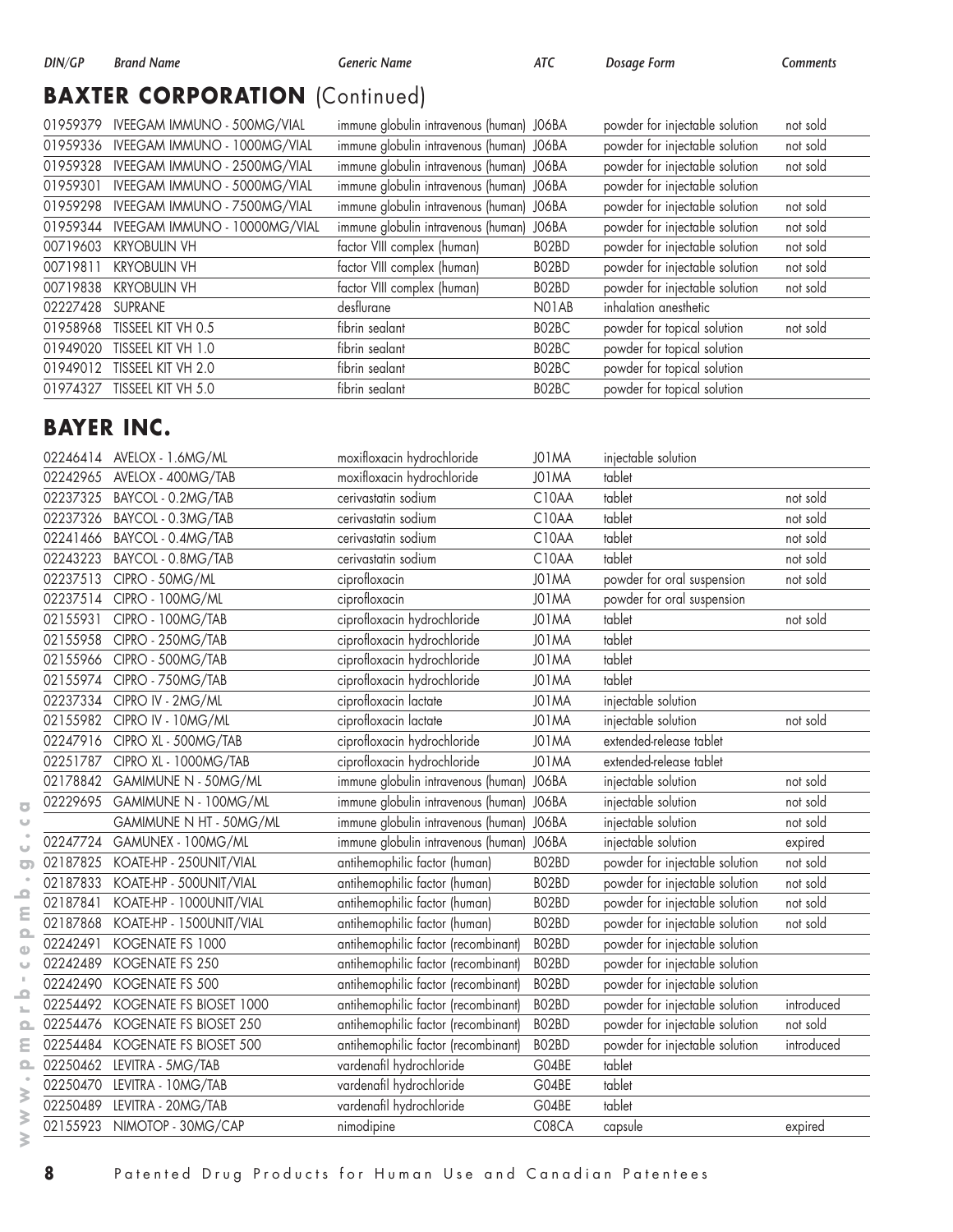| DIN/GP | Brand Name | Generic Name | ATC | Dosage Form | Comments |
|---|---|---|---|---|---|

## BAXTER CORPORATION (Continued)

| DIN/GP | Brand Name | Generic Name | ATC | Dosage Form | Comments |
|---|---|---|---|---|---|
| 01959379 | IVEEGAM IMMUNO - 500MG/VIAL | immune globulin intravenous (human) | J06BA | powder for injectable solution | not sold |
| 01959336 | IVEEGAM IMMUNO - 1000MG/VIAL | immune globulin intravenous (human) | J06BA | powder for injectable solution | not sold |
| 01959328 | IVEEGAM IMMUNO - 2500MG/VIAL | immune globulin intravenous (human) | J06BA | powder for injectable solution | not sold |
| 01959301 | IVEEGAM IMMUNO - 5000MG/VIAL | immune globulin intravenous (human) | J06BA | powder for injectable solution | |
| 01959298 | IVEEGAM IMMUNO - 7500MG/VIAL | immune globulin intravenous (human) | J06BA | powder for injectable solution | not sold |
| 01959344 | IVEEGAM IMMUNO - 10000MG/VIAL | immune globulin intravenous (human) | J06BA | powder for injectable solution | not sold |
| 00719603 | KRYOBULIN VH | factor VIII complex (human) | B02BD | powder for injectable solution | not sold |
| 00719811 | KRYOBULIN VH | factor VIII complex (human) | B02BD | powder for injectable solution | not sold |
| 00719838 | KRYOBULIN VH | factor VIII complex (human) | B02BD | powder for injectable solution | not sold |
| 02227428 | SUPRANE | desflurane | N01AB | inhalation anesthetic | |
| 01958968 | TISSEEL KIT VH 0.5 | fibrin sealant | B02BC | powder for topical solution | not sold |
| 01949020 | TISSEEL KIT VH 1.0 | fibrin sealant | B02BC | powder for topical solution | |
| 01949012 | TISSEEL KIT VH 2.0 | fibrin sealant | B02BC | powder for topical solution | |
| 01974327 | TISSEEL KIT VH 5.0 | fibrin sealant | B02BC | powder for topical solution | |

## BAYER INC.

| DIN/GP | Brand Name | Generic Name | ATC | Dosage Form | Comments |
|---|---|---|---|---|---|
| 02246414 | AVELOX - 1.6MG/ML | moxifloxacin hydrochloride | J01MA | injectable solution | |
| 02242965 | AVELOX - 400MG/TAB | moxifloxacin hydrochloride | J01MA | tablet | |
| 02237325 | BAYCOL - 0.2MG/TAB | cerivastatin sodium | C10AA | tablet | not sold |
| 02237326 | BAYCOL - 0.3MG/TAB | cerivastatin sodium | C10AA | tablet | not sold |
| 02241466 | BAYCOL - 0.4MG/TAB | cerivastatin sodium | C10AA | tablet | not sold |
| 02243223 | BAYCOL - 0.8MG/TAB | cerivastatin sodium | C10AA | tablet | not sold |
| 02237513 | CIPRO - 50MG/ML | ciprofloxacin | J01MA | powder for oral suspension | not sold |
| 02237514 | CIPRO - 100MG/ML | ciprofloxacin | J01MA | powder for oral suspension | |
| 02155931 | CIPRO - 100MG/TAB | ciprofloxacin hydrochloride | J01MA | tablet | not sold |
| 02155958 | CIPRO - 250MG/TAB | ciprofloxacin hydrochloride | J01MA | tablet | |
| 02155966 | CIPRO - 500MG/TAB | ciprofloxacin hydrochloride | J01MA | tablet | |
| 02155974 | CIPRO - 750MG/TAB | ciprofloxacin hydrochloride | J01MA | tablet | |
| 02237334 | CIPRO IV - 2MG/ML | ciprofloxacin lactate | J01MA | injectable solution | |
| 02155982 | CIPRO IV - 10MG/ML | ciprofloxacin lactate | J01MA | injectable solution | not sold |
| 02247916 | CIPRO XL - 500MG/TAB | ciprofloxacin hydrochloride | J01MA | extended-release tablet | |
| 02251787 | CIPRO XL - 1000MG/TAB | ciprofloxacin hydrochloride | J01MA | extended-release tablet | |
| 02178842 | GAMIMUNE N - 50MG/ML | immune globulin intravenous (human) | J06BA | injectable solution | not sold |
| 02229695 | GAMIMUNE N - 100MG/ML | immune globulin intravenous (human) | J06BA | injectable solution | not sold |
| | GAMIMUNE N HT - 50MG/ML | immune globulin intravenous (human) | J06BA | injectable solution | not sold |
| 02247724 | GAMUNEX - 100MG/ML | immune globulin intravenous (human) | J06BA | injectable solution | expired |
| 02187825 | KOATE-HP - 250UNIT/VIAL | antihemophilic factor (human) | B02BD | powder for injectable solution | not sold |
| 02187833 | KOATE-HP - 500UNIT/VIAL | antihemophilic factor (human) | B02BD | powder for injectable solution | not sold |
| 02187841 | KOATE-HP - 1000UNIT/VIAL | antihemophilic factor (human) | B02BD | powder for injectable solution | not sold |
| 02187868 | KOATE-HP - 1500UNIT/VIAL | antihemophilic factor (human) | B02BD | powder for injectable solution | not sold |
| 02242491 | KOGENATE FS 1000 | antihemophilic factor (recombinant) | B02BD | powder for injectable solution | |
| 02242489 | KOGENATE FS 250 | antihemophilic factor (recombinant) | B02BD | powder for injectable solution | |
| 02242490 | KOGENATE FS 500 | antihemophilic factor (recombinant) | B02BD | powder for injectable solution | |
| 02254492 | KOGENATE FS BIOSET 1000 | antihemophilic factor (recombinant) | B02BD | powder for injectable solution | introduced |
| 02254476 | KOGENATE FS BIOSET 250 | antihemophilic factor (recombinant) | B02BD | powder for injectable solution | not sold |
| 02254484 | KOGENATE FS BIOSET 500 | antihemophilic factor (recombinant) | B02BD | powder for injectable solution | introduced |
| 02250462 | LEVITRA - 5MG/TAB | vardenafil hydrochloride | G04BE | tablet | |
| 02250470 | LEVITRA - 10MG/TAB | vardenafil hydrochloride | G04BE | tablet | |
| 02250489 | LEVITRA - 20MG/TAB | vardenafil hydrochloride | G04BE | tablet | |
| 02155923 | NIMOTOP - 30MG/CAP | nimodipine | C08CA | capsule | expired |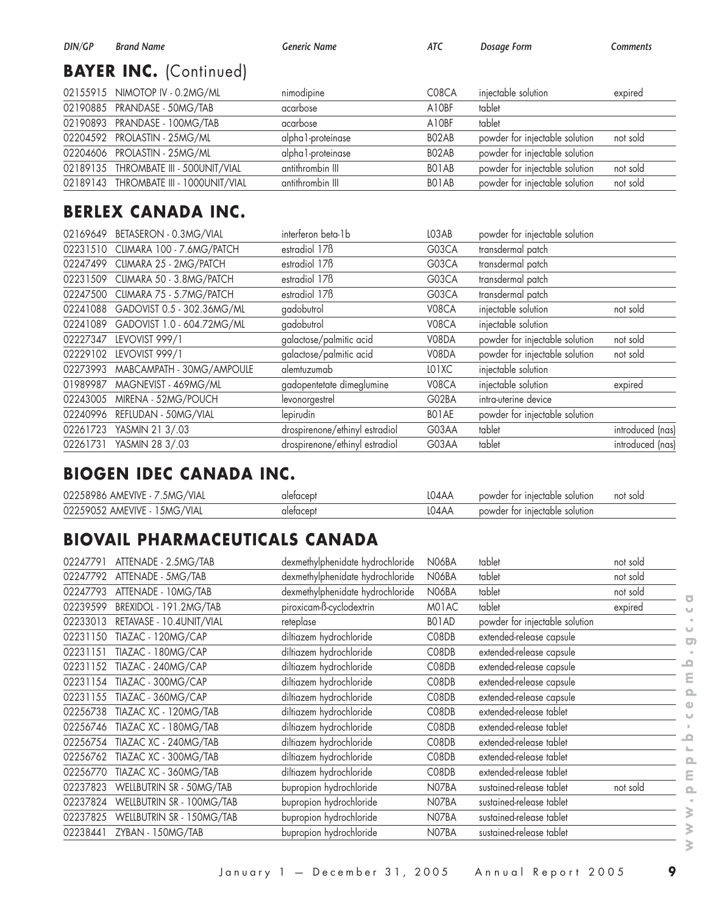## BAYER INC. (Continued)

| DIN/GP | Brand Name | Generic Name | ATC | Dosage Form | Comments |
|---|---|---|---|---|---|
| 02155915 | NIMOTOP IV - 0.2MG/ML | nimodipine | C08CA | injectable solution | expired |
| 02190885 | PRANDASE - 50MG/TAB | acarbose | A10BF | tablet | |
| 02190893 | PRANDASE - 100MG/TAB | acarbose | A10BF | tablet | |
| 02204592 | PROLASTIN - 25MG/ML | alpha1-proteinase | B02AB | powder for injectable solution | not sold |
| 02204606 | PROLASTIN - 25MG/ML | alpha1-proteinase | B02AB | powder for injectable solution | |
| 02189135 | THROMBATE III - 500UNIT/VIAL | antithrombin III | B01AB | powder for injectable solution | not sold |
| 02189143 | THROMBATE III - 1000UNIT/VIAL | antithrombin III | B01AB | powder for injectable solution | not sold |

## BERLEX CANADA INC.

| DIN/GP | Brand Name | Generic Name | ATC | Dosage Form | Comments |
|---|---|---|---|---|---|
| 02169649 | BETASERON - 0.3MG/VIAL | interferon beta-1b | L03AB | powder for injectable solution | |
| 02231510 | CLIMARA 100 - 7.6MG/PATCH | estradiol 17ß | G03CA | transdermal patch | |
| 02247499 | CLIMARA 25 - 2MG/PATCH | estradiol 17ß | G03CA | transdermal patch | |
| 02231509 | CLIMARA 50 - 3.8MG/PATCH | estradiol 17ß | G03CA | transdermal patch | |
| 02247500 | CLIMARA 75 - 5.7MG/PATCH | estradiol 17ß | G03CA | transdermal patch | |
| 02241088 | GADOVIST 0.5 - 302.36MG/ML | gadobutrol | V08CA | injectable solution | not sold |
| 02241089 | GADOVIST 1.0 - 604.72MG/ML | gadobutrol | V08CA | injectable solution | |
| 02227347 | LEVOVIST 999/1 | galactose/palmitic acid | V08DA | powder for injectable solution | not sold |
| 02229102 | LEVOVIST 999/1 | galactose/palmitic acid | V08DA | powder for injectable solution | not sold |
| 02273993 | MABCAMPATH - 30MG/AMPOULE | alemtuzumab | L01XC | injectable solution | |
| 01989987 | MAGNEVIST - 469MG/ML | gadopentetate dimeglumine | V08CA | injectable solution | expired |
| 02243005 | MIRENA - 52MG/POUCH | levonorgestrel | G02BA | intra-uterine device | |
| 02240996 | REFLUDAN - 50MG/VIAL | lepirudin | B01AE | powder for injectable solution | |
| 02261723 | YASMIN 21 3/.03 | drospirenone/ethinyl estradiol | G03AA | tablet | introduced (nas) |
| 02261731 | YASMIN 28 3/.03 | drospirenone/ethinyl estradiol | G03AA | tablet | introduced (nas) |

## BIOGEN IDEC CANADA INC.

| DIN/GP | Brand Name | Generic Name | ATC | Dosage Form | Comments |
|---|---|---|---|---|---|
| 02258986 | AMEVIVE - 7.5MG/VIAL | alefacept | L04AA | powder for injectable solution | not sold |
| 02259052 | AMEVIVE - 15MG/VIAL | alefacept | L04AA | powder for injectable solution | |

## BIOVAIL PHARMACEUTICALS CANADA

| DIN/GP | Brand Name | Generic Name | ATC | Dosage Form | Comments |
|---|---|---|---|---|---|
| 02247791 | ATTENADE - 2.5MG/TAB | dexmethylphenidate hydrochloride | N06BA | tablet | not sold |
| 02247792 | ATTENADE - 5MG/TAB | dexmethylphenidate hydrochloride | N06BA | tablet | not sold |
| 02247793 | ATTENADE - 10MG/TAB | dexmethylphenidate hydrochloride | N06BA | tablet | not sold |
| 02239599 | BREXIDOL - 191.2MG/TAB | piroxicam-ß-cyclodextrin | M01AC | tablet | expired |
| 02233013 | RETAVASE - 10.4UNIT/VIAL | reteplase | B01AD | powder for injectable solution | |
| 02231150 | TIAZAC - 120MG/CAP | diltiazem hydrochloride | C08DB | extended-release capsule | |
| 02231151 | TIAZAC - 180MG/CAP | diltiazem hydrochloride | C08DB | extended-release capsule | |
| 02231152 | TIAZAC - 240MG/CAP | diltiazem hydrochloride | C08DB | extended-release capsule | |
| 02231154 | TIAZAC - 300MG/CAP | diltiazem hydrochloride | C08DB | extended-release capsule | |
| 02231155 | TIAZAC - 360MG/CAP | diltiazem hydrochloride | C08DB | extended-release capsule | |
| 02256738 | TIAZAC XC - 120MG/TAB | diltiazem hydrochloride | C08DB | extended-release tablet | |
| 02256746 | TIAZAC XC - 180MG/TAB | diltiazem hydrochloride | C08DB | extended-release tablet | |
| 02256754 | TIAZAC XC - 240MG/TAB | diltiazem hydrochloride | C08DB | extended-release tablet | |
| 02256762 | TIAZAC XC - 300MG/TAB | diltiazem hydrochloride | C08DB | extended-release tablet | |
| 02256770 | TIAZAC XC - 360MG/TAB | diltiazem hydrochloride | C08DB | extended-release tablet | |
| 02237823 | WELLBUTRIN SR - 50MG/TAB | bupropion hydrochloride | N07BA | sustained-release tablet | not sold |
| 02237824 | WELLBUTRIN SR - 100MG/TAB | bupropion hydrochloride | N07BA | sustained-release tablet | |
| 02237825 | WELLBUTRIN SR - 150MG/TAB | bupropion hydrochloride | N07BA | sustained-release tablet | |
| 02238441 | ZYBAN - 150MG/TAB | bupropion hydrochloride | N07BA | sustained-release tablet | |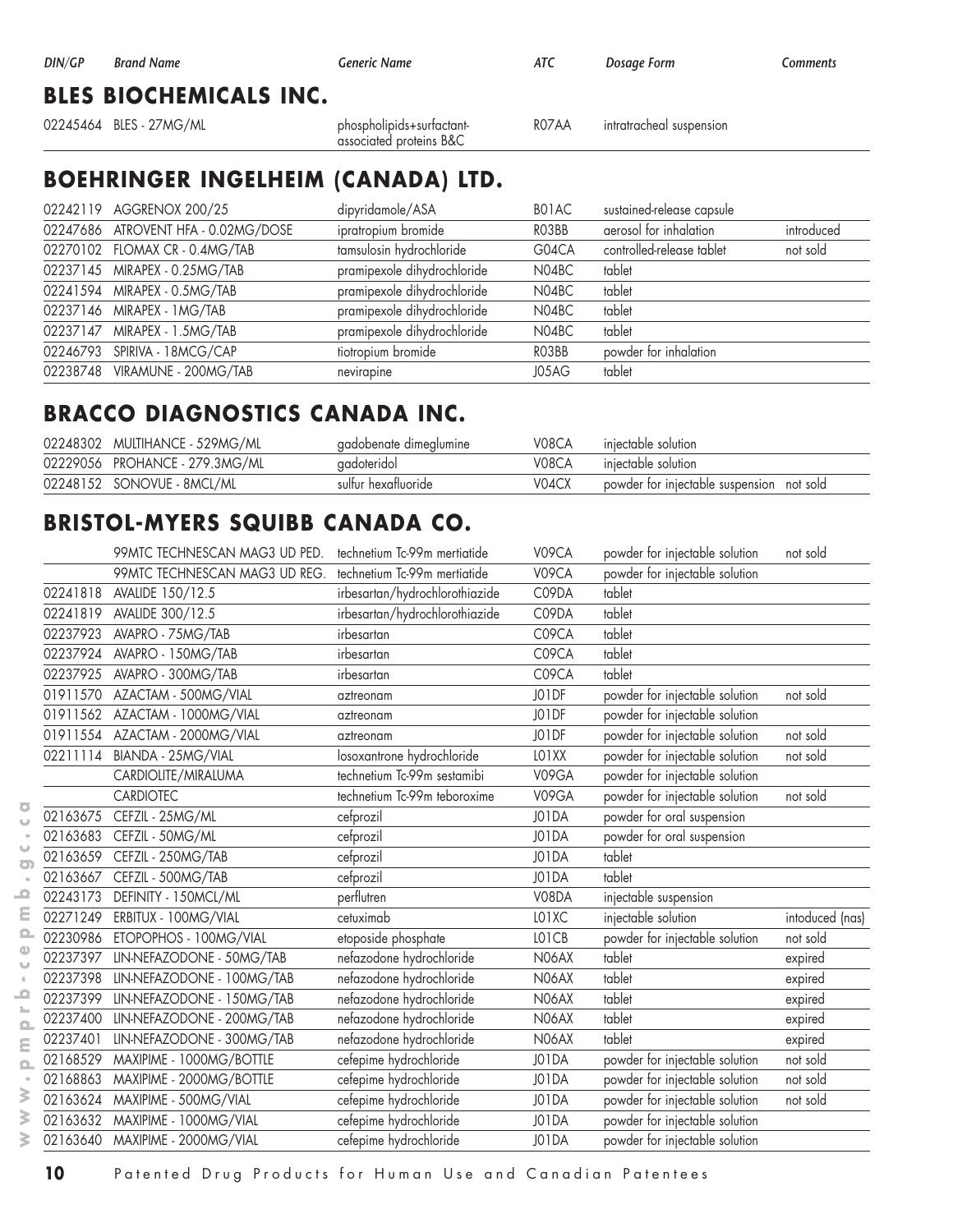| DIN/GP | Brand Name | Generic Name | ATC | Dosage Form | Comments |
|---|---|---|---|---|---|

## BLES BIOCHEMICALS INC.

| DIN/GP | Brand Name | Generic Name | ATC | Dosage Form | Comments |
|---|---|---|---|---|---|
| 02245464 | BLES - 27MG/ML | phospholipids+surfactant-associated proteins B&C | R07AA | intratracheal suspension | |

## BOEHRINGER INGELHEIM (CANADA) LTD.

| DIN/GP | Brand Name | Generic Name | ATC | Dosage Form | Comments |
|---|---|---|---|---|---|
| 02242119 | AGGRENOX 200/25 | dipyridamole/ASA | B01AC | sustained-release capsule | |
| 02247686 | ATROVENT HFA - 0.02MG/DOSE | ipratropium bromide | R03BB | aerosol for inhalation | introduced |
| 02270102 | FLOMAX CR - 0.4MG/TAB | tamsulosin hydrochloride | G04CA | controlled-release tablet | not sold |
| 02237145 | MIRAPEX - 0.25MG/TAB | pramipexole dihydrochloride | N04BC | tablet | |
| 02241594 | MIRAPEX - 0.5MG/TAB | pramipexole dihydrochloride | N04BC | tablet | |
| 02237146 | MIRAPEX - 1MG/TAB | pramipexole dihydrochloride | N04BC | tablet | |
| 02237147 | MIRAPEX - 1.5MG/TAB | pramipexole dihydrochloride | N04BC | tablet | |
| 02246793 | SPIRIVA - 18MCG/CAP | tiotropium bromide | R03BB | powder for inhalation | |
| 02238748 | VIRAMUNE - 200MG/TAB | nevirapine | J05AG | tablet | |

## BRACCO DIAGNOSTICS CANADA INC.

| DIN/GP | Brand Name | Generic Name | ATC | Dosage Form | Comments |
|---|---|---|---|---|---|
| 02248302 | MULTIHANCE - 529MG/ML | gadobenate dimeglumine | V08CA | injectable solution | |
| 02229056 | PROHANCE - 279.3MG/ML | gadoteridol | V08CA | injectable solution | |
| 02248152 | SONOVUE - 8MCL/ML | sulfur hexafluoride | V04CX | powder for injectable suspension | not sold |

## BRISTOL-MYERS SQUIBB CANADA CO.

| DIN/GP | Brand Name | Generic Name | ATC | Dosage Form | Comments |
|---|---|---|---|---|---|
| | 99MTC TECHNESCAN MAG3 UD PED. | technetium Tc-99m mertiatide | V09CA | powder for injectable solution | not sold |
| | 99MTC TECHNESCAN MAG3 UD REG. | technetium Tc-99m mertiatide | V09CA | powder for injectable solution | |
| 02241818 | AVALIDE 150/12.5 | irbesartan/hydrochlorothiazide | C09DA | tablet | |
| 02241819 | AVALIDE 300/12.5 | irbesartan/hydrochlorothiazide | C09DA | tablet | |
| 02237923 | AVAPRO - 75MG/TAB | irbesartan | C09CA | tablet | |
| 02237924 | AVAPRO - 150MG/TAB | irbesartan | C09CA | tablet | |
| 02237925 | AVAPRO - 300MG/TAB | irbesartan | C09CA | tablet | |
| 01911570 | AZACTAM - 500MG/VIAL | aztreonam | J01DF | powder for injectable solution | not sold |
| 01911562 | AZACTAM - 1000MG/VIAL | aztreonam | J01DF | powder for injectable solution | |
| 01911554 | AZACTAM - 2000MG/VIAL | aztreonam | J01DF | powder for injectable solution | not sold |
| 02211114 | BIANDA - 25MG/VIAL | losoxantrone hydrochloride | L01XX | powder for injectable solution | not sold |
| | CARDIOLITE/MIRALUMA | technetium Tc-99m sestamibi | V09GA | powder for injectable solution | |
| | CARDIOTEC | technetium Tc-99m teboroxime | V09GA | powder for injectable solution | not sold |
| 02163675 | CEFZIL - 25MG/ML | cefprozil | J01DA | powder for oral suspension | |
| 02163683 | CEFZIL - 50MG/ML | cefprozil | J01DA | powder for oral suspension | |
| 02163659 | CEFZIL - 250MG/TAB | cefprozil | J01DA | tablet | |
| 02163667 | CEFZIL - 500MG/TAB | cefprozil | J01DA | tablet | |
| 02243173 | DEFINITY - 150MCL/ML | perflutren | V08DA | injectable suspension | |
| 02271249 | ERBITUX - 100MG/VIAL | cetuximab | L01XC | injectable solution | intoduced (nas) |
| 02230986 | ETOPOPHOS - 100MG/VIAL | etoposide phosphate | L01CB | powder for injectable solution | not sold |
| 02237397 | LIN-NEFAZODONE - 50MG/TAB | nefazodone hydrochloride | N06AX | tablet | expired |
| 02237398 | LIN-NEFAZODONE - 100MG/TAB | nefazodone hydrochloride | N06AX | tablet | expired |
| 02237399 | LIN-NEFAZODONE - 150MG/TAB | nefazodone hydrochloride | N06AX | tablet | expired |
| 02237400 | LIN-NEFAZODONE - 200MG/TAB | nefazodone hydrochloride | N06AX | tablet | expired |
| 02237401 | LIN-NEFAZODONE - 300MG/TAB | nefazodone hydrochloride | N06AX | tablet | expired |
| 02168529 | MAXIPIME - 1000MG/BOTTLE | cefepime hydrochloride | J01DA | powder for injectable solution | not sold |
| 02168863 | MAXIPIME - 2000MG/BOTTLE | cefepime hydrochloride | J01DA | powder for injectable solution | not sold |
| 02163624 | MAXIPIME - 500MG/VIAL | cefepime hydrochloride | J01DA | powder for injectable solution | not sold |
| 02163632 | MAXIPIME - 1000MG/VIAL | cefepime hydrochloride | J01DA | powder for injectable solution | |
| 02163640 | MAXIPIME - 2000MG/VIAL | cefepime hydrochloride | J01DA | powder for injectable solution | |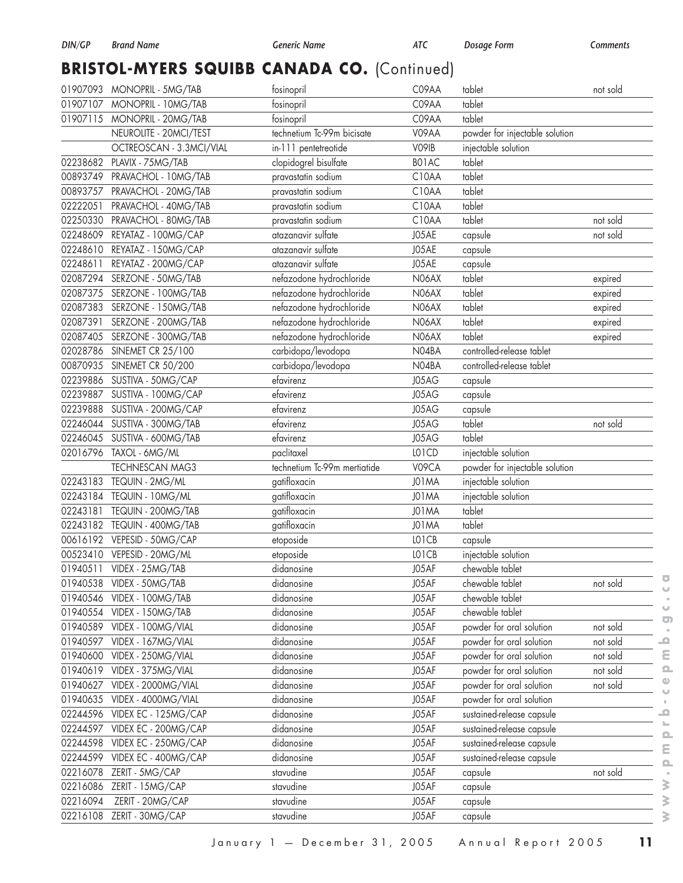## BRISTOL-MYERS SQUIBB CANADA CO. (Continued)

| DIN/GP | Brand Name | Generic Name | ATC | Dosage Form | Comments |
|---|---|---|---|---|---|
| 01907093 | MONOPRIL - 5MG/TAB | fosinopril | C09AA | tablet | not sold |
| 01907107 | MONOPRIL - 10MG/TAB | fosinopril | C09AA | tablet | |
| 01907115 | MONOPRIL - 20MG/TAB | fosinopril | C09AA | tablet | |
| | NEUROLITE - 20MCI/TEST | technetium Tc-99m bicisate | V09AA | powder for injectable solution | |
| | OCTREOSCAN - 3.3MCI/VIAL | in-111 pentetreotide | V09IB | injectable solution | |
| 02238682 | PLAVIX - 75MG/TAB | clopidogrel bisulfate | B01AC | tablet | |
| 00893749 | PRAVACHOL - 10MG/TAB | pravastatin sodium | C10AA | tablet | |
| 00893757 | PRAVACHOL - 20MG/TAB | pravastatin sodium | C10AA | tablet | |
| 02222051 | PRAVACHOL - 40MG/TAB | pravastatin sodium | C10AA | tablet | |
| 02250330 | PRAVACHOL - 80MG/TAB | pravastatin sodium | C10AA | tablet | not sold |
| 02248609 | REYATAZ - 100MG/CAP | atazanavir sulfate | J05AE | capsule | not sold |
| 02248610 | REYATAZ - 150MG/CAP | atazanavir sulfate | J05AE | capsule | |
| 02248611 | REYATAZ - 200MG/CAP | atazanavir sulfate | J05AE | capsule | |
| 02087294 | SERZONE - 50MG/TAB | nefazodone hydrochloride | N06AX | tablet | expired |
| 02087375 | SERZONE - 100MG/TAB | nefazodone hydrochloride | N06AX | tablet | expired |
| 02087383 | SERZONE - 150MG/TAB | nefazodone hydrochloride | N06AX | tablet | expired |
| 02087391 | SERZONE - 200MG/TAB | nefazodone hydrochloride | N06AX | tablet | expired |
| 02087405 | SERZONE - 300MG/TAB | nefazodone hydrochloride | N06AX | tablet | expired |
| 02028786 | SINEMET CR 25/100 | carbidopa/levodopa | N04BA | controlled-release tablet | |
| 00870935 | SINEMET CR 50/200 | carbidopa/levodopa | N04BA | controlled-release tablet | |
| 02239886 | SUSTIVA - 50MG/CAP | efavirenz | J05AG | capsule | |
| 02239887 | SUSTIVA - 100MG/CAP | efavirenz | J05AG | capsule | |
| 02239888 | SUSTIVA - 200MG/CAP | efavirenz | J05AG | capsule | |
| 02246044 | SUSTIVA - 300MG/TAB | efavirenz | J05AG | tablet | not sold |
| 02246045 | SUSTIVA - 600MG/TAB | efavirenz | J05AG | tablet | |
| 02016796 | TAXOL - 6MG/ML | paclitaxel | L01CD | injectable solution | |
| | TECHNESCAN MAG3 | technetium Tc-99m mertiatide | V09CA | powder for injectable solution | |
| 02243183 | TEQUIN - 2MG/ML | gatifloxacin | J01MA | injectable solution | |
| 02243184 | TEQUIN - 10MG/ML | gatifloxacin | J01MA | injectable solution | |
| 02243181 | TEQUIN - 200MG/TAB | gatifloxacin | J01MA | tablet | |
| 02243182 | TEQUIN - 400MG/TAB | gatifloxacin | J01MA | tablet | |
| 00616192 | VEPESID - 50MG/CAP | etoposide | L01CB | capsule | |
| 00523410 | VEPESID - 20MG/ML | etoposide | L01CB | injectable solution | |
| 01940511 | VIDEX - 25MG/TAB | didanosine | J05AF | chewable tablet | |
| 01940538 | VIDEX - 50MG/TAB | didanosine | J05AF | chewable tablet | not sold |
| 01940546 | VIDEX - 100MG/TAB | didanosine | J05AF | chewable tablet | |
| 01940554 | VIDEX - 150MG/TAB | didanosine | J05AF | chewable tablet | |
| 01940589 | VIDEX - 100MG/VIAL | didanosine | J05AF | powder for oral solution | not sold |
| 01940597 | VIDEX - 167MG/VIAL | didanosine | J05AF | powder for oral solution | not sold |
| 01940600 | VIDEX - 250MG/VIAL | didanosine | J05AF | powder for oral solution | not sold |
| 01940619 | VIDEX - 375MG/VIAL | didanosine | J05AF | powder for oral solution | not sold |
| 01940627 | VIDEX - 2000MG/VIAL | didanosine | J05AF | powder for oral solution | not sold |
| 01940635 | VIDEX - 4000MG/VIAL | didanosine | J05AF | powder for oral solution | |
| 02244596 | VIDEX EC - 125MG/CAP | didanosine | J05AF | sustained-release capsule | |
| 02244597 | VIDEX EC - 200MG/CAP | didanosine | J05AF | sustained-release capsule | |
| 02244598 | VIDEX EC - 250MG/CAP | didanosine | J05AF | sustained-release capsule | |
| 02244599 | VIDEX EC - 400MG/CAP | didanosine | J05AF | sustained-release capsule | |
| 02216078 | ZERIT - 5MG/CAP | stavudine | J05AF | capsule | not sold |
| 02216086 | ZERIT - 15MG/CAP | stavudine | J05AF | capsule | |
| 02216094 | ZERIT - 20MG/CAP | stavudine | J05AF | capsule | |
| 02216108 | ZERIT - 30MG/CAP | stavudine | J05AF | capsule | |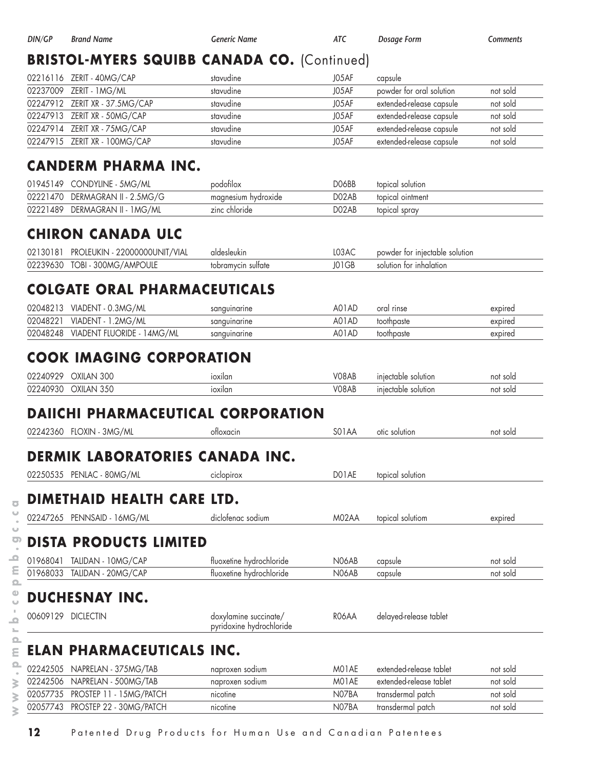| DIN/GP | Brand Name | Generic Name | ATC | Dosage Form | Comments |
|---|---|---|---|---|---|

## BRISTOL-MYERS SQUIBB CANADA CO. (Continued)

| DIN/GP | Brand Name | Generic Name | ATC | Dosage Form | Comments |
|---|---|---|---|---|---|
| 02216116 | ZERIT - 40MG/CAP | stavudine | J05AF | capsule | |
| 02237009 | ZERIT - 1MG/ML | stavudine | J05AF | powder for oral solution | not sold |
| 02247912 | ZERIT XR - 37.5MG/CAP | stavudine | J05AF | extended-release capsule | not sold |
| 02247913 | ZERIT XR - 50MG/CAP | stavudine | J05AF | extended-release capsule | not sold |
| 02247914 | ZERIT XR - 75MG/CAP | stavudine | J05AF | extended-release capsule | not sold |
| 02247915 | ZERIT XR - 100MG/CAP | stavudine | J05AF | extended-release capsule | not sold |

## CANDERM PHARMA INC.

| DIN/GP | Brand Name | Generic Name | ATC | Dosage Form | Comments |
|---|---|---|---|---|---|
| 01945149 | CONDYLINE - 5MG/ML | podofilox | D06BB | topical solution | |
| 02221470 | DERMAGRAN II - 2.5MG/G | magnesium hydroxide | D02AB | topical ointment | |
| 02221489 | DERMAGRAN II - 1MG/ML | zinc chloride | D02AB | topical spray | |

## CHIRON CANADA ULC

| DIN/GP | Brand Name | Generic Name | ATC | Dosage Form | Comments |
|---|---|---|---|---|---|
| 02130181 | PROLEUKIN - 22000000UNIT/VIAL | aldesleukin | L03AC | powder for injectable solution | |
| 02239630 | TOBI - 300MG/AMPOULE | tobramycin sulfate | J01GB | solution for inhalation | |

## COLGATE ORAL PHARMACEUTICALS

| DIN/GP | Brand Name | Generic Name | ATC | Dosage Form | Comments |
|---|---|---|---|---|---|
| 02048213 | VIADENT - 0.3MG/ML | sanguinarine | A01AD | oral rinse | expired |
| 02048221 | VIADENT - 1.2MG/ML | sanguinarine | A01AD | toothpaste | expired |
| 02048248 | VIADENT FLUORIDE - 14MG/ML | sanguinarine | A01AD | toothpaste | expired |

## COOK IMAGING CORPORATION

| DIN/GP | Brand Name | Generic Name | ATC | Dosage Form | Comments |
|---|---|---|---|---|---|
| 02240929 | OXILAN 300 | ioxilan | V08AB | injectable solution | not sold |
| 02240930 | OXILAN 350 | ioxilan | V08AB | injectable solution | not sold |

## DAIICHI PHARMACEUTICAL CORPORATION

| DIN/GP | Brand Name | Generic Name | ATC | Dosage Form | Comments |
|---|---|---|---|---|---|
| 02242360 | FLOXIN - 3MG/ML | ofloxacin | S01AA | otic solution | not sold |

## DERMIK LABORATORIES CANADA INC.

| DIN/GP | Brand Name | Generic Name | ATC | Dosage Form | Comments |
|---|---|---|---|---|---|
| 02250535 | PENLAC - 80MG/ML | ciclopirox | D01AE | topical solution | |

## DIMETHAID HEALTH CARE LTD.

| DIN/GP | Brand Name | Generic Name | ATC | Dosage Form | Comments |
|---|---|---|---|---|---|
| 02247265 | PENNSAID - 16MG/ML | diclofenac sodium | M02AA | topical solutiom | expired |

## DISTA PRODUCTS LIMITED

| DIN/GP | Brand Name | Generic Name | ATC | Dosage Form | Comments |
|---|---|---|---|---|---|
| 01968041 | TALIDAN - 10MG/CAP | fluoxetine hydrochloride | N06AB | capsule | not sold |
| 01968033 | TALIDAN - 20MG/CAP | fluoxetine hydrochloride | N06AB | capsule | not sold |

## DUCHESNAY INC.

| DIN/GP | Brand Name | Generic Name | ATC | Dosage Form | Comments |
|---|---|---|---|---|---|
| 00609129 | DICLECTIN | doxylamine succinate/ pyridoxine hydrochloride | R06AA | delayed-release tablet | |

## ELAN PHARMACEUTICALS INC.

| DIN/GP | Brand Name | Generic Name | ATC | Dosage Form | Comments |
|---|---|---|---|---|---|
| 02242505 | NAPRELAN - 375MG/TAB | naproxen sodium | M01AE | extended-release tablet | not sold |
| 02242506 | NAPRELAN - 500MG/TAB | naproxen sodium | M01AE | extended-release tablet | not sold |
| 02057735 | PROSTEP 11 - 15MG/PATCH | nicotine | N07BA | transdermal patch | not sold |
| 02057743 | PROSTEP 22 - 30MG/PATCH | nicotine | N07BA | transdermal patch | not sold |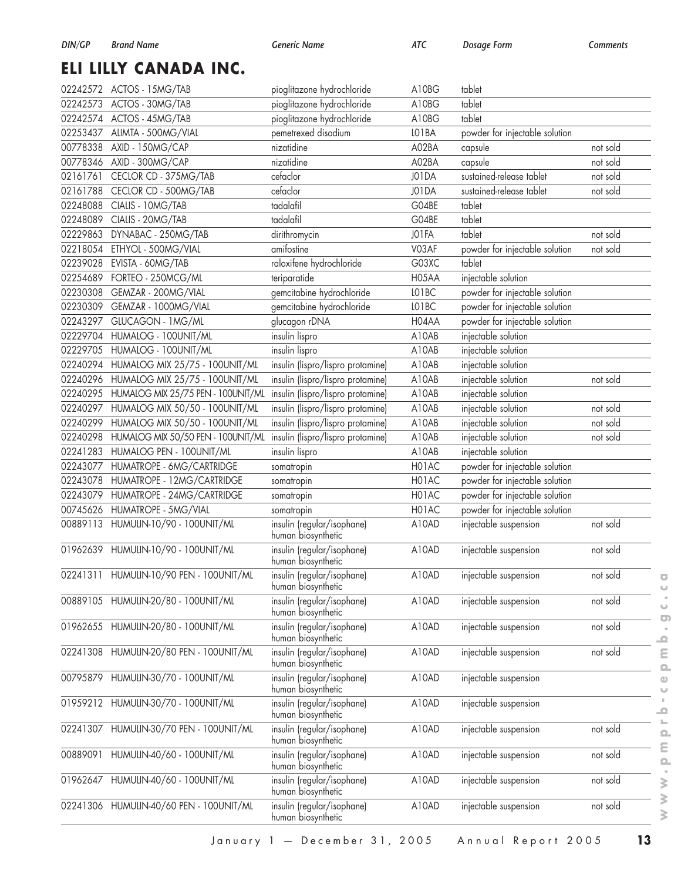## ELI LILLY CANADA INC.

| DIN/GP | Brand Name | Generic Name | ATC | Dosage Form | Comments |
|---|---|---|---|---|---|
| 02242572 | ACTOS - 15MG/TAB | pioglitazone hydrochloride | A10BG | tablet | |
| 02242573 | ACTOS - 30MG/TAB | pioglitazone hydrochloride | A10BG | tablet | |
| 02242574 | ACTOS - 45MG/TAB | pioglitazone hydrochloride | A10BG | tablet | |
| 02253437 | ALIMTA - 500MG/VIAL | pemetrexed disodium | L01BA | powder for injectable solution | |
| 00778338 | AXID - 150MG/CAP | nizatidine | A02BA | capsule | not sold |
| 00778346 | AXID - 300MG/CAP | nizatidine | A02BA | capsule | not sold |
| 02161761 | CECLOR CD - 375MG/TAB | cefaclor | J01DA | sustained-release tablet | not sold |
| 02161788 | CECLOR CD - 500MG/TAB | cefaclor | J01DA | sustained-release tablet | not sold |
| 02248088 | CIALIS - 10MG/TAB | tadalafil | G04BE | tablet | |
| 02248089 | CIALIS - 20MG/TAB | tadalafil | G04BE | tablet | |
| 02229863 | DYNABAC - 250MG/TAB | dirithromycin | J01FA | tablet | not sold |
| 02218054 | ETHYOL - 500MG/VIAL | amifostine | V03AF | powder for injectable solution | not sold |
| 02239028 | EVISTA - 60MG/TAB | raloxifene hydrochloride | G03XC | tablet | |
| 02254689 | FORTEO - 250MCG/ML | teriparatide | H05AA | injectable solution | |
| 02230308 | GEMZAR - 200MG/VIAL | gemcitabine hydrochloride | L01BC | powder for injectable solution | |
| 02230309 | GEMZAR - 1000MG/VIAL | gemcitabine hydrochloride | L01BC | powder for injectable solution | |
| 02243297 | GLUCAGON - 1MG/ML | glucagon rDNA | H04AA | powder for injectable solution | |
| 02229704 | HUMALOG - 100UNIT/ML | insulin lispro | A10AB | injectable solution | |
| 02229705 | HUMALOG - 100UNIT/ML | insulin lispro | A10AB | injectable solution | |
| 02240294 | HUMALOG MIX 25/75 - 100UNIT/ML | insulin (lispro/lispro protamine) | A10AB | injectable solution | |
| 02240296 | HUMALOG MIX 25/75 - 100UNIT/ML | insulin (lispro/lispro protamine) | A10AB | injectable solution | not sold |
| 02240295 | HUMALOG MIX 25/75 PEN - 100UNIT/ML | insulin (lispro/lispro protamine) | A10AB | injectable solution | |
| 02240297 | HUMALOG MIX 50/50 - 100UNIT/ML | insulin (lispro/lispro protamine) | A10AB | injectable solution | not sold |
| 02240299 | HUMALOG MIX 50/50 - 100UNIT/ML | insulin (lispro/lispro protamine) | A10AB | injectable solution | not sold |
| 02240298 | HUMALOG MIX 50/50 PEN - 100UNIT/ML | insulin (lispro/lispro protamine) | A10AB | injectable solution | not sold |
| 02241283 | HUMALOG PEN - 100UNIT/ML | insulin lispro | A10AB | injectable solution | |
| 02243077 | HUMATROPE - 6MG/CARTRIDGE | somatropin | H01AC | powder for injectable solution | |
| 02243078 | HUMATROPE - 12MG/CARTRIDGE | somatropin | H01AC | powder for injectable solution | |
| 02243079 | HUMATROPE - 24MG/CARTRIDGE | somatropin | H01AC | powder for injectable solution | |
| 00745626 | HUMATROPE - 5MG/VIAL | somatropin | H01AC | powder for injectable solution | |
| 00889113 | HUMULIN-10/90 - 100UNIT/ML | insulin (regular/isophane) human biosynthetic | A10AD | injectable suspension | not sold |
| 01962639 | HUMULIN-10/90 - 100UNIT/ML | insulin (regular/isophane) human biosynthetic | A10AD | injectable suspension | not sold |
| 02241311 | HUMULIN-10/90 PEN - 100UNIT/ML | insulin (regular/isophane) human biosynthetic | A10AD | injectable suspension | not sold |
| 00889105 | HUMULIN-20/80 - 100UNIT/ML | insulin (regular/isophane) human biosynthetic | A10AD | injectable suspension | not sold |
| 01962655 | HUMULIN-20/80 - 100UNIT/ML | insulin (regular/isophane) human biosynthetic | A10AD | injectable suspension | not sold |
| 02241308 | HUMULIN-20/80 PEN - 100UNIT/ML | insulin (regular/isophane) human biosynthetic | A10AD | injectable suspension | not sold |
| 00795879 | HUMULIN-30/70 - 100UNIT/ML | insulin (regular/isophane) human biosynthetic | A10AD | injectable suspension | |
| 01959212 | HUMULIN-30/70 - 100UNIT/ML | insulin (regular/isophane) human biosynthetic | A10AD | injectable suspension | |
| 02241307 | HUMULIN-30/70 PEN - 100UNIT/ML | insulin (regular/isophane) human biosynthetic | A10AD | injectable suspension | not sold |
| 00889091 | HUMULIN-40/60 - 100UNIT/ML | insulin (regular/isophane) human biosynthetic | A10AD | injectable suspension | not sold |
| 01962647 | HUMULIN-40/60 - 100UNIT/ML | insulin (regular/isophane) human biosynthetic | A10AD | injectable suspension | not sold |
| 02241306 | HUMULIN-40/60 PEN - 100UNIT/ML | insulin (regular/isophane) human biosynthetic | A10AD | injectable suspension | not sold |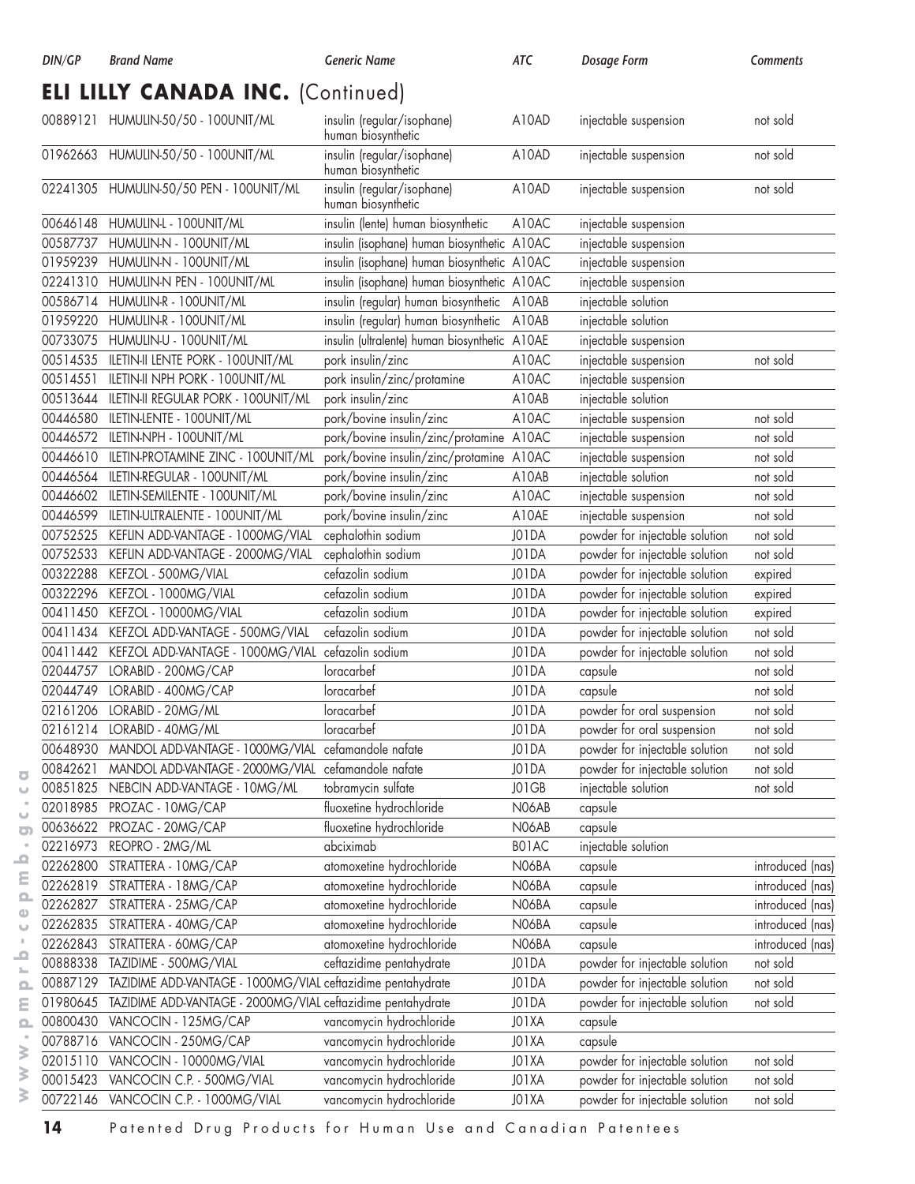| DIN/GP | Brand Name | Generic Name | ATC | Dosage Form | Comments |
|---|---|---|---|---|---|

## ELI LILLY CANADA INC. (Continued)

| DIN/GP | Brand Name | Generic Name | ATC | Dosage Form | Comments |
|---|---|---|---|---|---|
| 00889121 | HUMULIN-50/50 - 100UNIT/ML | insulin (regular/isophane) human biosynthetic | A10AD | injectable suspension | not sold |
| 01962663 | HUMULIN-50/50 - 100UNIT/ML | insulin (regular/isophane) human biosynthetic | A10AD | injectable suspension | not sold |
| 02241305 | HUMULIN-50/50 PEN - 100UNIT/ML | insulin (regular/isophane) human biosynthetic | A10AD | injectable suspension | not sold |
| 00646148 | HUMULIN-L - 100UNIT/ML | insulin (lente) human biosynthetic | A10AC | injectable suspension | |
| 00587737 | HUMULIN-N - 100UNIT/ML | insulin (isophane) human biosynthetic | A10AC | injectable suspension | |
| 01959239 | HUMULIN-N - 100UNIT/ML | insulin (isophane) human biosynthetic | A10AC | injectable suspension | |
| 02241310 | HUMULIN-N PEN - 100UNIT/ML | insulin (isophane) human biosynthetic | A10AC | injectable suspension | |
| 00586714 | HUMULIN-R - 100UNIT/ML | insulin (regular) human biosynthetic | A10AB | injectable solution | |
| 01959220 | HUMULIN-R - 100UNIT/ML | insulin (regular) human biosynthetic | A10AB | injectable solution | |
| 00733075 | HUMULIN-U - 100UNIT/ML | insulin (ultralente) human biosynthetic | A10AE | injectable suspension | |
| 00514535 | ILETIN-II LENTE PORK - 100UNIT/ML | pork insulin/zinc | A10AC | injectable suspension | not sold |
| 00514551 | ILETIN-II NPH PORK - 100UNIT/ML | pork insulin/zinc/protamine | A10AC | injectable suspension | |
| 00513644 | ILETIN-II REGULAR PORK - 100UNIT/ML | pork insulin/zinc | A10AB | injectable solution | |
| 00446580 | ILETIN-LENTE - 100UNIT/ML | pork/bovine insulin/zinc | A10AC | injectable suspension | not sold |
| 00446572 | ILETIN-NPH - 100UNIT/ML | pork/bovine insulin/zinc/protamine | A10AC | injectable suspension | not sold |
| 00446610 | ILETIN-PROTAMINE ZINC - 100UNIT/ML | pork/bovine insulin/zinc/protamine | A10AC | injectable suspension | not sold |
| 00446564 | ILETIN-REGULAR - 100UNIT/ML | pork/bovine insulin/zinc | A10AB | injectable solution | not sold |
| 00446602 | ILETIN-SEMILENTE - 100UNIT/ML | pork/bovine insulin/zinc | A10AC | injectable suspension | not sold |
| 00446599 | ILETIN-ULTRALENTE - 100UNIT/ML | pork/bovine insulin/zinc | A10AE | injectable suspension | not sold |
| 00752525 | KEFLIN ADD-VANTAGE - 1000MG/VIAL | cephalothin sodium | J01DA | powder for injectable solution | not sold |
| 00752533 | KEFLIN ADD-VANTAGE - 2000MG/VIAL | cephalothin sodium | J01DA | powder for injectable solution | not sold |
| 00322288 | KEFZOL - 500MG/VIAL | cefazolin sodium | J01DA | powder for injectable solution | expired |
| 00322296 | KEFZOL - 1000MG/VIAL | cefazolin sodium | J01DA | powder for injectable solution | expired |
| 00411450 | KEFZOL - 10000MG/VIAL | cefazolin sodium | J01DA | powder for injectable solution | expired |
| 00411434 | KEFZOL ADD-VANTAGE - 500MG/VIAL | cefazolin sodium | J01DA | powder for injectable solution | not sold |
| 00411442 | KEFZOL ADD-VANTAGE - 1000MG/VIAL | cefazolin sodium | J01DA | powder for injectable solution | not sold |
| 02044757 | LORABID - 200MG/CAP | loracarbef | J01DA | capsule | not sold |
| 02044749 | LORABID - 400MG/CAP | loracarbef | J01DA | capsule | not sold |
| 02161206 | LORABID - 20MG/ML | loracarbef | J01DA | powder for oral suspension | not sold |
| 02161214 | LORABID - 40MG/ML | loracarbef | J01DA | powder for oral suspension | not sold |
| 00648930 | MANDOL ADD-VANTAGE - 1000MG/VIAL | cefamandole nafate | J01DA | powder for injectable solution | not sold |
| 00842621 | MANDOL ADD-VANTAGE - 2000MG/VIAL | cefamandole nafate | J01DA | powder for injectable solution | not sold |
| 00851825 | NEBCIN ADD-VANTAGE - 10MG/ML | tobramycin sulfate | J01GB | injectable solution | not sold |
| 02018985 | PROZAC - 10MG/CAP | fluoxetine hydrochloride | N06AB | capsule | |
| 00636622 | PROZAC - 20MG/CAP | fluoxetine hydrochloride | N06AB | capsule | |
| 02216973 | REOPRO - 2MG/ML | abciximab | B01AC | injectable solution | |
| 02262800 | STRATTERA - 10MG/CAP | atomoxetine hydrochloride | N06BA | capsule | introduced (nas) |
| 02262819 | STRATTERA - 18MG/CAP | atomoxetine hydrochloride | N06BA | capsule | introduced (nas) |
| 02262827 | STRATTERA - 25MG/CAP | atomoxetine hydrochloride | N06BA | capsule | introduced (nas) |
| 02262835 | STRATTERA - 40MG/CAP | atomoxetine hydrochloride | N06BA | capsule | introduced (nas) |
| 02262843 | STRATTERA - 60MG/CAP | atomoxetine hydrochloride | N06BA | capsule | introduced (nas) |
| 00888338 | TAZIDIME - 500MG/VIAL | ceftazidime pentahydrate | J01DA | powder for injectable solution | not sold |
| 00887129 | TAZIDIME ADD-VANTAGE - 1000MG/VIAL | ceftazidime pentahydrate | J01DA | powder for injectable solution | not sold |
| 01980645 | TAZIDIME ADD-VANTAGE - 2000MG/VIAL | ceftazidime pentahydrate | J01DA | powder for injectable solution | not sold |
| 00800430 | VANCOCIN - 125MG/CAP | vancomycin hydrochloride | J01XA | capsule | |
| 00788716 | VANCOCIN - 250MG/CAP | vancomycin hydrochloride | J01XA | capsule | |
| 02015110 | VANCOCIN - 10000MG/VIAL | vancomycin hydrochloride | J01XA | powder for injectable solution | not sold |
| 00015423 | VANCOCIN C.P. - 500MG/VIAL | vancomycin hydrochloride | J01XA | powder for injectable solution | not sold |
| 00722146 | VANCOCIN C.P. - 1000MG/VIAL | vancomycin hydrochloride | J01XA | powder for injectable solution | not sold |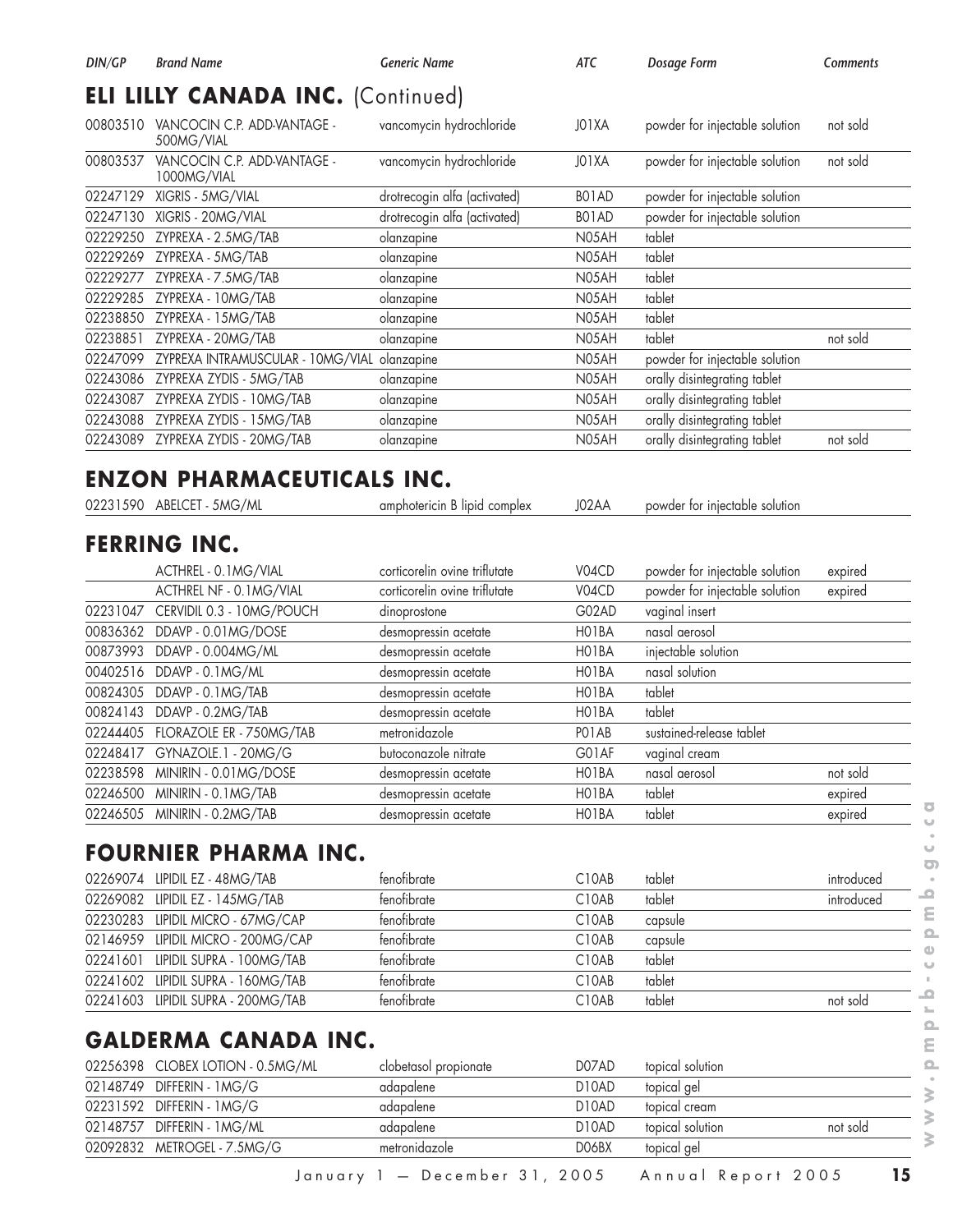| DIN/GP | Brand Name | Generic Name | ATC | Dosage Form | Comments |
|---|---|---|---|---|---|

## ELI LILLY CANADA INC. (Continued)

| DIN/GP | Brand Name | Generic Name | ATC | Dosage Form | Comments |
|---|---|---|---|---|---|
| 00803510 | VANCOCIN C.P. ADD-VANTAGE - 500MG/VIAL | vancomycin hydrochloride | J01XA | powder for injectable solution | not sold |
| 00803537 | VANCOCIN C.P. ADD-VANTAGE - 1000MG/VIAL | vancomycin hydrochloride | J01XA | powder for injectable solution | not sold |
| 02247129 | XIGRIS - 5MG/VIAL | drotrecogin alfa (activated) | B01AD | powder for injectable solution | |
| 02247130 | XIGRIS - 20MG/VIAL | drotrecogin alfa (activated) | B01AD | powder for injectable solution | |
| 02229250 | ZYPREXA - 2.5MG/TAB | olanzapine | N05AH | tablet | |
| 02229269 | ZYPREXA - 5MG/TAB | olanzapine | N05AH | tablet | |
| 02229277 | ZYPREXA - 7.5MG/TAB | olanzapine | N05AH | tablet | |
| 02229285 | ZYPREXA - 10MG/TAB | olanzapine | N05AH | tablet | |
| 02238850 | ZYPREXA - 15MG/TAB | olanzapine | N05AH | tablet | |
| 02238851 | ZYPREXA - 20MG/TAB | olanzapine | N05AH | tablet | not sold |
| 02247099 | ZYPREXA INTRAMUSCULAR - 10MG/VIAL | olanzapine | N05AH | powder for injectable solution | |
| 02243086 | ZYPREXA ZYDIS - 5MG/TAB | olanzapine | N05AH | orally disintegrating tablet | |
| 02243087 | ZYPREXA ZYDIS - 10MG/TAB | olanzapine | N05AH | orally disintegrating tablet | |
| 02243088 | ZYPREXA ZYDIS - 15MG/TAB | olanzapine | N05AH | orally disintegrating tablet | |
| 02243089 | ZYPREXA ZYDIS - 20MG/TAB | olanzapine | N05AH | orally disintegrating tablet | not sold |

## ENZON PHARMACEUTICALS INC.

| DIN/GP | Brand Name | Generic Name | ATC | Dosage Form | Comments |
|---|---|---|---|---|---|
| 02231590 | ABELCET - 5MG/ML | amphotericin B lipid complex | J02AA | powder for injectable solution | |

## FERRING INC.

| DIN/GP | Brand Name | Generic Name | ATC | Dosage Form | Comments |
|---|---|---|---|---|---|
| | ACTHREL - 0.1MG/VIAL | corticorelin ovine triflutate | V04CD | powder for injectable solution | expired |
| | ACTHREL NF - 0.1MG/VIAL | corticorelin ovine triflutate | V04CD | powder for injectable solution | expired |
| 02231047 | CERVIDIL 0.3 - 10MG/POUCH | dinoprostone | G02AD | vaginal insert | |
| 00836362 | DDAVP - 0.01MG/DOSE | desmopressin acetate | H01BA | nasal aerosol | |
| 00873993 | DDAVP - 0.004MG/ML | desmopressin acetate | H01BA | injectable solution | |
| 00402516 | DDAVP - 0.1MG/ML | desmopressin acetate | H01BA | nasal solution | |
| 00824305 | DDAVP - 0.1MG/TAB | desmopressin acetate | H01BA | tablet | |
| 00824143 | DDAVP - 0.2MG/TAB | desmopressin acetate | H01BA | tablet | |
| 02244405 | FLORAZOLE ER - 750MG/TAB | metronidazole | P01AB | sustained-release tablet | |
| 02248417 | GYNAZOLE.1 - 20MG/G | butoconazole nitrate | G01AF | vaginal cream | |
| 02238598 | MINIRIN - 0.01MG/DOSE | desmopressin acetate | H01BA | nasal aerosol | not sold |
| 02246500 | MINIRIN - 0.1MG/TAB | desmopressin acetate | H01BA | tablet | expired |
| 02246505 | MINIRIN - 0.2MG/TAB | desmopressin acetate | H01BA | tablet | expired |

## FOURNIER PHARMA INC.

| DIN/GP | Brand Name | Generic Name | ATC | Dosage Form | Comments |
|---|---|---|---|---|---|
| 02269074 | LIPIDIL EZ - 48MG/TAB | fenofibrate | C10AB | tablet | introduced |
| 02269082 | LIPIDIL EZ - 145MG/TAB | fenofibrate | C10AB | tablet | introduced |
| 02230283 | LIPIDIL MICRO - 67MG/CAP | fenofibrate | C10AB | capsule | |
| 02146959 | LIPIDIL MICRO - 200MG/CAP | fenofibrate | C10AB | capsule | |
| 02241601 | LIPIDIL SUPRA - 100MG/TAB | fenofibrate | C10AB | tablet | |
| 02241602 | LIPIDIL SUPRA - 160MG/TAB | fenofibrate | C10AB | tablet | |
| 02241603 | LIPIDIL SUPRA - 200MG/TAB | fenofibrate | C10AB | tablet | not sold |

## GALDERMA CANADA INC.

| DIN/GP | Brand Name | Generic Name | ATC | Dosage Form | Comments |
|---|---|---|---|---|---|
| 02256398 | CLOBEX LOTION - 0.5MG/ML | clobetasol propionate | D07AD | topical solution | |
| 02148749 | DIFFERIN - 1MG/G | adapalene | D10AD | topical gel | |
| 02231592 | DIFFERIN - 1MG/G | adapalene | D10AD | topical cream | |
| 02148757 | DIFFERIN - 1MG/ML | adapalene | D10AD | topical solution | not sold |
| 02092832 | METROGEL - 7.5MG/G | metronidazole | D06BX | topical gel | |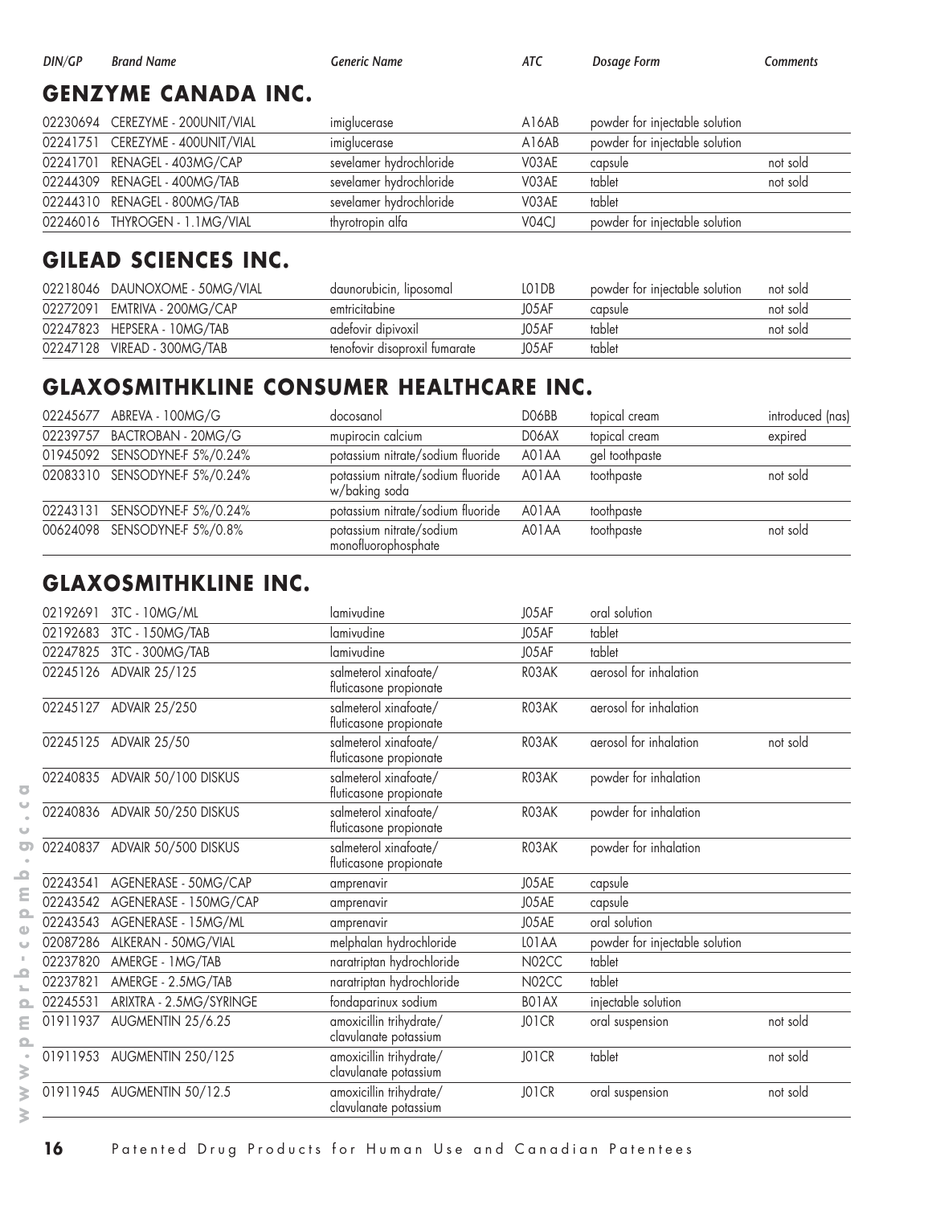| DIN/GP | Brand Name | Generic Name | ATC | Dosage Form | Comments |
|---|---|---|---|---|---|

## GENZYME CANADA INC.

| DIN/GP | Brand Name | Generic Name | ATC | Dosage Form | Comments |
|---|---|---|---|---|---|
| 02230694 | CEREZYME - 200UNIT/VIAL | imiglucerase | A16AB | powder for injectable solution | |
| 02241751 | CEREZYME - 400UNIT/VIAL | imiglucerase | A16AB | powder for injectable solution | |
| 02241701 | RENAGEL - 403MG/CAP | sevelamer hydrochloride | V03AE | capsule | not sold |
| 02244309 | RENAGEL - 400MG/TAB | sevelamer hydrochloride | V03AE | tablet | not sold |
| 02244310 | RENAGEL - 800MG/TAB | sevelamer hydrochloride | V03AE | tablet | |
| 02246016 | THYROGEN - 1.1MG/VIAL | thyrotropin alfa | V04CJ | powder for injectable solution | |

## GILEAD SCIENCES INC.

| DIN/GP | Brand Name | Generic Name | ATC | Dosage Form | Comments |
|---|---|---|---|---|---|
| 02218046 | DAUNOXOME - 50MG/VIAL | daunorubicin, liposomal | L01DB | powder for injectable solution | not sold |
| 02272091 | EMTRIVA - 200MG/CAP | emtricitabine | J05AF | capsule | not sold |
| 02247823 | HEPSERA - 10MG/TAB | adefovir dipivoxil | J05AF | tablet | not sold |
| 02247128 | VIREAD - 300MG/TAB | tenofovir disoproxil fumarate | J05AF | tablet | |

## GLAXOSMITHKLINE CONSUMER HEALTHCARE INC.

| DIN/GP | Brand Name | Generic Name | ATC | Dosage Form | Comments |
|---|---|---|---|---|---|
| 02245677 | ABREVA - 100MG/G | docosanol | D06BB | topical cream | introduced (nas) |
| 02239757 | BACTROBAN - 20MG/G | mupirocin calcium | D06AX | topical cream | expired |
| 01945092 | SENSODYNE-F 5%/0.24% | potassium nitrate/sodium fluoride | A01AA | gel toothpaste | |
| 02083310 | SENSODYNE-F 5%/0.24% | potassium nitrate/sodium fluoride w/baking soda | A01AA | toothpaste | not sold |
| 02243131 | SENSODYNE-F 5%/0.24% | potassium nitrate/sodium fluoride | A01AA | toothpaste | |
| 00624098 | SENSODYNE-F 5%/0.8% | potassium nitrate/sodium monofluorophosphate | A01AA | toothpaste | not sold |

## GLAXOSMITHKLINE INC.

| DIN/GP | Brand Name | Generic Name | ATC | Dosage Form | Comments |
|---|---|---|---|---|---|
| 02192691 | 3TC - 10MG/ML | lamivudine | J05AF | oral solution | |
| 02192683 | 3TC - 150MG/TAB | lamivudine | J05AF | tablet | |
| 02247825 | 3TC - 300MG/TAB | lamivudine | J05AF | tablet | |
| 02245126 | ADVAIR 25/125 | salmeterol xinafoate/ fluticasone propionate | R03AK | aerosol for inhalation | |
| 02245127 | ADVAIR 25/250 | salmeterol xinafoate/ fluticasone propionate | R03AK | aerosol for inhalation | |
| 02245125 | ADVAIR 25/50 | salmeterol xinafoate/ fluticasone propionate | R03AK | aerosol for inhalation | not sold |
| 02240835 | ADVAIR 50/100 DISKUS | salmeterol xinafoate/ fluticasone propionate | R03AK | powder for inhalation | |
| 02240836 | ADVAIR 50/250 DISKUS | salmeterol xinafoate/ fluticasone propionate | R03AK | powder for inhalation | |
| 02240837 | ADVAIR 50/500 DISKUS | salmeterol xinafoate/ fluticasone propionate | R03AK | powder for inhalation | |
| 02243541 | AGENERASE - 50MG/CAP | amprenavir | J05AE | capsule | |
| 02243542 | AGENERASE - 150MG/CAP | amprenavir | J05AE | capsule | |
| 02243543 | AGENERASE - 15MG/ML | amprenavir | J05AE | oral solution | |
| 02087286 | ALKERAN - 50MG/VIAL | melphalan hydrochloride | L01AA | powder for injectable solution | |
| 02237820 | AMERGE - 1MG/TAB | naratriptan hydrochloride | N02CC | tablet | |
| 02237821 | AMERGE - 2.5MG/TAB | naratriptan hydrochloride | N02CC | tablet | |
| 02245531 | ARIXTRA - 2.5MG/SYRINGE | fondaparinux sodium | B01AX | injectable solution | |
| 01911937 | AUGMENTIN 25/6.25 | amoxicillin trihydrate/ clavulanate potassium | J01CR | oral suspension | not sold |
| 01911953 | AUGMENTIN 250/125 | amoxicillin trihydrate/ clavulanate potassium | J01CR | tablet | not sold |
| 01911945 | AUGMENTIN 50/12.5 | amoxicillin trihydrate/ clavulanate potassium | J01CR | oral suspension | not sold |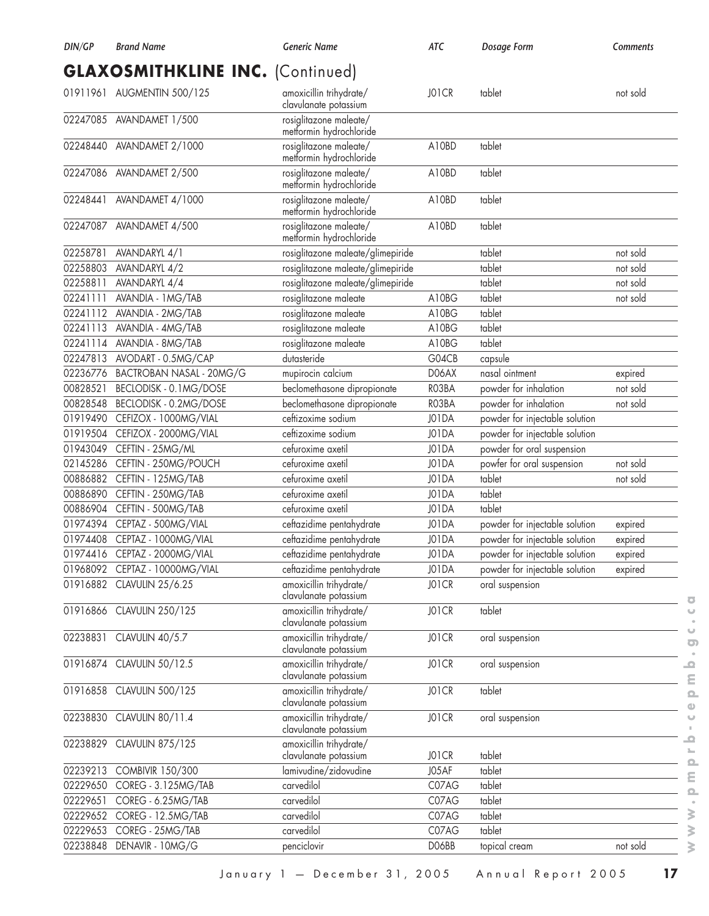## GLAXOSMITHKLINE INC. (Continued)

| DIN/GP | Brand Name | Generic Name | ATC | Dosage Form | Comments |
|---|---|---|---|---|---|
| 01911961 | AUGMENTIN 500/125 | amoxicillin trihydrate/ clavulanate potassium | J01CR | tablet | not sold |
| 02247085 | AVANDAMET 1/500 | rosiglitazone maleate/ metformin hydrochloride | | | |
| 02248440 | AVANDAMET 2/1000 | rosiglitazone maleate/ metformin hydrochloride | A10BD | tablet | |
| 02247086 | AVANDAMET 2/500 | rosiglitazone maleate/ metformin hydrochloride | A10BD | tablet | |
| 02248441 | AVANDAMET 4/1000 | rosiglitazone maleate/ metformin hydrochloride | A10BD | tablet | |
| 02247087 | AVANDAMET 4/500 | rosiglitazone maleate/ metformin hydrochloride | A10BD | tablet | |
| 02258781 | AVANDARYL 4/1 | rosiglitazone maleate/glimepiride | | tablet | not sold |
| 02258803 | AVANDARYL 4/2 | rosiglitazone maleate/glimepiride | | tablet | not sold |
| 02258811 | AVANDARYL 4/4 | rosiglitazone maleate/glimepiride | | tablet | not sold |
| 02241111 | AVANDIA - 1MG/TAB | rosiglitazone maleate | A10BG | tablet | not sold |
| 02241112 | AVANDIA - 2MG/TAB | rosiglitazone maleate | A10BG | tablet | |
| 02241113 | AVANDIA - 4MG/TAB | rosiglitazone maleate | A10BG | tablet | |
| 02241114 | AVANDIA - 8MG/TAB | rosiglitazone maleate | A10BG | tablet | |
| 02247813 | AVODART - 0.5MG/CAP | dutasteride | G04CB | capsule | |
| 02236776 | BACTROBAN NASAL - 20MG/G | mupirocin calcium | D06AX | nasal ointment | expired |
| 00828521 | BECLODISK - 0.1MG/DOSE | beclomethasone dipropionate | R03BA | powder for inhalation | not sold |
| 00828548 | BECLODISK - 0.2MG/DOSE | beclomethasone dipropionate | R03BA | powder for inhalation | not sold |
| 01919490 | CEFIZOX - 1000MG/VIAL | ceftizoxime sodium | J01DA | powder for injectable solution | |
| 01919504 | CEFIZOX - 2000MG/VIAL | ceftizoxime sodium | J01DA | powder for injectable solution | |
| 01943049 | CEFTIN - 25MG/ML | cefuroxime axetil | J01DA | powder for oral suspension | |
| 02145286 | CEFTIN - 250MG/POUCH | cefuroxime axetil | J01DA | powfer for oral suspension | not sold |
| 00886882 | CEFTIN - 125MG/TAB | cefuroxime axetil | J01DA | tablet | not sold |
| 00886890 | CEFTIN - 250MG/TAB | cefuroxime axetil | J01DA | tablet | |
| 00886904 | CEFTIN - 500MG/TAB | cefuroxime axetil | J01DA | tablet | |
| 01974394 | CEPTAZ - 500MG/VIAL | ceftazidime pentahydrate | J01DA | powder for injectable solution | expired |
| 01974408 | CEPTAZ - 1000MG/VIAL | ceftazidime pentahydrate | J01DA | powder for injectable solution | expired |
| 01974416 | CEPTAZ - 2000MG/VIAL | ceftazidime pentahydrate | J01DA | powder for injectable solution | expired |
| 01968092 | CEPTAZ - 10000MG/VIAL | ceftazidime pentahydrate | J01DA | powder for injectable solution | expired |
| 01916882 | CLAVULIN 25/6.25 | amoxicillin trihydrate/ clavulanate potassium | J01CR | oral suspension | |
| 01916866 | CLAVULIN 250/125 | amoxicillin trihydrate/ clavulanate potassium | J01CR | tablet | |
| 02238831 | CLAVULIN 40/5.7 | amoxicillin trihydrate/ clavulanate potassium | J01CR | oral suspension | |
| 01916874 | CLAVULIN 50/12.5 | amoxicillin trihydrate/ clavulanate potassium | J01CR | oral suspension | |
| 01916858 | CLAVULIN 500/125 | amoxicillin trihydrate/ clavulanate potassium | J01CR | tablet | |
| 02238830 | CLAVULIN 80/11.4 | amoxicillin trihydrate/ clavulanate potassium | J01CR | oral suspension | |
| 02238829 | CLAVULIN 875/125 | amoxicillin trihydrate/ clavulanate potassium | J01CR | tablet | |
| 02239213 | COMBIVIR 150/300 | lamivudine/zidovudine | J05AF | tablet | |
| 02229650 | COREG - 3.125MG/TAB | carvedilol | C07AG | tablet | |
| 02229651 | COREG - 6.25MG/TAB | carvedilol | C07AG | tablet | |
| 02229652 | COREG - 12.5MG/TAB | carvedilol | C07AG | tablet | |
| 02229653 | COREG - 25MG/TAB | carvedilol | C07AG | tablet | |
| 02238848 | DENAVIR - 10MG/G | penciclovir | D06BB | topical cream | not sold |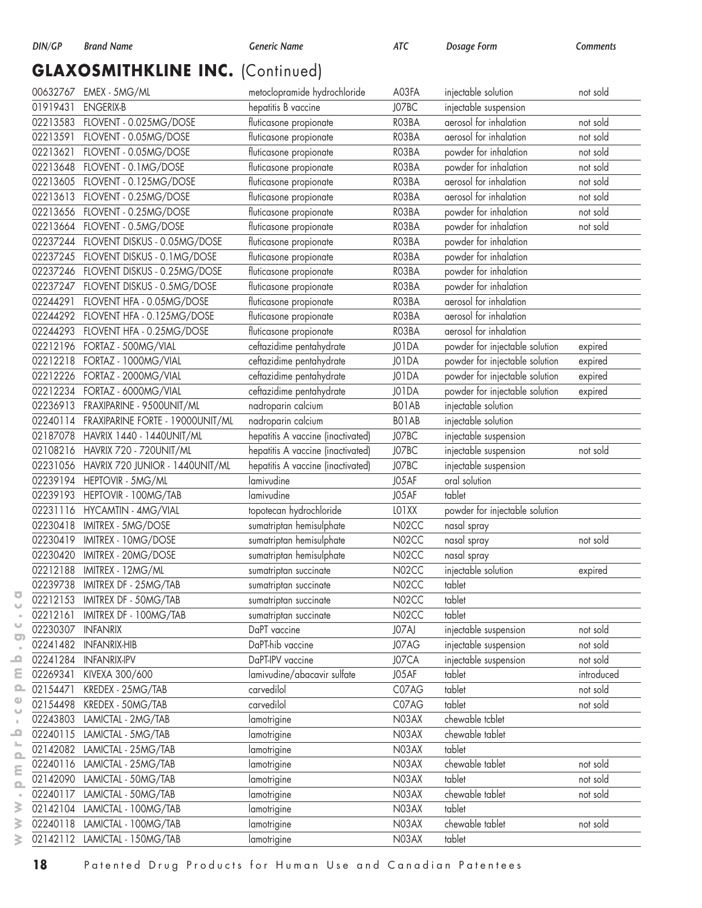## GLAXOSMITHKLINE INC. (Continued)

| DIN/GP | Brand Name | Generic Name | ATC | Dosage Form | Comments |
|---|---|---|---|---|---|
| 00632767 | EMEX - 5MG/ML | metoclopramide hydrochloride | A03FA | injectable solution | not sold |
| 01919431 | ENGERIX-B | hepatitis B vaccine | J07BC | injectable suspension | |
| 02213583 | FLOVENT - 0.025MG/DOSE | fluticasone propionate | R03BA | aerosol for inhalation | not sold |
| 02213591 | FLOVENT - 0.05MG/DOSE | fluticasone propionate | R03BA | aerosol for inhalation | not sold |
| 02213621 | FLOVENT - 0.05MG/DOSE | fluticasone propionate | R03BA | powder for inhalation | not sold |
| 02213648 | FLOVENT - 0.1MG/DOSE | fluticasone propionate | R03BA | powder for inhalation | not sold |
| 02213605 | FLOVENT - 0.125MG/DOSE | fluticasone propionate | R03BA | aerosol for inhalation | not sold |
| 02213613 | FLOVENT - 0.25MG/DOSE | fluticasone propionate | R03BA | aerosol for inhalation | not sold |
| 02213656 | FLOVENT - 0.25MG/DOSE | fluticasone propionate | R03BA | powder for inhalation | not sold |
| 02213664 | FLOVENT - 0.5MG/DOSE | fluticasone propionate | R03BA | powder for inhalation | not sold |
| 02237244 | FLOVENT DISKUS - 0.05MG/DOSE | fluticasone propionate | R03BA | powder for inhalation | |
| 02237245 | FLOVENT DISKUS - 0.1MG/DOSE | fluticasone propionate | R03BA | powder for inhalation | |
| 02237246 | FLOVENT DISKUS - 0.25MG/DOSE | fluticasone propionate | R03BA | powder for inhalation | |
| 02237247 | FLOVENT DISKUS - 0.5MG/DOSE | fluticasone propionate | R03BA | powder for inhalation | |
| 02244291 | FLOVENT HFA - 0.05MG/DOSE | fluticasone propionate | R03BA | aerosol for inhalation | |
| 02244292 | FLOVENT HFA - 0.125MG/DOSE | fluticasone propionate | R03BA | aerosol for inhalation | |
| 02244293 | FLOVENT HFA - 0.25MG/DOSE | fluticasone propionate | R03BA | aerosol for inhalation | |
| 02212196 | FORTAZ - 500MG/VIAL | ceftazidime pentahydrate | J01DA | powder for injectable solution | expired |
| 02212218 | FORTAZ - 1000MG/VIAL | ceftazidime pentahydrate | J01DA | powder for injectable solution | expired |
| 02212226 | FORTAZ - 2000MG/VIAL | ceftazidime pentahydrate | J01DA | powder for injectable solution | expired |
| 02212234 | FORTAZ - 6000MG/VIAL | ceftazidime pentahydrate | J01DA | powder for injectable solution | expired |
| 02236913 | FRAXIPARINE - 9500UNIT/ML | nadroparin calcium | B01AB | injectable solution | |
| 02240114 | FRAXIPARINE FORTE - 19000UNIT/ML | nadroparin calcium | B01AB | injectable solution | |
| 02187078 | HAVRIX 1440 - 1440UNIT/ML | hepatitis A vaccine (inactivated) | J07BC | injectable suspension | |
| 02108216 | HAVRIX 720 - 720UNIT/ML | hepatitis A vaccine (inactivated) | J07BC | injectable suspension | not sold |
| 02231056 | HAVRIX 720 JUNIOR - 1440UNIT/ML | hepatitis A vaccine (inactivated) | J07BC | injectable suspension | |
| 02239194 | HEPTOVIR - 5MG/ML | lamivudine | J05AF | oral solution | |
| 02239193 | HEPTOVIR - 100MG/TAB | lamivudine | J05AF | tablet | |
| 02231116 | HYCAMTIN - 4MG/VIAL | topotecan hydrochloride | L01XX | powder for injectable solution | |
| 02230418 | IMITREX - 5MG/DOSE | sumatriptan hemisulphate | N02CC | nasal spray | |
| 02230419 | IMITREX - 10MG/DOSE | sumatriptan hemisulphate | N02CC | nasal spray | not sold |
| 02230420 | IMITREX - 20MG/DOSE | sumatriptan hemisulphate | N02CC | nasal spray | |
| 02212188 | IMITREX - 12MG/ML | sumatriptan succinate | N02CC | injectable solution | expired |
| 02239738 | IMITREX DF - 25MG/TAB | sumatriptan succinate | N02CC | tablet | |
| 02212153 | IMITREX DF - 50MG/TAB | sumatriptan succinate | N02CC | tablet | |
| 02212161 | IMITREX DF - 100MG/TAB | sumatriptan succinate | N02CC | tablet | |
| 02230307 | INFANRIX | DaPT vaccine | J07AJ | injectable suspension | not sold |
| 02241482 | INFANRIX-HIB | DaPT-hib vaccine | J07AG | injectable suspension | not sold |
| 02241284 | INFANRIX-IPV | DaPT-IPV vaccine | J07CA | injectable suspension | not sold |
| 02269341 | KIVEXA 300/600 | lamivudine/abacavir sulfate | J05AF | tablet | introduced |
| 02154471 | KREDEX - 25MG/TAB | carvedilol | C07AG | tablet | not sold |
| 02154498 | KREDEX - 50MG/TAB | carvedilol | C07AG | tablet | not sold |
| 02243803 | LAMICTAL - 2MG/TAB | lamotrigine | N03AX | chewable tcblet | |
| 02240115 | LAMICTAL - 5MG/TAB | lamotrigine | N03AX | chewable tablet | |
| 02142082 | LAMICTAL - 25MG/TAB | lamotrigine | N03AX | tablet | |
| 02240116 | LAMICTAL - 25MG/TAB | lamotrigine | N03AX | chewable tablet | not sold |
| 02142090 | LAMICTAL - 50MG/TAB | lamotrigine | N03AX | tablet | not sold |
| 02240117 | LAMICTAL - 50MG/TAB | lamotrigine | N03AX | chewable tablet | not sold |
| 02142104 | LAMICTAL - 100MG/TAB | lamotrigine | N03AX | tablet | |
| 02240118 | LAMICTAL - 100MG/TAB | lamotrigine | N03AX | chewable tablet | not sold |
| 02142112 | LAMICTAL - 150MG/TAB | lamotrigine | N03AX | tablet | |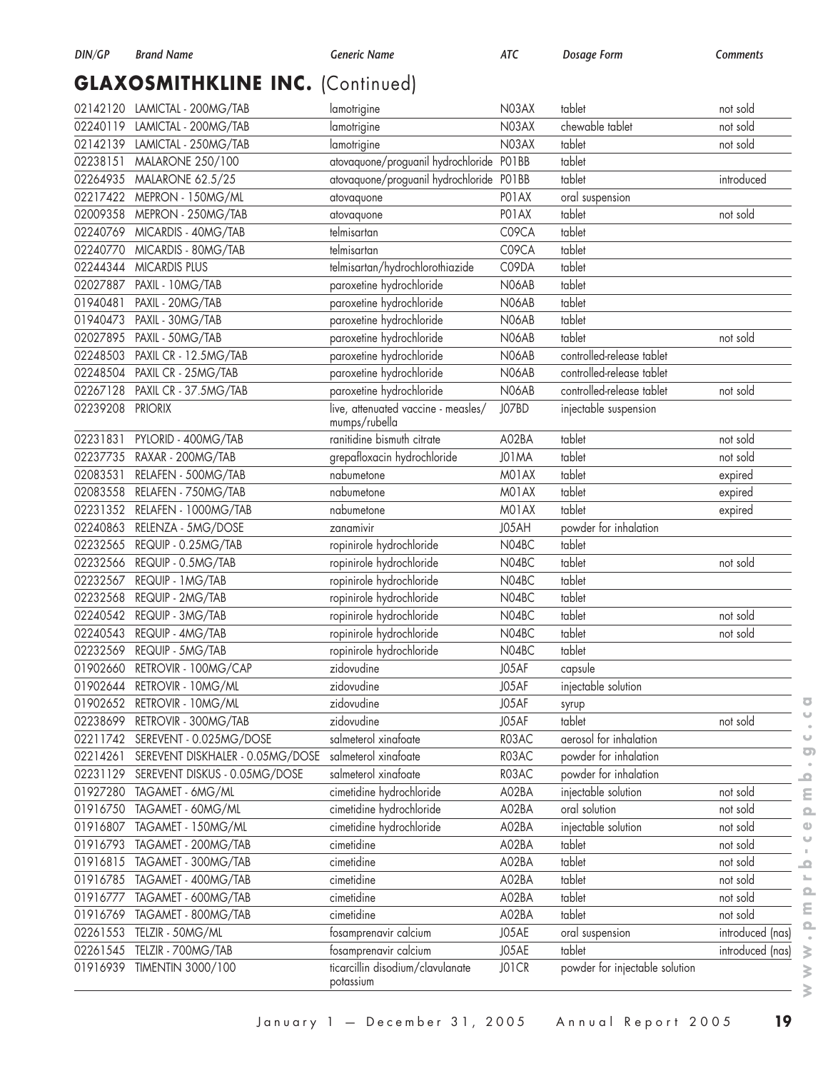## GLAXOSMITHKLINE INC. (Continued)

| DIN/GP | Brand Name | Generic Name | ATC | Dosage Form | Comments |
|---|---|---|---|---|---|
| 02142120 | LAMICTAL - 200MG/TAB | lamotrigine | N03AX | tablet | not sold |
| 02240119 | LAMICTAL - 200MG/TAB | lamotrigine | N03AX | chewable tablet | not sold |
| 02142139 | LAMICTAL - 250MG/TAB | lamotrigine | N03AX | tablet | not sold |
| 02238151 | MALARONE 250/100 | atovaquone/proguanil hydrochloride | P01BB | tablet | |
| 02264935 | MALARONE 62.5/25 | atovaquone/proguanil hydrochloride | P01BB | tablet | introduced |
| 02217422 | MEPRON - 150MG/ML | atovaquone | P01AX | oral suspension | |
| 02009358 | MEPRON - 250MG/TAB | atovaquone | P01AX | tablet | not sold |
| 02240769 | MICARDIS - 40MG/TAB | telmisartan | C09CA | tablet | |
| 02240770 | MICARDIS - 80MG/TAB | telmisartan | C09CA | tablet | |
| 02244344 | MICARDIS PLUS | telmisartan/hydrochlorothiazide | C09DA | tablet | |
| 02027887 | PAXIL - 10MG/TAB | paroxetine hydrochloride | N06AB | tablet | |
| 01940481 | PAXIL - 20MG/TAB | paroxetine hydrochloride | N06AB | tablet | |
| 01940473 | PAXIL - 30MG/TAB | paroxetine hydrochloride | N06AB | tablet | |
| 02027895 | PAXIL - 50MG/TAB | paroxetine hydrochloride | N06AB | tablet | not sold |
| 02248503 | PAXIL CR - 12.5MG/TAB | paroxetine hydrochloride | N06AB | controlled-release tablet | |
| 02248504 | PAXIL CR - 25MG/TAB | paroxetine hydrochloride | N06AB | controlled-release tablet | |
| 02267128 | PAXIL CR - 37.5MG/TAB | paroxetine hydrochloride | N06AB | controlled-release tablet | not sold |
| 02239208 | PRIORIX | live, attenuated vaccine - measles/ mumps/rubella | J07BD | injectable suspension | |
| 02231831 | PYLORID - 400MG/TAB | ranitidine bismuth citrate | A02BA | tablet | not sold |
| 02237735 | RAXAR - 200MG/TAB | grepafloxacin hydrochloride | J01MA | tablet | not sold |
| 02083531 | RELAFEN - 500MG/TAB | nabumetone | M01AX | tablet | expired |
| 02083558 | RELAFEN - 750MG/TAB | nabumetone | M01AX | tablet | expired |
| 02231352 | RELAFEN - 1000MG/TAB | nabumetone | M01AX | tablet | expired |
| 02240863 | RELENZA - 5MG/DOSE | zanamivir | J05AH | powder for inhalation | |
| 02232565 | REQUIP - 0.25MG/TAB | ropinirole hydrochloride | N04BC | tablet | |
| 02232566 | REQUIP - 0.5MG/TAB | ropinirole hydrochloride | N04BC | tablet | not sold |
| 02232567 | REQUIP - 1MG/TAB | ropinirole hydrochloride | N04BC | tablet | |
| 02232568 | REQUIP - 2MG/TAB | ropinirole hydrochloride | N04BC | tablet | |
| 02240542 | REQUIP - 3MG/TAB | ropinirole hydrochloride | N04BC | tablet | not sold |
| 02240543 | REQUIP - 4MG/TAB | ropinirole hydrochloride | N04BC | tablet | not sold |
| 02232569 | REQUIP - 5MG/TAB | ropinirole hydrochloride | N04BC | tablet | |
| 01902660 | RETROVIR - 100MG/CAP | zidovudine | J05AF | capsule | |
| 01902644 | RETROVIR - 10MG/ML | zidovudine | J05AF | injectable solution | |
| 01902652 | RETROVIR - 10MG/ML | zidovudine | J05AF | syrup | |
| 02238699 | RETROVIR - 300MG/TAB | zidovudine | J05AF | tablet | not sold |
| 02211742 | SEREVENT - 0.025MG/DOSE | salmeterol xinafoate | R03AC | aerosol for inhalation | |
| 02214261 | SEREVENT DISKHALER - 0.05MG/DOSE | salmeterol xinafoate | R03AC | powder for inhalation | |
| 02231129 | SEREVENT DISKUS - 0.05MG/DOSE | salmeterol xinafoate | R03AC | powder for inhalation | |
| 01927280 | TAGAMET - 6MG/ML | cimetidine hydrochloride | A02BA | injectable solution | not sold |
| 01916750 | TAGAMET - 60MG/ML | cimetidine hydrochloride | A02BA | oral solution | not sold |
| 01916807 | TAGAMET - 150MG/ML | cimetidine hydrochloride | A02BA | injectable solution | not sold |
| 01916793 | TAGAMET - 200MG/TAB | cimetidine | A02BA | tablet | not sold |
| 01916815 | TAGAMET - 300MG/TAB | cimetidine | A02BA | tablet | not sold |
| 01916785 | TAGAMET - 400MG/TAB | cimetidine | A02BA | tablet | not sold |
| 01916777 | TAGAMET - 600MG/TAB | cimetidine | A02BA | tablet | not sold |
| 01916769 | TAGAMET - 800MG/TAB | cimetidine | A02BA | tablet | not sold |
| 02261553 | TELZIR - 50MG/ML | fosamprenavir calcium | J05AE | oral suspension | introduced (nas) |
| 02261545 | TELZIR - 700MG/TAB | fosamprenavir calcium | J05AE | tablet | introduced (nas) |
| 01916939 | TIMENTIN 3000/100 | ticarcillin disodium/clavulanate potassium | J01CR | powder for injectable solution | |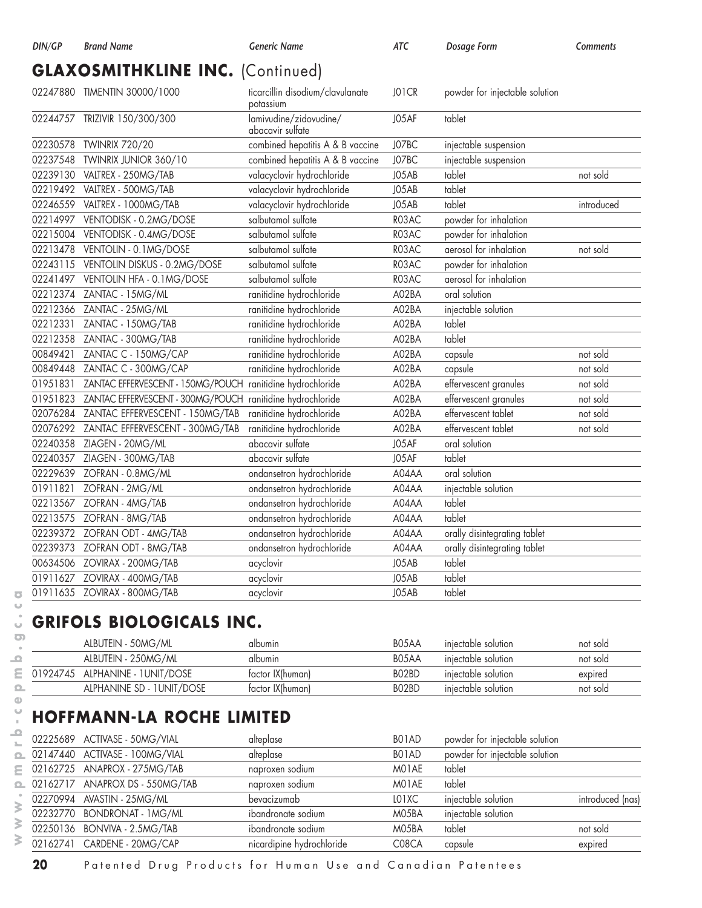| DIN/GP | Brand Name | Generic Name | ATC | Dosage Form | Comments |
|---|---|---|---|---|---|

## GLAXOSMITHKLINE INC. (Continued)

| DIN/GP | Brand Name | Generic Name | ATC | Dosage Form | Comments |
|---|---|---|---|---|---|
| 02247880 | TIMENTIN 30000/1000 | ticarcillin disodium/clavulanate potassium | J01CR | powder for injectable solution | |
| 02244757 | TRIZIVIR 150/300/300 | lamivudine/zidovudine/ abacavir sulfate | J05AF | tablet | |
| 02230578 | TWINRIX 720/20 | combined hepatitis A & B vaccine | J07BC | injectable suspension | |
| 02237548 | TWINRIX JUNIOR 360/10 | combined hepatitis A & B vaccine | J07BC | injectable suspension | |
| 02239130 | VALTREX - 250MG/TAB | valacyclovir hydrochloride | J05AB | tablet | not sold |
| 02219492 | VALTREX - 500MG/TAB | valacyclovir hydrochloride | J05AB | tablet | |
| 02246559 | VALTREX - 1000MG/TAB | valacyclovir hydrochloride | J05AB | tablet | introduced |
| 02214997 | VENTODISK - 0.2MG/DOSE | salbutamol sulfate | R03AC | powder for inhalation | |
| 02215004 | VENTODISK - 0.4MG/DOSE | salbutamol sulfate | R03AC | powder for inhalation | |
| 02213478 | VENTOLIN - 0.1MG/DOSE | salbutamol sulfate | R03AC | aerosol for inhalation | not sold |
| 02243115 | VENTOLIN DISKUS - 0.2MG/DOSE | salbutamol sulfate | R03AC | powder for inhalation | |
| 02241497 | VENTOLIN HFA - 0.1MG/DOSE | salbutamol sulfate | R03AC | aerosol for inhalation | |
| 02212374 | ZANTAC - 15MG/ML | ranitidine hydrochloride | A02BA | oral solution | |
| 02212366 | ZANTAC - 25MG/ML | ranitidine hydrochloride | A02BA | injectable solution | |
| 02212331 | ZANTAC - 150MG/TAB | ranitidine hydrochloride | A02BA | tablet | |
| 02212358 | ZANTAC - 300MG/TAB | ranitidine hydrochloride | A02BA | tablet | |
| 00849421 | ZANTAC C - 150MG/CAP | ranitidine hydrochloride | A02BA | capsule | not sold |
| 00849448 | ZANTAC C - 300MG/CAP | ranitidine hydrochloride | A02BA | capsule | not sold |
| 01951831 | ZANTAC EFFERVESCENT - 150MG/POUCH | ranitidine hydrochloride | A02BA | effervescent granules | not sold |
| 01951823 | ZANTAC EFFERVESCENT - 300MG/POUCH | ranitidine hydrochloride | A02BA | effervescent granules | not sold |
| 02076284 | ZANTAC EFFERVESCENT - 150MG/TAB | ranitidine hydrochloride | A02BA | effervescent tablet | not sold |
| 02076292 | ZANTAC EFFERVESCENT - 300MG/TAB | ranitidine hydrochloride | A02BA | effervescent tablet | not sold |
| 02240358 | ZIAGEN - 20MG/ML | abacavir sulfate | J05AF | oral solution | |
| 02240357 | ZIAGEN - 300MG/TAB | abacavir sulfate | J05AF | tablet | |
| 02229639 | ZOFRAN - 0.8MG/ML | ondansetron hydrochloride | A04AA | oral solution | |
| 01911821 | ZOFRAN - 2MG/ML | ondansetron hydrochloride | A04AA | injectable solution | |
| 02213567 | ZOFRAN - 4MG/TAB | ondansetron hydrochloride | A04AA | tablet | |
| 02213575 | ZOFRAN - 8MG/TAB | ondansetron hydrochloride | A04AA | tablet | |
| 02239372 | ZOFRAN ODT - 4MG/TAB | ondansetron hydrochloride | A04AA | orally disintegrating tablet | |
| 02239373 | ZOFRAN ODT - 8MG/TAB | ondansetron hydrochloride | A04AA | orally disintegrating tablet | |
| 00634506 | ZOVIRAX - 200MG/TAB | acyclovir | J05AB | tablet | |
| 01911627 | ZOVIRAX - 400MG/TAB | acyclovir | J05AB | tablet | |
| 01911635 | ZOVIRAX - 800MG/TAB | acyclovir | J05AB | tablet | |

## GRIFOLS BIOLOGICALS INC.

| DIN/GP | Brand Name | Generic Name | ATC | Dosage Form | Comments |
|---|---|---|---|---|---|
| | ALBUTEIN - 50MG/ML | albumin | B05AA | injectable solution | not sold |
| | ALBUTEIN - 250MG/ML | albumin | B05AA | injectable solution | not sold |
| 01924745 | ALPHANINE - 1UNIT/DOSE | factor IX(human) | B02BD | injectable solution | expired |
| | ALPHANINE SD - 1UNIT/DOSE | factor IX(human) | B02BD | injectable solution | not sold |

## HOFFMANN-LA ROCHE LIMITED

| DIN/GP | Brand Name | Generic Name | ATC | Dosage Form | Comments |
|---|---|---|---|---|---|
| 02225689 | ACTIVASE - 50MG/VIAL | alteplase | B01AD | powder for injectable solution | |
| 02147440 | ACTIVASE - 100MG/VIAL | alteplase | B01AD | powder for injectable solution | |
| 02162725 | ANAPROX - 275MG/TAB | naproxen sodium | M01AE | tablet | |
| 02162717 | ANAPROX DS - 550MG/TAB | naproxen sodium | M01AE | tablet | |
| 02270994 | AVASTIN - 25MG/ML | bevacizumab | L01XC | injectable solution | introduced (nas) |
| 02232770 | BONDRONAT - 1MG/ML | ibandronate sodium | M05BA | injectable solution | |
| 02250136 | BONVIVA - 2.5MG/TAB | ibandronate sodium | M05BA | tablet | not sold |
| 02162741 | CARDENE - 20MG/CAP | nicardipine hydrochloride | C08CA | capsule | expired |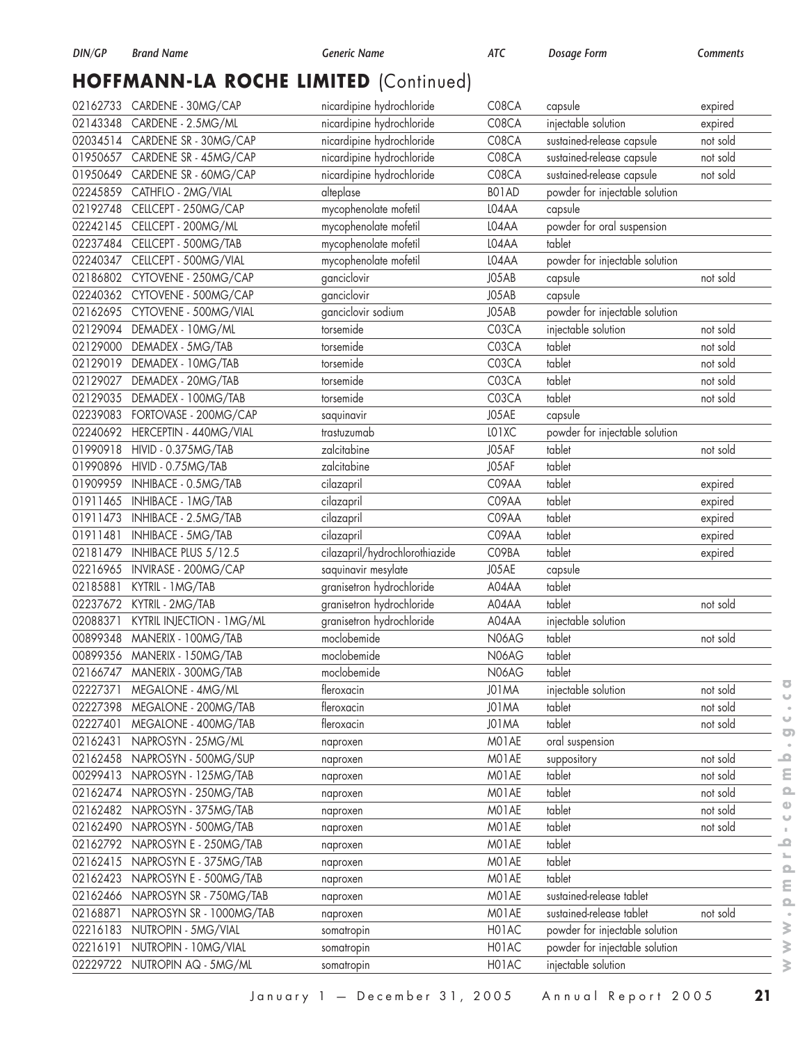## HOFFMANN-LA ROCHE LIMITED (Continued)

| DIN/GP | Brand Name | Generic Name | ATC | Dosage Form | Comments |
|---|---|---|---|---|---|
| 02162733 | CARDENE - 30MG/CAP | nicardipine hydrochloride | C08CA | capsule | expired |
| 02143348 | CARDENE - 2.5MG/ML | nicardipine hydrochloride | C08CA | injectable solution | expired |
| 02034514 | CARDENE SR - 30MG/CAP | nicardipine hydrochloride | C08CA | sustained-release capsule | not sold |
| 01950657 | CARDENE SR - 45MG/CAP | nicardipine hydrochloride | C08CA | sustained-release capsule | not sold |
| 01950649 | CARDENE SR - 60MG/CAP | nicardipine hydrochloride | C08CA | sustained-release capsule | not sold |
| 02245859 | CATHFLO - 2MG/VIAL | alteplase | B01AD | powder for injectable solution | |
| 02192748 | CELLCEPT - 250MG/CAP | mycophenolate mofetil | L04AA | capsule | |
| 02242145 | CELLCEPT - 200MG/ML | mycophenolate mofetil | L04AA | powder for oral suspension | |
| 02237484 | CELLCEPT - 500MG/TAB | mycophenolate mofetil | L04AA | tablet | |
| 02240347 | CELLCEPT - 500MG/VIAL | mycophenolate mofetil | L04AA | powder for injectable solution | |
| 02186802 | CYTOVENE - 250MG/CAP | ganciclovir | J05AB | capsule | not sold |
| 02240362 | CYTOVENE - 500MG/CAP | ganciclovir | J05AB | capsule | |
| 02162695 | CYTOVENE - 500MG/VIAL | ganciclovir sodium | J05AB | powder for injectable solution | |
| 02129094 | DEMADEX - 10MG/ML | torsemide | C03CA | injectable solution | not sold |
| 02129000 | DEMADEX - 5MG/TAB | torsemide | C03CA | tablet | not sold |
| 02129019 | DEMADEX - 10MG/TAB | torsemide | C03CA | tablet | not sold |
| 02129027 | DEMADEX - 20MG/TAB | torsemide | C03CA | tablet | not sold |
| 02129035 | DEMADEX - 100MG/TAB | torsemide | C03CA | tablet | not sold |
| 02239083 | FORTOVASE - 200MG/CAP | saquinavir | J05AE | capsule | |
| 02240692 | HERCEPTIN - 440MG/VIAL | trastuzumab | L01XC | powder for injectable solution | |
| 01990918 | HIVID - 0.375MG/TAB | zalcitabine | J05AF | tablet | not sold |
| 01990896 | HIVID - 0.75MG/TAB | zalcitabine | J05AF | tablet | |
| 01909959 | INHIBACE - 0.5MG/TAB | cilazapril | C09AA | tablet | expired |
| 01911465 | INHIBACE - 1MG/TAB | cilazapril | C09AA | tablet | expired |
| 01911473 | INHIBACE - 2.5MG/TAB | cilazapril | C09AA | tablet | expired |
| 01911481 | INHIBACE - 5MG/TAB | cilazapril | C09AA | tablet | expired |
| 02181479 | INHIBACE PLUS 5/12.5 | cilazapril/hydrochlorothiazide | C09BA | tablet | expired |
| 02216965 | INVIRASE - 200MG/CAP | saquinavir mesylate | J05AE | capsule | |
| 02185881 | KYTRIL - 1MG/TAB | granisetron hydrochloride | A04AA | tablet | |
| 02237672 | KYTRIL - 2MG/TAB | granisetron hydrochloride | A04AA | tablet | not sold |
| 02088371 | KYTRIL INJECTION - 1MG/ML | granisetron hydrochloride | A04AA | injectable solution | |
| 00899348 | MANERIX - 100MG/TAB | moclobemide | N06AG | tablet | not sold |
| 00899356 | MANERIX - 150MG/TAB | moclobemide | N06AG | tablet | |
| 02166747 | MANERIX - 300MG/TAB | moclobemide | N06AG | tablet | |
| 02227371 | MEGALONE - 4MG/ML | fleroxacin | J01MA | injectable solution | not sold |
| 02227398 | MEGALONE - 200MG/TAB | fleroxacin | J01MA | tablet | not sold |
| 02227401 | MEGALONE - 400MG/TAB | fleroxacin | J01MA | tablet | not sold |
| 02162431 | NAPROSYN - 25MG/ML | naproxen | M01AE | oral suspension | |
| 02162458 | NAPROSYN - 500MG/SUP | naproxen | M01AE | suppository | not sold |
| 00299413 | NAPROSYN - 125MG/TAB | naproxen | M01AE | tablet | not sold |
| 02162474 | NAPROSYN - 250MG/TAB | naproxen | M01AE | tablet | not sold |
| 02162482 | NAPROSYN - 375MG/TAB | naproxen | M01AE | tablet | not sold |
| 02162490 | NAPROSYN - 500MG/TAB | naproxen | M01AE | tablet | not sold |
| 02162792 | NAPROSYN E - 250MG/TAB | naproxen | M01AE | tablet | |
| 02162415 | NAPROSYN E - 375MG/TAB | naproxen | M01AE | tablet | |
| 02162423 | NAPROSYN E - 500MG/TAB | naproxen | M01AE | tablet | |
| 02162466 | NAPROSYN SR - 750MG/TAB | naproxen | M01AE | sustained-release tablet | |
| 02168871 | NAPROSYN SR - 1000MG/TAB | naproxen | M01AE | sustained-release tablet | not sold |
| 02216183 | NUTROPIN - 5MG/VIAL | somatropin | H01AC | powder for injectable solution | |
| 02216191 | NUTROPIN - 10MG/VIAL | somatropin | H01AC | powder for injectable solution | |
| 02229722 | NUTROPIN AQ - 5MG/ML | somatropin | H01AC | injectable solution | |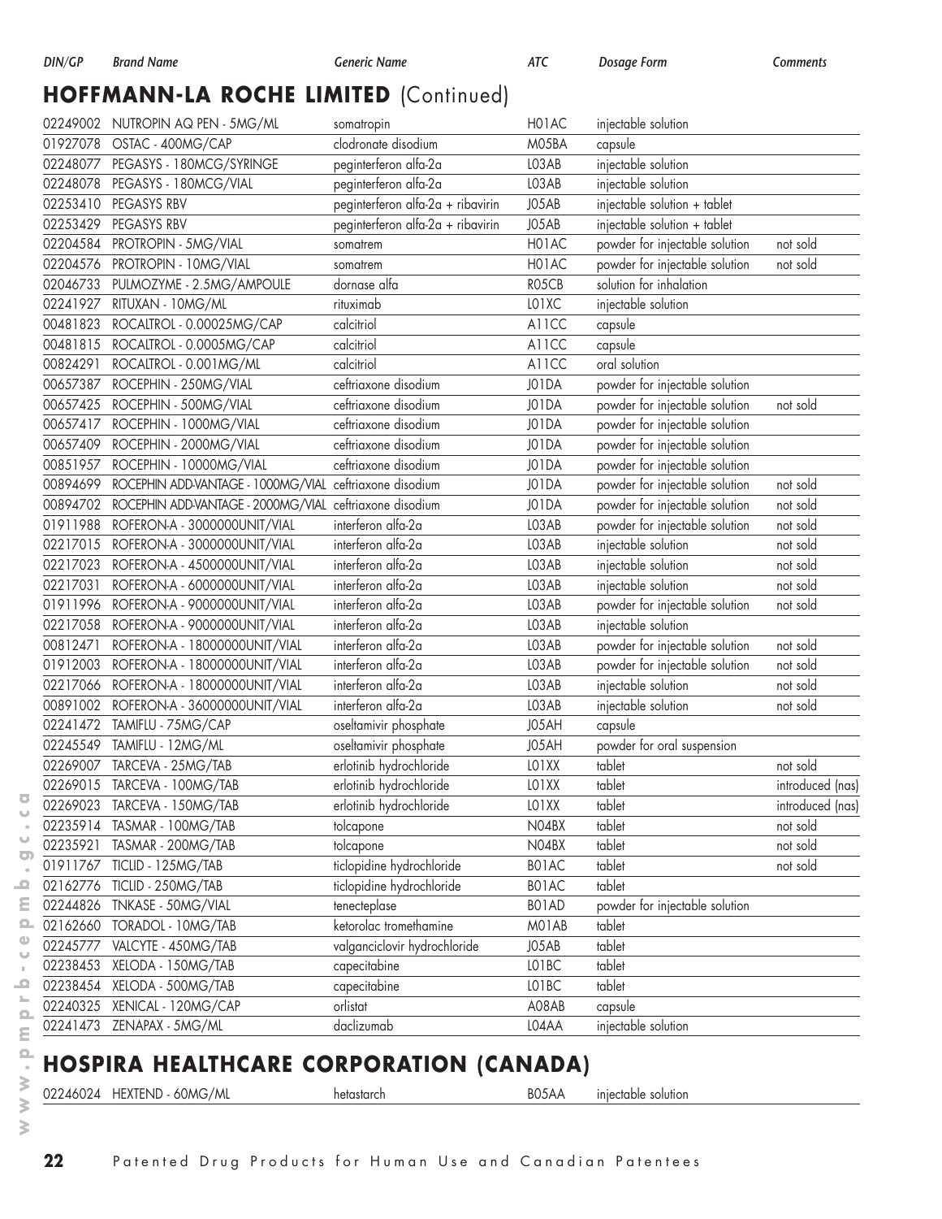| DIN/GP | Brand Name | Generic Name | ATC | Dosage Form | Comments |
|---|---|---|---|---|---|

## HOFFMANN-LA ROCHE LIMITED (Continued)

| DIN/GP | Brand Name | Generic Name | ATC | Dosage Form | Comments |
|---|---|---|---|---|---|
| 02249002 | NUTROPIN AQ PEN - 5MG/ML | somatropin | H01AC | injectable solution | |
| 01927078 | OSTAC - 400MG/CAP | clodronate disodium | M05BA | capsule | |
| 02248077 | PEGASYS - 180MCG/SYRINGE | peginterferon alfa-2a | L03AB | injectable solution | |
| 02248078 | PEGASYS - 180MCG/VIAL | peginterferon alfa-2a | L03AB | injectable solution | |
| 02253410 | PEGASYS RBV | peginterferon alfa-2a + ribavirin | J05AB | injectable solution + tablet | |
| 02253429 | PEGASYS RBV | peginterferon alfa-2a + ribavirin | J05AB | injectable solution + tablet | |
| 02204584 | PROTROPIN - 5MG/VIAL | somatrem | H01AC | powder for injectable solution | not sold |
| 02204576 | PROTROPIN - 10MG/VIAL | somatrem | H01AC | powder for injectable solution | not sold |
| 02046733 | PULMOZYME - 2.5MG/AMPOULE | dornase alfa | R05CB | solution for inhalation | |
| 02241927 | RITUXAN - 10MG/ML | rituximab | L01XC | injectable solution | |
| 00481823 | ROCALTROL - 0.00025MG/CAP | calcitriol | A11CC | capsule | |
| 00481815 | ROCALTROL - 0.0005MG/CAP | calcitriol | A11CC | capsule | |
| 00824291 | ROCALTROL - 0.001MG/ML | calcitriol | A11CC | oral solution | |
| 00657387 | ROCEPHIN - 250MG/VIAL | ceftriaxone disodium | J01DA | powder for injectable solution | |
| 00657425 | ROCEPHIN - 500MG/VIAL | ceftriaxone disodium | J01DA | powder for injectable solution | not sold |
| 00657417 | ROCEPHIN - 1000MG/VIAL | ceftriaxone disodium | J01DA | powder for injectable solution | |
| 00657409 | ROCEPHIN - 2000MG/VIAL | ceftriaxone disodium | J01DA | powder for injectable solution | |
| 00851957 | ROCEPHIN - 10000MG/VIAL | ceftriaxone disodium | J01DA | powder for injectable solution | |
| 00894699 | ROCEPHIN ADD-VANTAGE - 1000MG/VIAL | ceftriaxone disodium | J01DA | powder for injectable solution | not sold |
| 00894702 | ROCEPHIN ADD-VANTAGE - 2000MG/VIAL | ceftriaxone disodium | J01DA | powder for injectable solution | not sold |
| 01911988 | ROFERON-A - 3000000UNIT/VIAL | interferon alfa-2a | L03AB | powder for injectable solution | not sold |
| 02217015 | ROFERON-A - 3000000UNIT/VIAL | interferon alfa-2a | L03AB | injectable solution | not sold |
| 02217023 | ROFERON-A - 4500000UNIT/VIAL | interferon alfa-2a | L03AB | injectable solution | not sold |
| 02217031 | ROFERON-A - 6000000UNIT/VIAL | interferon alfa-2a | L03AB | injectable solution | not sold |
| 01911996 | ROFERON-A - 9000000UNIT/VIAL | interferon alfa-2a | L03AB | powder for injectable solution | not sold |
| 02217058 | ROFERON-A - 9000000UNIT/VIAL | interferon alfa-2a | L03AB | injectable solution | |
| 00812471 | ROFERON-A - 18000000UNIT/VIAL | interferon alfa-2a | L03AB | powder for injectable solution | not sold |
| 01912003 | ROFERON-A - 18000000UNIT/VIAL | interferon alfa-2a | L03AB | powder for injectable solution | not sold |
| 02217066 | ROFERON-A - 18000000UNIT/VIAL | interferon alfa-2a | L03AB | injectable solution | not sold |
| 00891002 | ROFERON-A - 36000000UNIT/VIAL | interferon alfa-2a | L03AB | injectable solution | not sold |
| 02241472 | TAMIFLU - 75MG/CAP | oseltamivir phosphate | J05AH | capsule | |
| 02245549 | TAMIFLU - 12MG/ML | oseltamivir phosphate | J05AH | powder for oral suspension | |
| 02269007 | TARCEVA - 25MG/TAB | erlotinib hydrochloride | L01XX | tablet | not sold |
| 02269015 | TARCEVA - 100MG/TAB | erlotinib hydrochloride | L01XX | tablet | introduced (nas) |
| 02269023 | TARCEVA - 150MG/TAB | erlotinib hydrochloride | L01XX | tablet | introduced (nas) |
| 02235914 | TASMAR - 100MG/TAB | tolcapone | N04BX | tablet | not sold |
| 02235921 | TASMAR - 200MG/TAB | tolcapone | N04BX | tablet | not sold |
| 01911767 | TICLID - 125MG/TAB | ticlopidine hydrochloride | B01AC | tablet | not sold |
| 02162776 | TICLID - 250MG/TAB | ticlopidine hydrochloride | B01AC | tablet | |
| 02244826 | TNKASE - 50MG/VIAL | tenecteplase | B01AD | powder for injectable solution | |
| 02162660 | TORADOL - 10MG/TAB | ketorolac tromethamine | M01AB | tablet | |
| 02245777 | VALCYTE - 450MG/TAB | valganciclovir hydrochloride | J05AB | tablet | |
| 02238453 | XELODA - 150MG/TAB | capecitabine | L01BC | tablet | |
| 02238454 | XELODA - 500MG/TAB | capecitabine | L01BC | tablet | |
| 02240325 | XENICAL - 120MG/CAP | orlistat | A08AB | capsule | |
| 02241473 | ZENAPAX - 5MG/ML | daclizumab | L04AA | injectable solution | |

## HOSPIRA HEALTHCARE CORPORATION (CANADA)

| DIN/GP | Brand Name | Generic Name | ATC | Dosage Form | Comments |
|---|---|---|---|---|---|
| 02246024 | HEXTEND - 60MG/ML | hetastarch | B05AA | injectable solution | |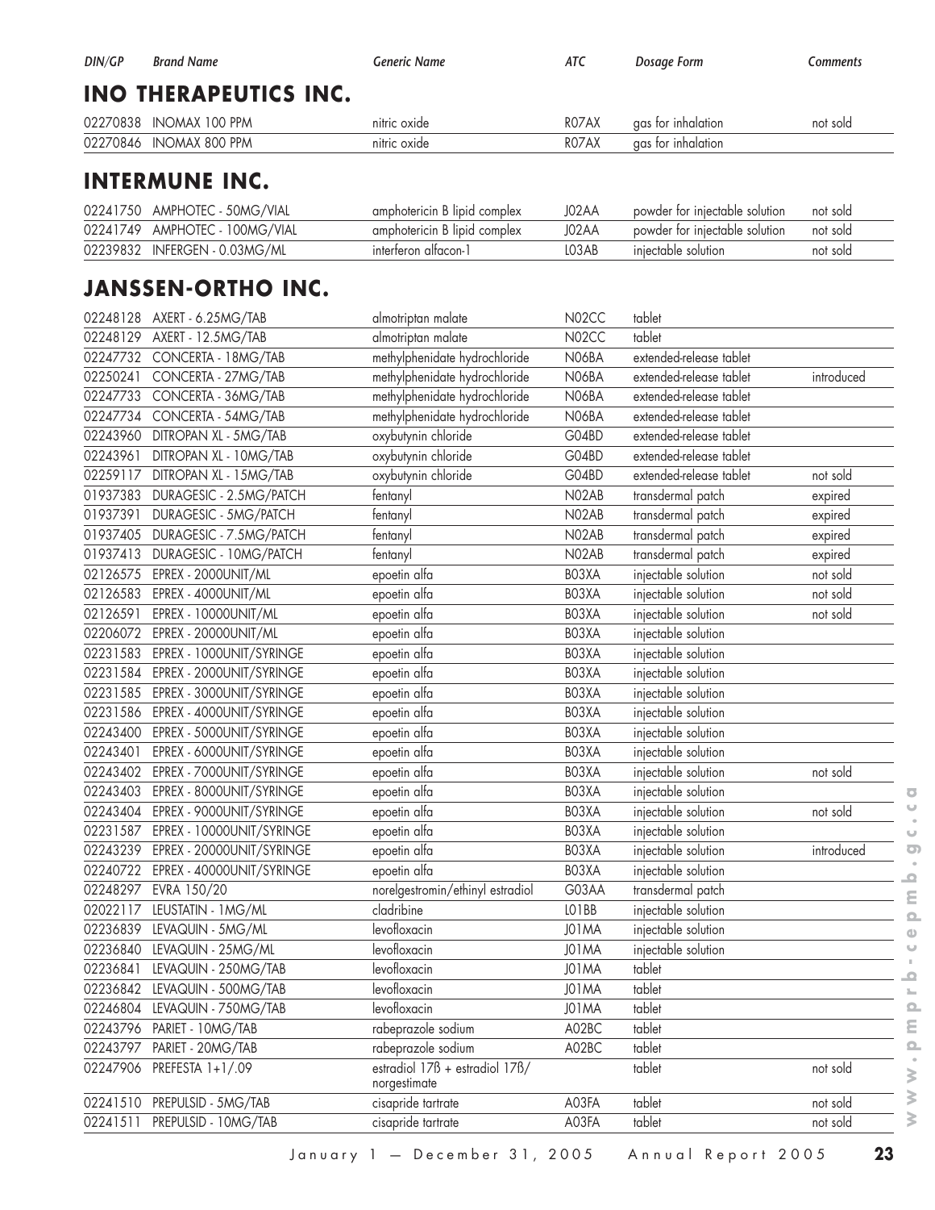| DIN/GP | Brand Name | Generic Name | ATC | Dosage Form | Comments |
|---|---|---|---|---|---|

## INO THERAPEUTICS INC.

| DIN/GP | Brand Name | Generic Name | ATC | Dosage Form | Comments |
|---|---|---|---|---|---|
| 02270838 | INOMAX 100 PPM | nitric oxide | R07AX | gas for inhalation | not sold |
| 02270846 | INOMAX 800 PPM | nitric oxide | R07AX | gas for inhalation | |

## INTERMUNE INC.

| DIN/GP | Brand Name | Generic Name | ATC | Dosage Form | Comments |
|---|---|---|---|---|---|
| 02241750 | AMPHOTEC - 50MG/VIAL | amphotericin B lipid complex | J02AA | powder for injectable solution | not sold |
| 02241749 | AMPHOTEC - 100MG/VIAL | amphotericin B lipid complex | J02AA | powder for injectable solution | not sold |
| 02239832 | INFERGEN - 0.03MG/ML | interferon alfacon-1 | L03AB | injectable solution | not sold |

## JANSSEN-ORTHO INC.

| DIN/GP | Brand Name | Generic Name | ATC | Dosage Form | Comments |
|---|---|---|---|---|---|
| 02248128 | AXERT - 6.25MG/TAB | almotriptan malate | N02CC | tablet | |
| 02248129 | AXERT - 12.5MG/TAB | almotriptan malate | N02CC | tablet | |
| 02247732 | CONCERTA - 18MG/TAB | methylphenidate hydrochloride | N06BA | extended-release tablet | |
| 02250241 | CONCERTA - 27MG/TAB | methylphenidate hydrochloride | N06BA | extended-release tablet | introduced |
| 02247733 | CONCERTA - 36MG/TAB | methylphenidate hydrochloride | N06BA | extended-release tablet | |
| 02247734 | CONCERTA - 54MG/TAB | methylphenidate hydrochloride | N06BA | extended-release tablet | |
| 02243960 | DITROPAN XL - 5MG/TAB | oxybutynin chloride | G04BD | extended-release tablet | |
| 02243961 | DITROPAN XL - 10MG/TAB | oxybutynin chloride | G04BD | extended-release tablet | |
| 02259117 | DITROPAN XL - 15MG/TAB | oxybutynin chloride | G04BD | extended-release tablet | not sold |
| 01937383 | DURAGESIC - 2.5MG/PATCH | fentanyl | N02AB | transdermal patch | expired |
| 01937391 | DURAGESIC - 5MG/PATCH | fentanyl | N02AB | transdermal patch | expired |
| 01937405 | DURAGESIC - 7.5MG/PATCH | fentanyl | N02AB | transdermal patch | expired |
| 01937413 | DURAGESIC - 10MG/PATCH | fentanyl | N02AB | transdermal patch | expired |
| 02126575 | EPREX - 2000UNIT/ML | epoetin alfa | B03XA | injectable solution | not sold |
| 02126583 | EPREX - 4000UNIT/ML | epoetin alfa | B03XA | injectable solution | not sold |
| 02126591 | EPREX - 10000UNIT/ML | epoetin alfa | B03XA | injectable solution | not sold |
| 02206072 | EPREX - 20000UNIT/ML | epoetin alfa | B03XA | injectable solution | |
| 02231583 | EPREX - 1000UNIT/SYRINGE | epoetin alfa | B03XA | injectable solution | |
| 02231584 | EPREX - 2000UNIT/SYRINGE | epoetin alfa | B03XA | injectable solution | |
| 02231585 | EPREX - 3000UNIT/SYRINGE | epoetin alfa | B03XA | injectable solution | |
| 02231586 | EPREX - 4000UNIT/SYRINGE | epoetin alfa | B03XA | injectable solution | |
| 02243400 | EPREX - 5000UNIT/SYRINGE | epoetin alfa | B03XA | injectable solution | |
| 02243401 | EPREX - 6000UNIT/SYRINGE | epoetin alfa | B03XA | injectable solution | |
| 02243402 | EPREX - 7000UNIT/SYRINGE | epoetin alfa | B03XA | injectable solution | not sold |
| 02243403 | EPREX - 8000UNIT/SYRINGE | epoetin alfa | B03XA | injectable solution | |
| 02243404 | EPREX - 9000UNIT/SYRINGE | epoetin alfa | B03XA | injectable solution | not sold |
| 02231587 | EPREX - 10000UNIT/SYRINGE | epoetin alfa | B03XA | injectable solution | |
| 02243239 | EPREX - 20000UNIT/SYRINGE | epoetin alfa | B03XA | injectable solution | introduced |
| 02240722 | EPREX - 40000UNIT/SYRINGE | epoetin alfa | B03XA | injectable solution | |
| 02248297 | EVRA 150/20 | norelgestromin/ethinyl estradiol | G03AA | transdermal patch | |
| 02022117 | LEUSTATIN - 1MG/ML | cladribine | L01BB | injectable solution | |
| 02236839 | LEVAQUIN - 5MG/ML | levofloxacin | J01MA | injectable solution | |
| 02236840 | LEVAQUIN - 25MG/ML | levofloxacin | J01MA | injectable solution | |
| 02236841 | LEVAQUIN - 250MG/TAB | levofloxacin | J01MA | tablet | |
| 02236842 | LEVAQUIN - 500MG/TAB | levofloxacin | J01MA | tablet | |
| 02246804 | LEVAQUIN - 750MG/TAB | levofloxacin | J01MA | tablet | |
| 02243796 | PARIET - 10MG/TAB | rabeprazole sodium | A02BC | tablet | |
| 02243797 | PARIET - 20MG/TAB | rabeprazole sodium | A02BC | tablet | |
| 02247906 | PREFESTA 1+1/.09 | estradiol 17ß + estradiol 17ß/ norgestimate | | tablet | not sold |
| 02241510 | PREPULSID - 5MG/TAB | cisapride tartrate | A03FA | tablet | not sold |
| 02241511 | PREPULSID - 10MG/TAB | cisapride tartrate | A03FA | tablet | not sold |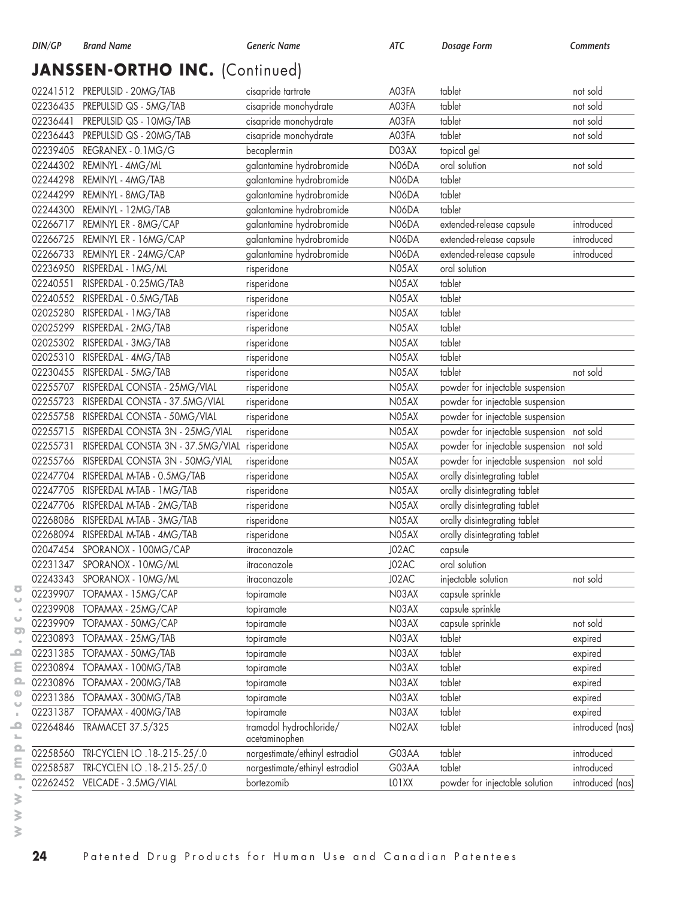## JANSSEN-ORTHO INC. (Continued)

| DIN/GP | Brand Name | Generic Name | ATC | Dosage Form | Comments |
|---|---|---|---|---|---|
| 02241512 | PREPULSID - 20MG/TAB | cisapride tartrate | A03FA | tablet | not sold |
| 02236435 | PREPULSID QS - 5MG/TAB | cisapride monohydrate | A03FA | tablet | not sold |
| 02236441 | PREPULSID QS - 10MG/TAB | cisapride monohydrate | A03FA | tablet | not sold |
| 02236443 | PREPULSID QS - 20MG/TAB | cisapride monohydrate | A03FA | tablet | not sold |
| 02239405 | REGRANEX - 0.1MG/G | becaplermin | D03AX | topical gel | |
| 02244302 | REMINYL - 4MG/ML | galantamine hydrobromide | N06DA | oral solution | not sold |
| 02244298 | REMINYL - 4MG/TAB | galantamine hydrobromide | N06DA | tablet | |
| 02244299 | REMINYL - 8MG/TAB | galantamine hydrobromide | N06DA | tablet | |
| 02244300 | REMINYL - 12MG/TAB | galantamine hydrobromide | N06DA | tablet | |
| 02266717 | REMINYL ER - 8MG/CAP | galantamine hydrobromide | N06DA | extended-release capsule | introduced |
| 02266725 | REMINYL ER - 16MG/CAP | galantamine hydrobromide | N06DA | extended-release capsule | introduced |
| 02266733 | REMINYL ER - 24MG/CAP | galantamine hydrobromide | N06DA | extended-release capsule | introduced |
| 02236950 | RISPERDAL - 1MG/ML | risperidone | N05AX | oral solution | |
| 02240551 | RISPERDAL - 0.25MG/TAB | risperidone | N05AX | tablet | |
| 02240552 | RISPERDAL - 0.5MG/TAB | risperidone | N05AX | tablet | |
| 02025280 | RISPERDAL - 1MG/TAB | risperidone | N05AX | tablet | |
| 02025299 | RISPERDAL - 2MG/TAB | risperidone | N05AX | tablet | |
| 02025302 | RISPERDAL - 3MG/TAB | risperidone | N05AX | tablet | |
| 02025310 | RISPERDAL - 4MG/TAB | risperidone | N05AX | tablet | |
| 02230455 | RISPERDAL - 5MG/TAB | risperidone | N05AX | tablet | not sold |
| 02255707 | RISPERDAL CONSTA - 25MG/VIAL | risperidone | N05AX | powder for injectable suspension | |
| 02255723 | RISPERDAL CONSTA - 37.5MG/VIAL | risperidone | N05AX | powder for injectable suspension | |
| 02255758 | RISPERDAL CONSTA - 50MG/VIAL | risperidone | N05AX | powder for injectable suspension | |
| 02255715 | RISPERDAL CONSTA 3N - 25MG/VIAL | risperidone | N05AX | powder for injectable suspension | not sold |
| 02255731 | RISPERDAL CONSTA 3N - 37.5MG/VIAL | risperidone | N05AX | powder for injectable suspension | not sold |
| 02255766 | RISPERDAL CONSTA 3N - 50MG/VIAL | risperidone | N05AX | powder for injectable suspension | not sold |
| 02247704 | RISPERDAL M-TAB - 0.5MG/TAB | risperidone | N05AX | orally disintegrating tablet | |
| 02247705 | RISPERDAL M-TAB - 1MG/TAB | risperidone | N05AX | orally disintegrating tablet | |
| 02247706 | RISPERDAL M-TAB - 2MG/TAB | risperidone | N05AX | orally disintegrating tablet | |
| 02268086 | RISPERDAL M-TAB - 3MG/TAB | risperidone | N05AX | orally disintegrating tablet | |
| 02268094 | RISPERDAL M-TAB - 4MG/TAB | risperidone | N05AX | orally disintegrating tablet | |
| 02047454 | SPORANOX - 100MG/CAP | itraconazole | J02AC | capsule | |
| 02231347 | SPORANOX - 10MG/ML | itraconazole | J02AC | oral solution | |
| 02243343 | SPORANOX - 10MG/ML | itraconazole | J02AC | injectable solution | not sold |
| 02239907 | TOPAMAX - 15MG/CAP | topiramate | N03AX | capsule sprinkle | |
| 02239908 | TOPAMAX - 25MG/CAP | topiramate | N03AX | capsule sprinkle | |
| 02239909 | TOPAMAX - 50MG/CAP | topiramate | N03AX | capsule sprinkle | not sold |
| 02230893 | TOPAMAX - 25MG/TAB | topiramate | N03AX | tablet | expired |
| 02231385 | TOPAMAX - 50MG/TAB | topiramate | N03AX | tablet | expired |
| 02230894 | TOPAMAX - 100MG/TAB | topiramate | N03AX | tablet | expired |
| 02230896 | TOPAMAX - 200MG/TAB | topiramate | N03AX | tablet | expired |
| 02231386 | TOPAMAX - 300MG/TAB | topiramate | N03AX | tablet | expired |
| 02231387 | TOPAMAX - 400MG/TAB | topiramate | N03AX | tablet | expired |
| 02264846 | TRAMACET 37.5/325 | tramadol hydrochloride/ acetaminophen | N02AX | tablet | introduced (nas) |
| 02258560 | TRI-CYCLEN LO .18-.215-.25/.0 | norgestimate/ethinyl estradiol | G03AA | tablet | introduced |
| 02258587 | TRI-CYCLEN LO .18-.215-.25/.0 | norgestimate/ethinyl estradiol | G03AA | tablet | introduced |
| 02262452 | VELCADE - 3.5MG/VIAL | bortezomib | L01XX | powder for injectable solution | introduced (nas) |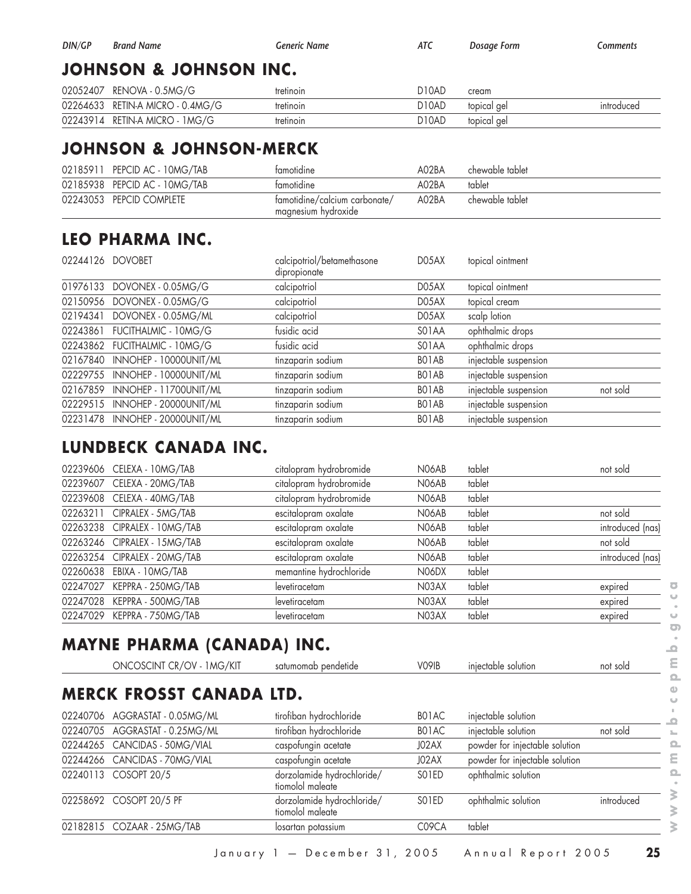| DIN/GP | Brand Name | Generic Name | ATC | Dosage Form | Comments |
|---|---|---|---|---|---|

## JOHNSON & JOHNSON INC.

| DIN/GP | Brand Name | Generic Name | ATC | Dosage Form | Comments |
|---|---|---|---|---|---|
| 02052407 | RENOVA - 0.5MG/G | tretinoin | D10AD | cream | |
| 02264633 | RETIN-A MICRO - 0.4MG/G | tretinoin | D10AD | topical gel | introduced |
| 02243914 | RETIN-A MICRO - 1MG/G | tretinoin | D10AD | topical gel | |

## JOHNSON & JOHNSON-MERCK

| DIN/GP | Brand Name | Generic Name | ATC | Dosage Form | Comments |
|---|---|---|---|---|---|
| 02185911 | PEPCID AC - 10MG/TAB | famotidine | A02BA | chewable tablet | |
| 02185938 | PEPCID AC - 10MG/TAB | famotidine | A02BA | tablet | |
| 02243053 | PEPCID COMPLETE | famotidine/calcium carbonate/ magnesium hydroxide | A02BA | chewable tablet | |

## LEO PHARMA INC.

| DIN/GP | Brand Name | Generic Name | ATC | Dosage Form | Comments |
|---|---|---|---|---|---|
| 02244126 | DOVOBET | calcipotriol/betamethasone dipropionate | D05AX | topical ointment | |
| 01976133 | DOVONEX - 0.05MG/G | calcipotriol | D05AX | topical ointment | |
| 02150956 | DOVONEX - 0.05MG/G | calcipotriol | D05AX | topical cream | |
| 02194341 | DOVONEX - 0.05MG/ML | calcipotriol | D05AX | scalp lotion | |
| 02243861 | FUCITHALMIC - 10MG/G | fusidic acid | S01AA | ophthalmic drops | |
| 02243862 | FUCITHALMIC - 10MG/G | fusidic acid | S01AA | ophthalmic drops | |
| 02167840 | INNOHEP - 10000UNIT/ML | tinzaparin sodium | B01AB | injectable suspension | |
| 02229755 | INNOHEP - 10000UNIT/ML | tinzaparin sodium | B01AB | injectable suspension | |
| 02167859 | INNOHEP - 11700UNIT/ML | tinzaparin sodium | B01AB | injectable suspension | not sold |
| 02229515 | INNOHEP - 20000UNIT/ML | tinzaparin sodium | B01AB | injectable suspension | |
| 02231478 | INNOHEP - 20000UNIT/ML | tinzaparin sodium | B01AB | injectable suspension | |

## LUNDBECK CANADA INC.

| DIN/GP | Brand Name | Generic Name | ATC | Dosage Form | Comments |
|---|---|---|---|---|---|
| 02239606 | CELEXA - 10MG/TAB | citalopram hydrobromide | N06AB | tablet | not sold |
| 02239607 | CELEXA - 20MG/TAB | citalopram hydrobromide | N06AB | tablet | |
| 02239608 | CELEXA - 40MG/TAB | citalopram hydrobromide | N06AB | tablet | |
| 02263211 | CIPRALEX - 5MG/TAB | escitalopram oxalate | N06AB | tablet | not sold |
| 02263238 | CIPRALEX - 10MG/TAB | escitalopram oxalate | N06AB | tablet | introduced (nas) |
| 02263246 | CIPRALEX - 15MG/TAB | escitalopram oxalate | N06AB | tablet | not sold |
| 02263254 | CIPRALEX - 20MG/TAB | escitalopram oxalate | N06AB | tablet | introduced (nas) |
| 02260638 | EBIXA - 10MG/TAB | memantine hydrochloride | N06DX | tablet | |
| 02247027 | KEPPRA - 250MG/TAB | levetiracetam | N03AX | tablet | expired |
| 02247028 | KEPPRA - 500MG/TAB | levetiracetam | N03AX | tablet | expired |
| 02247029 | KEPPRA - 750MG/TAB | levetiracetam | N03AX | tablet | expired |

## MAYNE PHARMA (CANADA) INC.

| DIN/GP | Brand Name | Generic Name | ATC | Dosage Form | Comments |
|---|---|---|---|---|---|
| | ONCOSCINT CR/OV - 1MG/KIT | satumomab pendetide | V09IB | injectable solution | not sold |

## MERCK FROSST CANADA LTD.

| DIN/GP | Brand Name | Generic Name | ATC | Dosage Form | Comments |
|---|---|---|---|---|---|
| 02240706 | AGGRASTAT - 0.05MG/ML | tirofiban hydrochloride | B01AC | injectable solution | |
| 02240705 | AGGRASTAT - 0.25MG/ML | tirofiban hydrochloride | B01AC | injectable solution | not sold |
| 02244265 | CANCIDAS - 50MG/VIAL | caspofungin acetate | J02AX | powder for injectable solution | |
| 02244266 | CANCIDAS - 70MG/VIAL | caspofungin acetate | J02AX | powder for injectable solution | |
| 02240113 | COSOPT 20/5 | dorzolamide hydrochloride/ tiomolol maleate | S01ED | ophthalmic solution | |
| 02258692 | COSOPT 20/5 PF | dorzolamide hydrochloride/ tiomolol maleate | S01ED | ophthalmic solution | introduced |
| 02182815 | COZAAR - 25MG/TAB | losartan potassium | C09CA | tablet | |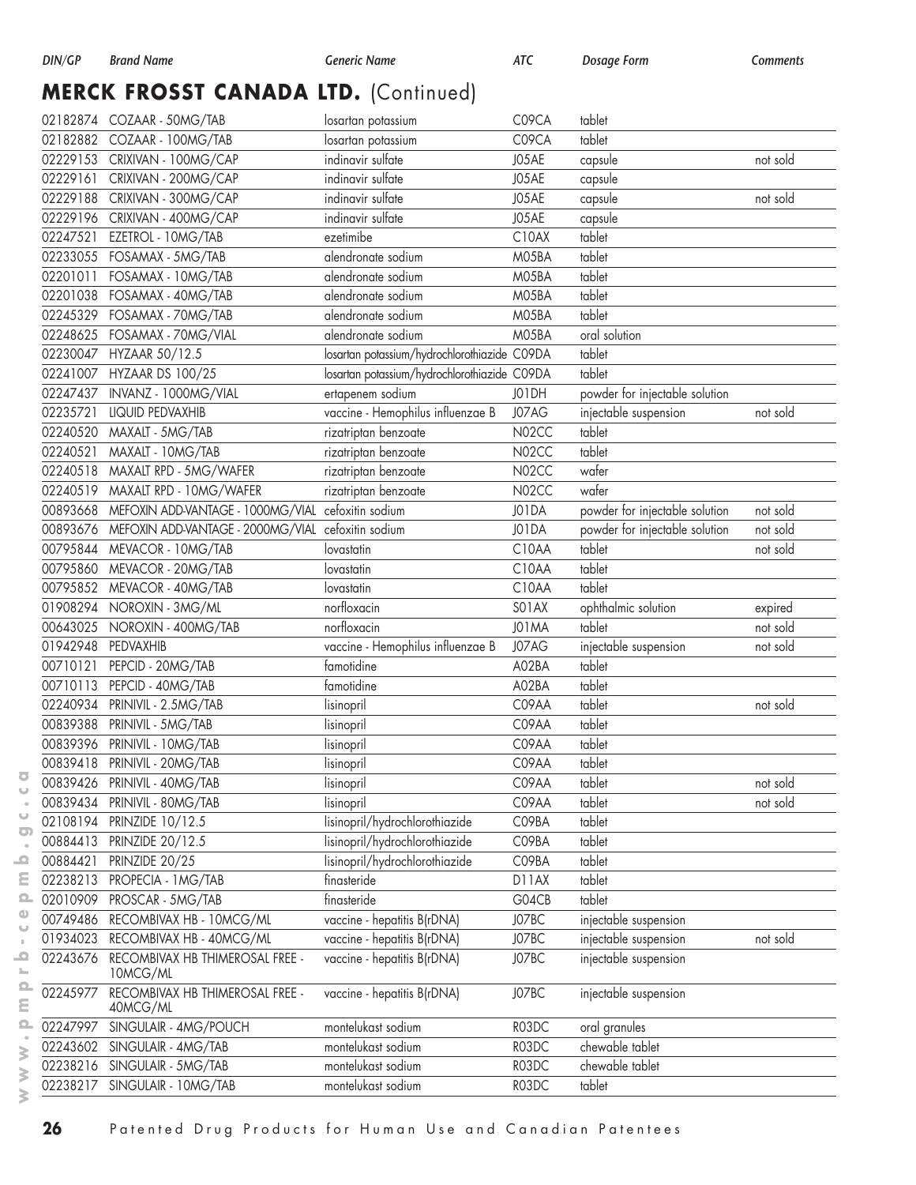## MERCK FROSST CANADA LTD. (Continued)

| DIN/GP | Brand Name | Generic Name | ATC | Dosage Form | Comments |
|---|---|---|---|---|---|
| 02182874 | COZAAR - 50MG/TAB | losartan potassium | C09CA | tablet | |
| 02182882 | COZAAR - 100MG/TAB | losartan potassium | C09CA | tablet | |
| 02229153 | CRIXIVAN - 100MG/CAP | indinavir sulfate | J05AE | capsule | not sold |
| 02229161 | CRIXIVAN - 200MG/CAP | indinavir sulfate | J05AE | capsule | |
| 02229188 | CRIXIVAN - 300MG/CAP | indinavir sulfate | J05AE | capsule | not sold |
| 02229196 | CRIXIVAN - 400MG/CAP | indinavir sulfate | J05AE | capsule | |
| 02247521 | EZETROL - 10MG/TAB | ezetimibe | C10AX | tablet | |
| 02233055 | FOSAMAX - 5MG/TAB | alendronate sodium | M05BA | tablet | |
| 02201011 | FOSAMAX - 10MG/TAB | alendronate sodium | M05BA | tablet | |
| 02201038 | FOSAMAX - 40MG/TAB | alendronate sodium | M05BA | tablet | |
| 02245329 | FOSAMAX - 70MG/TAB | alendronate sodium | M05BA | tablet | |
| 02248625 | FOSAMAX - 70MG/VIAL | alendronate sodium | M05BA | oral solution | |
| 02230047 | HYZAAR 50/12.5 | losartan potassium/hydrochlorothiazide | C09DA | tablet | |
| 02241007 | HYZAAR DS 100/25 | losartan potassium/hydrochlorothiazide | C09DA | tablet | |
| 02247437 | INVANZ - 1000MG/VIAL | ertapenem sodium | J01DH | powder for injectable solution | |
| 02235721 | LIQUID PEDVAXHIB | vaccine - Hemophilus influenzae B | J07AG | injectable suspension | not sold |
| 02240520 | MAXALT - 5MG/TAB | rizatriptan benzoate | N02CC | tablet | |
| 02240521 | MAXALT - 10MG/TAB | rizatriptan benzoate | N02CC | tablet | |
| 02240518 | MAXALT RPD - 5MG/WAFER | rizatriptan benzoate | N02CC | wafer | |
| 02240519 | MAXALT RPD - 10MG/WAFER | rizatriptan benzoate | N02CC | wafer | |
| 00893668 | MEFOXIN ADD-VANTAGE - 1000MG/VIAL | cefoxitin sodium | J01DA | powder for injectable solution | not sold |
| 00893676 | MEFOXIN ADD-VANTAGE - 2000MG/VIAL | cefoxitin sodium | J01DA | powder for injectable solution | not sold |
| 00795844 | MEVACOR - 10MG/TAB | lovastatin | C10AA | tablet | not sold |
| 00795860 | MEVACOR - 20MG/TAB | lovastatin | C10AA | tablet | |
| 00795852 | MEVACOR - 40MG/TAB | lovastatin | C10AA | tablet | |
| 01908294 | NOROXIN - 3MG/ML | norfloxacin | S01AX | ophthalmic solution | expired |
| 00643025 | NOROXIN - 400MG/TAB | norfloxacin | J01MA | tablet | not sold |
| 01942948 | PEDVAXHIB | vaccine - Hemophilus influenzae B | J07AG | injectable suspension | not sold |
| 00710121 | PEPCID - 20MG/TAB | famotidine | A02BA | tablet | |
| 00710113 | PEPCID - 40MG/TAB | famotidine | A02BA | tablet | |
| 02240934 | PRINIVIL - 2.5MG/TAB | lisinopril | C09AA | tablet | not sold |
| 00839388 | PRINIVIL - 5MG/TAB | lisinopril | C09AA | tablet | |
| 00839396 | PRINIVIL - 10MG/TAB | lisinopril | C09AA | tablet | |
| 00839418 | PRINIVIL - 20MG/TAB | lisinopril | C09AA | tablet | |
| 00839426 | PRINIVIL - 40MG/TAB | lisinopril | C09AA | tablet | not sold |
| 00839434 | PRINIVIL - 80MG/TAB | lisinopril | C09AA | tablet | not sold |
| 02108194 | PRINZIDE 10/12.5 | lisinopril/hydrochlorothiazide | C09BA | tablet | |
| 00884413 | PRINZIDE 20/12.5 | lisinopril/hydrochlorothiazide | C09BA | tablet | |
| 00884421 | PRINZIDE 20/25 | lisinopril/hydrochlorothiazide | C09BA | tablet | |
| 02238213 | PROPECIA - 1MG/TAB | finasteride | D11AX | tablet | |
| 02010909 | PROSCAR - 5MG/TAB | finasteride | G04CB | tablet | |
| 00749486 | RECOMBIVAX HB - 10MCG/ML | vaccine - hepatitis B(rDNA) | J07BC | injectable suspension | |
| 01934023 | RECOMBIVAX HB - 40MCG/ML | vaccine - hepatitis B(rDNA) | J07BC | injectable suspension | not sold |
| 02243676 | RECOMBIVAX HB THIMEROSAL FREE - 10MCG/ML | vaccine - hepatitis B(rDNA) | J07BC | injectable suspension | |
| 02245977 | RECOMBIVAX HB THIMEROSAL FREE - 40MCG/ML | vaccine - hepatitis B(rDNA) | J07BC | injectable suspension | |
| 02247997 | SINGULAIR - 4MG/POUCH | montelukast sodium | R03DC | oral granules | |
| 02243602 | SINGULAIR - 4MG/TAB | montelukast sodium | R03DC | chewable tablet | |
| 02238216 | SINGULAIR - 5MG/TAB | montelukast sodium | R03DC | chewable tablet | |
| 02238217 | SINGULAIR - 10MG/TAB | montelukast sodium | R03DC | tablet | |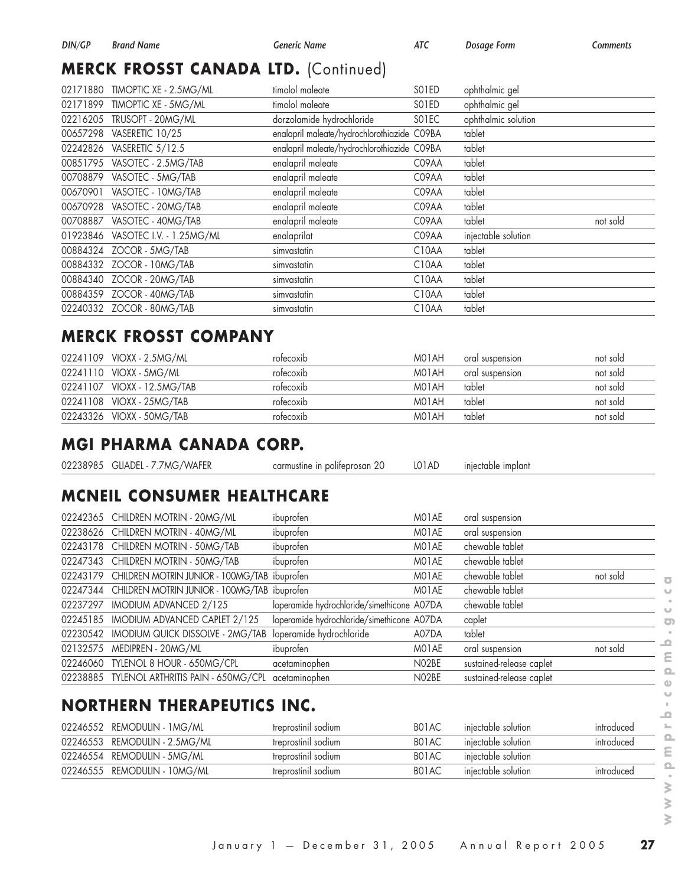| DIN/GP | Brand Name | Generic Name | ATC | Dosage Form | Comments |
|---|---|---|---|---|---|

## MERCK FROSST CANADA LTD. (Continued)

| DIN/GP | Brand Name | Generic Name | ATC | Dosage Form | Comments |
|---|---|---|---|---|---|
| 02171880 | TIMOPTIC XE - 2.5MG/ML | timolol maleate | S01ED | ophthalmic gel | |
| 02171899 | TIMOPTIC XE - 5MG/ML | timolol maleate | S01ED | ophthalmic gel | |
| 02216205 | TRUSOPT - 20MG/ML | dorzolamide hydrochloride | S01EC | ophthalmic solution | |
| 00657298 | VASERETIC 10/25 | enalapril maleate/hydrochlorothiazide | C09BA | tablet | |
| 02242826 | VASERETIC 5/12.5 | enalapril maleate/hydrochlorothiazide | C09BA | tablet | |
| 00851795 | VASOTEC - 2.5MG/TAB | enalapril maleate | C09AA | tablet | |
| 00708879 | VASOTEC - 5MG/TAB | enalapril maleate | C09AA | tablet | |
| 00670901 | VASOTEC - 10MG/TAB | enalapril maleate | C09AA | tablet | |
| 00670928 | VASOTEC - 20MG/TAB | enalapril maleate | C09AA | tablet | |
| 00708887 | VASOTEC - 40MG/TAB | enalapril maleate | C09AA | tablet | not sold |
| 01923846 | VASOTEC I.V. - 1.25MG/ML | enalaprilat | C09AA | injectable solution | |
| 00884324 | ZOCOR - 5MG/TAB | simvastatin | C10AA | tablet | |
| 00884332 | ZOCOR - 10MG/TAB | simvastatin | C10AA | tablet | |
| 00884340 | ZOCOR - 20MG/TAB | simvastatin | C10AA | tablet | |
| 00884359 | ZOCOR - 40MG/TAB | simvastatin | C10AA | tablet | |
| 02240332 | ZOCOR - 80MG/TAB | simvastatin | C10AA | tablet | |

## MERCK FROSST COMPANY

| DIN/GP | Brand Name | Generic Name | ATC | Dosage Form | Comments |
|---|---|---|---|---|---|
| 02241109 | VIOXX - 2.5MG/ML | rofecoxib | M01AH | oral suspension | not sold |
| 02241110 | VIOXX - 5MG/ML | rofecoxib | M01AH | oral suspension | not sold |
| 02241107 | VIOXX - 12.5MG/TAB | rofecoxib | M01AH | tablet | not sold |
| 02241108 | VIOXX - 25MG/TAB | rofecoxib | M01AH | tablet | not sold |
| 02243326 | VIOXX - 50MG/TAB | rofecoxib | M01AH | tablet | not sold |

## MGI PHARMA CANADA CORP.

| DIN/GP | Brand Name | Generic Name | ATC | Dosage Form | Comments |
|---|---|---|---|---|---|
| 02238985 | GLIADEL - 7.7MG/WAFER | carmustine in polifeprosan 20 | L01AD | injectable implant | |

## MCNEIL CONSUMER HEALTHCARE

| DIN/GP | Brand Name | Generic Name | ATC | Dosage Form | Comments |
|---|---|---|---|---|---|
| 02242365 | CHILDREN MOTRIN - 20MG/ML | ibuprofen | M01AE | oral suspension | |
| 02238626 | CHILDREN MOTRIN - 40MG/ML | ibuprofen | M01AE | oral suspension | |
| 02243178 | CHILDREN MOTRIN - 50MG/TAB | ibuprofen | M01AE | chewable tablet | |
| 02247343 | CHILDREN MOTRIN - 50MG/TAB | ibuprofen | M01AE | chewable tablet | |
| 02243179 | CHILDREN MOTRIN JUNIOR - 100MG/TAB | ibuprofen | M01AE | chewable tablet | not sold |
| 02247344 | CHILDREN MOTRIN JUNIOR - 100MG/TAB | ibuprofen | M01AE | chewable tablet | |
| 02237297 | IMODIUM ADVANCED 2/125 | loperamide hydrochloride/simethicone | A07DA | chewable tablet | |
| 02245185 | IMODIUM ADVANCED CAPLET 2/125 | loperamide hydrochloride/simethicone | A07DA | caplet | |
| 02230542 | IMODIUM QUICK DISSOLVE - 2MG/TAB | loperamide hydrochloride | A07DA | tablet | |
| 02132575 | MEDIPREN - 20MG/ML | ibuprofen | M01AE | oral suspension | not sold |
| 02246060 | TYLENOL 8 HOUR - 650MG/CPL | acetaminophen | N02BE | sustained-release caplet | |
| 02238885 | TYLENOL ARTHRITIS PAIN - 650MG/CPL | acetaminophen | N02BE | sustained-release caplet | |

## NORTHERN THERAPEUTICS INC.

| DIN/GP | Brand Name | Generic Name | ATC | Dosage Form | Comments |
|---|---|---|---|---|---|
| 02246552 | REMODULIN - 1MG/ML | treprostinil sodium | B01AC | injectable solution | introduced |
| 02246553 | REMODULIN - 2.5MG/ML | treprostinil sodium | B01AC | injectable solution | introduced |
| 02246554 | REMODULIN - 5MG/ML | treprostinil sodium | B01AC | injectable solution | |
| 02246555 | REMODULIN - 10MG/ML | treprostinil sodium | B01AC | injectable solution | introduced |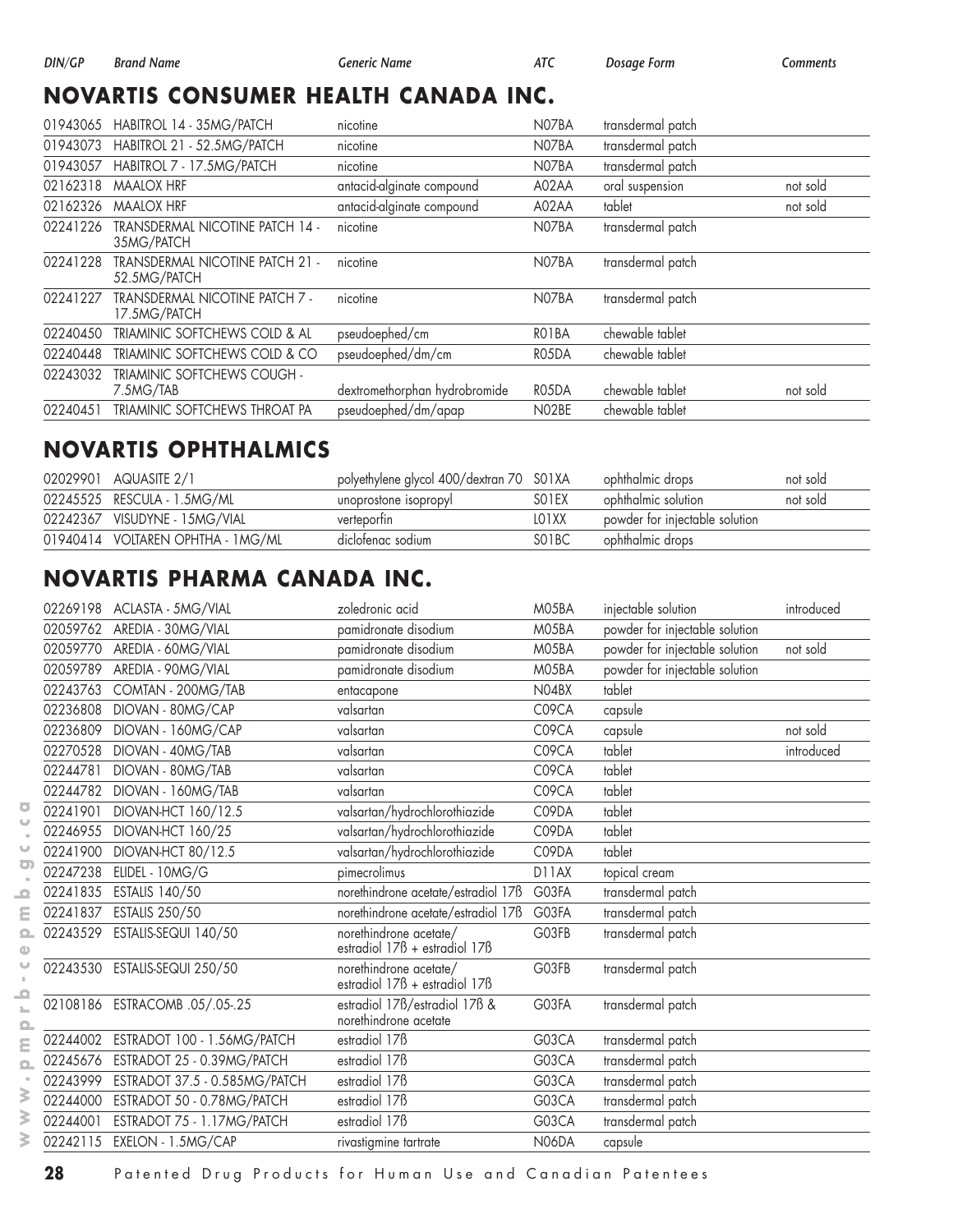| DIN/GP | Brand Name | Generic Name | ATC | Dosage Form | Comments |
|---|---|---|---|---|---|

## NOVARTIS CONSUMER HEALTH CANADA INC.

| DIN/GP | Brand Name | Generic Name | ATC | Dosage Form | Comments |
|---|---|---|---|---|---|
| 01943065 | HABITROL 14 - 35MG/PATCH | nicotine | N07BA | transdermal patch | |
| 01943073 | HABITROL 21 - 52.5MG/PATCH | nicotine | N07BA | transdermal patch | |
| 01943057 | HABITROL 7 - 17.5MG/PATCH | nicotine | N07BA | transdermal patch | |
| 02162318 | MAALOX HRF | antacid-alginate compound | A02AA | oral suspension | not sold |
| 02162326 | MAALOX HRF | antacid-alginate compound | A02AA | tablet | not sold |
| 02241226 | TRANSDERMAL NICOTINE PATCH 14 - 35MG/PATCH | nicotine | N07BA | transdermal patch | |
| 02241228 | TRANSDERMAL NICOTINE PATCH 21 - 52.5MG/PATCH | nicotine | N07BA | transdermal patch | |
| 02241227 | TRANSDERMAL NICOTINE PATCH 7 - 17.5MG/PATCH | nicotine | N07BA | transdermal patch | |
| 02240450 | TRIAMINIC SOFTCHEWS COLD & AL | pseudoephed/cm | R01BA | chewable tablet | |
| 02240448 | TRIAMINIC SOFTCHEWS COLD & CO | pseudoephed/dm/cm | R05DA | chewable tablet | |
| 02243032 | TRIAMINIC SOFTCHEWS COUGH - 7.5MG/TAB | dextromethorphan hydrobromide | R05DA | chewable tablet | not sold |
| 02240451 | TRIAMINIC SOFTCHEWS THROAT PA | pseudoephed/dm/apap | N02BE | chewable tablet | |

## NOVARTIS OPHTHALMICS

| DIN/GP | Brand Name | Generic Name | ATC | Dosage Form | Comments |
|---|---|---|---|---|---|
| 02029901 | AQUASITE 2/1 | polyethylene glycol 400/dextran 70 | S01XA | ophthalmic drops | not sold |
| 02245525 | RESCULA - 1.5MG/ML | unoprostone isopropyl | S01EX | ophthalmic solution | not sold |
| 02242367 | VISUDYNE - 15MG/VIAL | verteporfin | L01XX | powder for injectable solution | |
| 01940414 | VOLTAREN OPHTHA - 1MG/ML | diclofenac sodium | S01BC | ophthalmic drops | |

## NOVARTIS PHARMA CANADA INC.

| DIN/GP | Brand Name | Generic Name | ATC | Dosage Form | Comments |
|---|---|---|---|---|---|
| 02269198 | ACLASTA - 5MG/VIAL | zoledronic acid | M05BA | injectable solution | introduced |
| 02059762 | AREDIA - 30MG/VIAL | pamidronate disodium | M05BA | powder for injectable solution | |
| 02059770 | AREDIA - 60MG/VIAL | pamidronate disodium | M05BA | powder for injectable solution | not sold |
| 02059789 | AREDIA - 90MG/VIAL | pamidronate disodium | M05BA | powder for injectable solution | |
| 02243763 | COMTAN - 200MG/TAB | entacapone | N04BX | tablet | |
| 02236808 | DIOVAN - 80MG/CAP | valsartan | C09CA | capsule | |
| 02236809 | DIOVAN - 160MG/CAP | valsartan | C09CA | capsule | not sold |
| 02270528 | DIOVAN - 40MG/TAB | valsartan | C09CA | tablet | introduced |
| 02244781 | DIOVAN - 80MG/TAB | valsartan | C09CA | tablet | |
| 02244782 | DIOVAN - 160MG/TAB | valsartan | C09CA | tablet | |
| 02241901 | DIOVAN-HCT 160/12.5 | valsartan/hydrochlorothiazide | C09DA | tablet | |
| 02246955 | DIOVAN-HCT 160/25 | valsartan/hydrochlorothiazide | C09DA | tablet | |
| 02241900 | DIOVAN-HCT 80/12.5 | valsartan/hydrochlorothiazide | C09DA | tablet | |
| 02247238 | ELIDEL - 10MG/G | pimecrolimus | D11AX | topical cream | |
| 02241835 | ESTALIS 140/50 | norethindrone acetate/estradiol 17ß | G03FA | transdermal patch | |
| 02241837 | ESTALIS 250/50 | norethindrone acetate/estradiol 17ß | G03FA | transdermal patch | |
| 02243529 | ESTALIS-SEQUI 140/50 | norethindrone acetate/ estradiol 17ß + estradiol 17ß | G03FB | transdermal patch | |
| 02243530 | ESTALIS-SEQUI 250/50 | norethindrone acetate/ estradiol 17ß + estradiol 17ß | G03FB | transdermal patch | |
| 02108186 | ESTRACOMB .05/.05-.25 | estradiol 17ß/estradiol 17ß & norethindrone acetate | G03FA | transdermal patch | |
| 02244002 | ESTRADOT 100 - 1.56MG/PATCH | estradiol 17ß | G03CA | transdermal patch | |
| 02245676 | ESTRADOT 25 - 0.39MG/PATCH | estradiol 17ß | G03CA | transdermal patch | |
| 02243999 | ESTRADOT 37.5 - 0.585MG/PATCH | estradiol 17ß | G03CA | transdermal patch | |
| 02244000 | ESTRADOT 50 - 0.78MG/PATCH | estradiol 17ß | G03CA | transdermal patch | |
| 02244001 | ESTRADOT 75 - 1.17MG/PATCH | estradiol 17ß | G03CA | transdermal patch | |
| 02242115 | EXELON - 1.5MG/CAP | rivastigmine tartrate | N06DA | capsule | |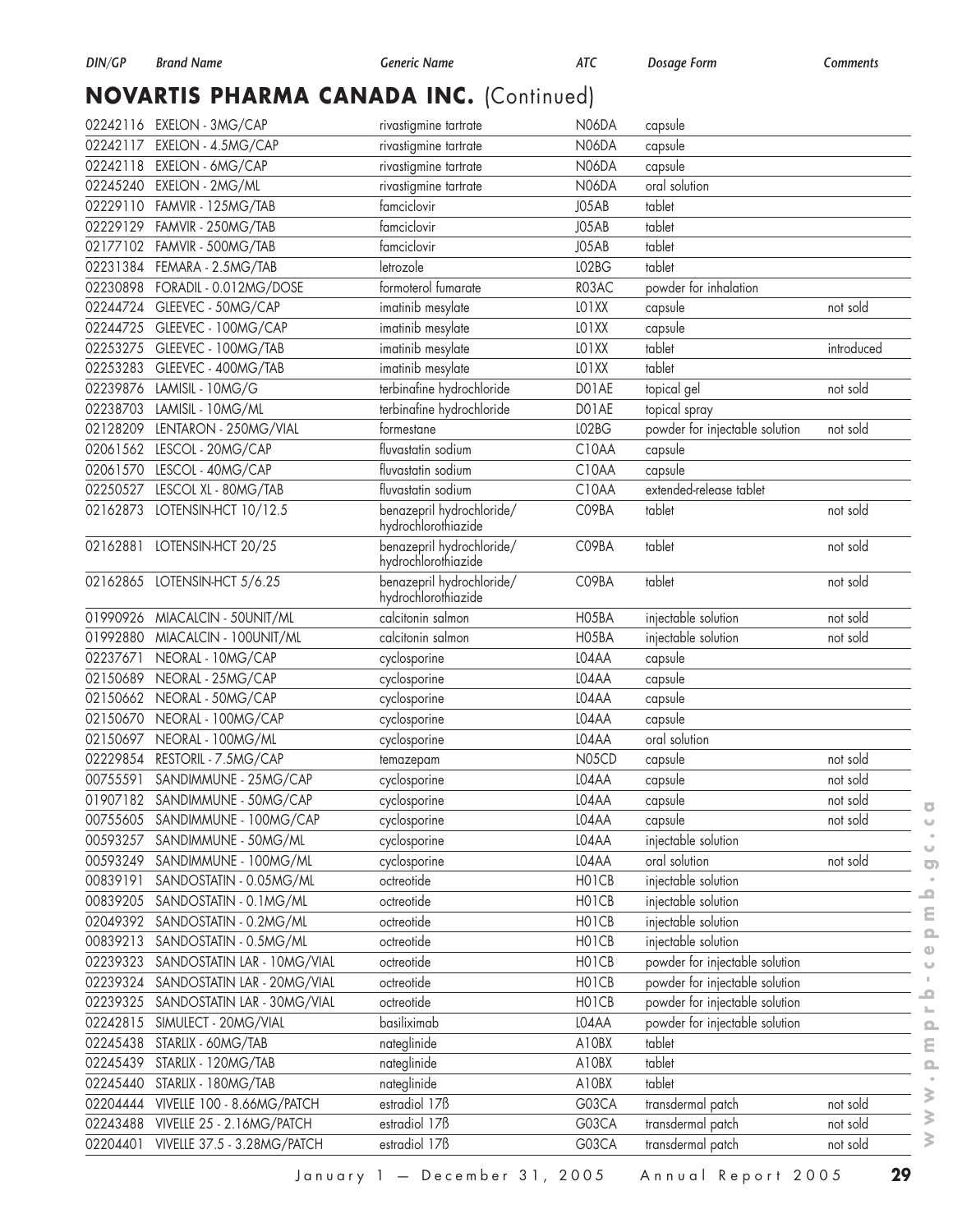## NOVARTIS PHARMA CANADA INC. (Continued)

| DIN/GP | Brand Name | Generic Name | ATC | Dosage Form | Comments |
|---|---|---|---|---|---|
| 02242116 | EXELON - 3MG/CAP | rivastigmine tartrate | N06DA | capsule | |
| 02242117 | EXELON - 4.5MG/CAP | rivastigmine tartrate | N06DA | capsule | |
| 02242118 | EXELON - 6MG/CAP | rivastigmine tartrate | N06DA | capsule | |
| 02245240 | EXELON - 2MG/ML | rivastigmine tartrate | N06DA | oral solution | |
| 02229110 | FAMVIR - 125MG/TAB | famciclovir | J05AB | tablet | |
| 02229129 | FAMVIR - 250MG/TAB | famciclovir | J05AB | tablet | |
| 02177102 | FAMVIR - 500MG/TAB | famciclovir | J05AB | tablet | |
| 02231384 | FEMARA - 2.5MG/TAB | letrozole | L02BG | tablet | |
| 02230898 | FORADIL - 0.012MG/DOSE | formoterol fumarate | R03AC | powder for inhalation | |
| 02244724 | GLEEVEC - 50MG/CAP | imatinib mesylate | L01XX | capsule | not sold |
| 02244725 | GLEEVEC - 100MG/CAP | imatinib mesylate | L01XX | capsule | |
| 02253275 | GLEEVEC - 100MG/TAB | imatinib mesylate | L01XX | tablet | introduced |
| 02253283 | GLEEVEC - 400MG/TAB | imatinib mesylate | L01XX | tablet | |
| 02239876 | LAMISIL - 10MG/G | terbinafine hydrochloride | D01AE | topical gel | not sold |
| 02238703 | LAMISIL - 10MG/ML | terbinafine hydrochloride | D01AE | topical spray | |
| 02128209 | LENTARON - 250MG/VIAL | formestane | L02BG | powder for injectable solution | not sold |
| 02061562 | LESCOL - 20MG/CAP | fluvastatin sodium | C10AA | capsule | |
| 02061570 | LESCOL - 40MG/CAP | fluvastatin sodium | C10AA | capsule | |
| 02250527 | LESCOL XL - 80MG/TAB | fluvastatin sodium | C10AA | extended-release tablet | |
| 02162873 | LOTENSIN-HCT 10/12.5 | benazepril hydrochloride/ hydrochlorothiazide | C09BA | tablet | not sold |
| 02162881 | LOTENSIN-HCT 20/25 | benazepril hydrochloride/ hydrochlorothiazide | C09BA | tablet | not sold |
| 02162865 | LOTENSIN-HCT 5/6.25 | benazepril hydrochloride/ hydrochlorothiazide | C09BA | tablet | not sold |
| 01990926 | MIACALCIN - 50UNIT/ML | calcitonin salmon | H05BA | injectable solution | not sold |
| 01992880 | MIACALCIN - 100UNIT/ML | calcitonin salmon | H05BA | injectable solution | not sold |
| 02237671 | NEORAL - 10MG/CAP | cyclosporine | L04AA | capsule | |
| 02150689 | NEORAL - 25MG/CAP | cyclosporine | L04AA | capsule | |
| 02150662 | NEORAL - 50MG/CAP | cyclosporine | L04AA | capsule | |
| 02150670 | NEORAL - 100MG/CAP | cyclosporine | L04AA | capsule | |
| 02150697 | NEORAL - 100MG/ML | cyclosporine | L04AA | oral solution | |
| 02229854 | RESTORIL - 7.5MG/CAP | temazepam | N05CD | capsule | not sold |
| 00755591 | SANDIMMUNE - 25MG/CAP | cyclosporine | L04AA | capsule | not sold |
| 01907182 | SANDIMMUNE - 50MG/CAP | cyclosporine | L04AA | capsule | not sold |
| 00755605 | SANDIMMUNE - 100MG/CAP | cyclosporine | L04AA | capsule | not sold |
| 00593257 | SANDIMMUNE - 50MG/ML | cyclosporine | L04AA | injectable solution | |
| 00593249 | SANDIMMUNE - 100MG/ML | cyclosporine | L04AA | oral solution | not sold |
| 00839191 | SANDOSTATIN - 0.05MG/ML | octreotide | H01CB | injectable solution | |
| 00839205 | SANDOSTATIN - 0.1MG/ML | octreotide | H01CB | injectable solution | |
| 02049392 | SANDOSTATIN - 0.2MG/ML | octreotide | H01CB | injectable solution | |
| 00839213 | SANDOSTATIN - 0.5MG/ML | octreotide | H01CB | injectable solution | |
| 02239323 | SANDOSTATIN LAR - 10MG/VIAL | octreotide | H01CB | powder for injectable solution | |
| 02239324 | SANDOSTATIN LAR - 20MG/VIAL | octreotide | H01CB | powder for injectable solution | |
| 02239325 | SANDOSTATIN LAR - 30MG/VIAL | octreotide | H01CB | powder for injectable solution | |
| 02242815 | SIMULECT - 20MG/VIAL | basiliximab | L04AA | powder for injectable solution | |
| 02245438 | STARLIX - 60MG/TAB | nateglinide | A10BX | tablet | |
| 02245439 | STARLIX - 120MG/TAB | nateglinide | A10BX | tablet | |
| 02245440 | STARLIX - 180MG/TAB | nateglinide | A10BX | tablet | |
| 02204444 | VIVELLE 100 - 8.66MG/PATCH | estradiol 17ß | G03CA | transdermal patch | not sold |
| 02243488 | VIVELLE 25 - 2.16MG/PATCH | estradiol 17ß | G03CA | transdermal patch | not sold |
| 02204401 | VIVELLE 37.5 - 3.28MG/PATCH | estradiol 17ß | G03CA | transdermal patch | not sold |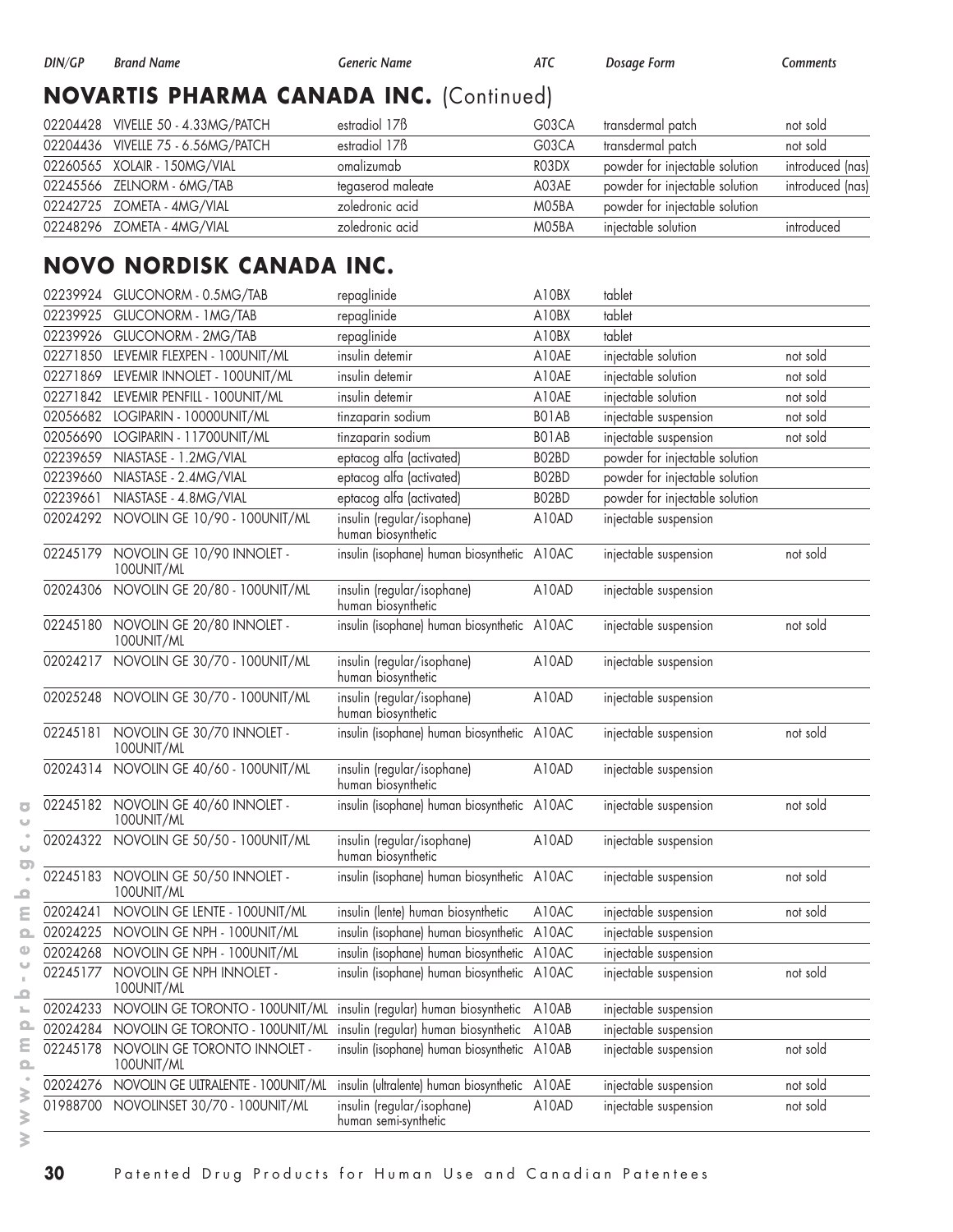| DIN/GP | Brand Name | Generic Name | ATC | Dosage Form | Comments |
|---|---|---|---|---|---|

## NOVARTIS PHARMA CANADA INC. (Continued)

| DIN/GP | Brand Name | Generic Name | ATC | Dosage Form | Comments |
|---|---|---|---|---|---|
| 02204428 | VIVELLE 50 - 4.33MG/PATCH | estradiol 17ß | G03CA | transdermal patch | not sold |
| 02204436 | VIVELLE 75 - 6.56MG/PATCH | estradiol 17ß | G03CA | transdermal patch | not sold |
| 02260565 | XOLAIR - 150MG/VIAL | omalizumab | R03DX | powder for injectable solution | introduced (nas) |
| 02245566 | ZELNORM - 6MG/TAB | tegaserod maleate | A03AE | powder for injectable solution | introduced (nas) |
| 02242725 | ZOMETA - 4MG/VIAL | zoledronic acid | M05BA | powder for injectable solution | |
| 02248296 | ZOMETA - 4MG/VIAL | zoledronic acid | M05BA | injectable solution | introduced |

## NOVO NORDISK CANADA INC.

| DIN/GP | Brand Name | Generic Name | ATC | Dosage Form | Comments |
|---|---|---|---|---|---|
| 02239924 | GLUCONORM - 0.5MG/TAB | repaglinide | A10BX | tablet | |
| 02239925 | GLUCONORM - 1MG/TAB | repaglinide | A10BX | tablet | |
| 02239926 | GLUCONORM - 2MG/TAB | repaglinide | A10BX | tablet | |
| 02271850 | LEVEMIR FLEXPEN - 100UNIT/ML | insulin detemir | A10AE | injectable solution | not sold |
| 02271869 | LEVEMIR INNOLET - 100UNIT/ML | insulin detemir | A10AE | injectable solution | not sold |
| 02271842 | LEVEMIR PENFILL - 100UNIT/ML | insulin detemir | A10AE | injectable solution | not sold |
| 02056682 | LOGIPARIN - 10000UNIT/ML | tinzaparin sodium | B01AB | injectable suspension | not sold |
| 02056690 | LOGIPARIN - 11700UNIT/ML | tinzaparin sodium | B01AB | injectable suspension | not sold |
| 02239659 | NIASTASE - 1.2MG/VIAL | eptacog alfa (activated) | B02BD | powder for injectable solution | |
| 02239660 | NIASTASE - 2.4MG/VIAL | eptacog alfa (activated) | B02BD | powder for injectable solution | |
| 02239661 | NIASTASE - 4.8MG/VIAL | eptacog alfa (activated) | B02BD | powder for injectable solution | |
| 02024292 | NOVOLIN GE 10/90 - 100UNIT/ML | insulin (regular/isophane) human biosynthetic | A10AD | injectable suspension | |
| 02245179 | NOVOLIN GE 10/90 INNOLET - 100UNIT/ML | insulin (isophane) human biosynthetic | A10AC | injectable suspension | not sold |
| 02024306 | NOVOLIN GE 20/80 - 100UNIT/ML | insulin (regular/isophane) human biosynthetic | A10AD | injectable suspension | |
| 02245180 | NOVOLIN GE 20/80 INNOLET - 100UNIT/ML | insulin (isophane) human biosynthetic | A10AC | injectable suspension | not sold |
| 02024217 | NOVOLIN GE 30/70 - 100UNIT/ML | insulin (regular/isophane) human biosynthetic | A10AD | injectable suspension | |
| 02025248 | NOVOLIN GE 30/70 - 100UNIT/ML | insulin (regular/isophane) human biosynthetic | A10AD | injectable suspension | |
| 02245181 | NOVOLIN GE 30/70 INNOLET - 100UNIT/ML | insulin (isophane) human biosynthetic | A10AC | injectable suspension | not sold |
| 02024314 | NOVOLIN GE 40/60 - 100UNIT/ML | insulin (regular/isophane) human biosynthetic | A10AD | injectable suspension | |
| 02245182 | NOVOLIN GE 40/60 INNOLET - 100UNIT/ML | insulin (isophane) human biosynthetic | A10AC | injectable suspension | not sold |
| 02024322 | NOVOLIN GE 50/50 - 100UNIT/ML | insulin (regular/isophane) human biosynthetic | A10AD | injectable suspension | |
| 02245183 | NOVOLIN GE 50/50 INNOLET - 100UNIT/ML | insulin (isophane) human biosynthetic | A10AC | injectable suspension | not sold |
| 02024241 | NOVOLIN GE LENTE - 100UNIT/ML | insulin (lente) human biosynthetic | A10AC | injectable suspension | not sold |
| 02024225 | NOVOLIN GE NPH - 100UNIT/ML | insulin (isophane) human biosynthetic | A10AC | injectable suspension | |
| 02024268 | NOVOLIN GE NPH - 100UNIT/ML | insulin (isophane) human biosynthetic | A10AC | injectable suspension | |
| 02245177 | NOVOLIN GE NPH INNOLET - 100UNIT/ML | insulin (isophane) human biosynthetic | A10AC | injectable suspension | not sold |
| 02024233 | NOVOLIN GE TORONTO - 100UNIT/ML | insulin (regular) human biosynthetic | A10AB | injectable suspension | |
| 02024284 | NOVOLIN GE TORONTO - 100UNIT/ML | insulin (regular) human biosynthetic | A10AB | injectable suspension | |
| 02245178 | NOVOLIN GE TORONTO INNOLET - 100UNIT/ML | insulin (isophane) human biosynthetic | A10AB | injectable suspension | not sold |
| 02024276 | NOVOLIN GE ULTRALENTE - 100UNIT/ML | insulin (ultralente) human biosynthetic | A10AE | injectable suspension | not sold |
| 01988700 | NOVOLINSET 30/70 - 100UNIT/ML | insulin (regular/isophane) human semi-synthetic | A10AD | injectable suspension | not sold |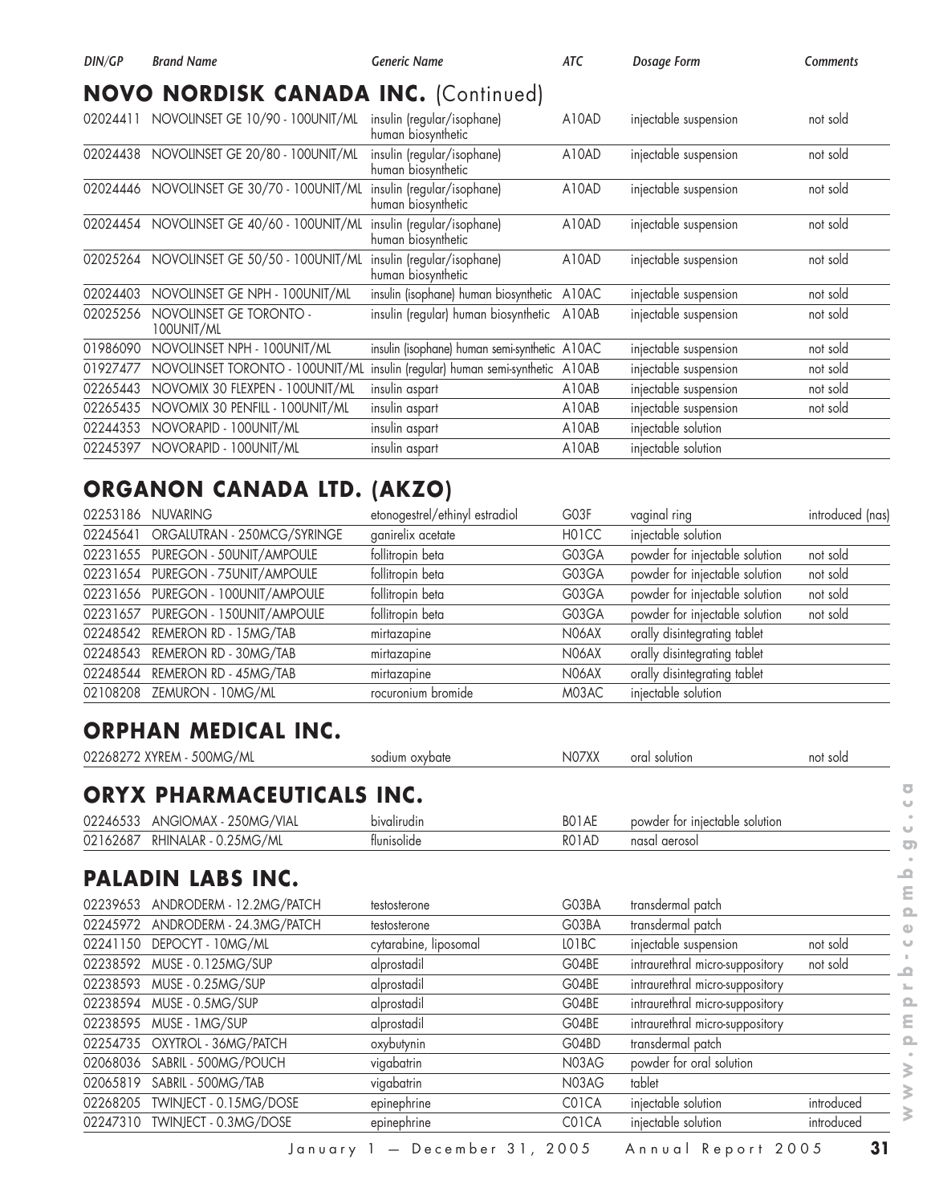| DIN/GP | Brand Name | Generic Name | ATC | Dosage Form | Comments |
|---|---|---|---|---|---|

## NOVO NORDISK CANADA INC. (Continued)

| DIN/GP | Brand Name | Generic Name | ATC | Dosage Form | Comments |
|---|---|---|---|---|---|
| 02024411 | NOVOLINSET GE 10/90 - 100UNIT/ML | insulin (regular/isophane) human biosynthetic | A10AD | injectable suspension | not sold |
| 02024438 | NOVOLINSET GE 20/80 - 100UNIT/ML | insulin (regular/isophane) human biosynthetic | A10AD | injectable suspension | not sold |
| 02024446 | NOVOLINSET GE 30/70 - 100UNIT/ML | insulin (regular/isophane) human biosynthetic | A10AD | injectable suspension | not sold |
| 02024454 | NOVOLINSET GE 40/60 - 100UNIT/ML | insulin (regular/isophane) human biosynthetic | A10AD | injectable suspension | not sold |
| 02025264 | NOVOLINSET GE 50/50 - 100UNIT/ML | insulin (regular/isophane) human biosynthetic | A10AD | injectable suspension | not sold |
| 02024403 | NOVOLINSET GE NPH - 100UNIT/ML | insulin (isophane) human biosynthetic | A10AC | injectable suspension | not sold |
| 02025256 | NOVOLINSET GE TORONTO - 100UNIT/ML | insulin (regular) human biosynthetic | A10AB | injectable suspension | not sold |
| 01986090 | NOVOLINSET NPH - 100UNIT/ML | insulin (isophane) human semi-synthetic | A10AC | injectable suspension | not sold |
| 01927477 | NOVOLINSET TORONTO - 100UNIT/ML | insulin (regular) human semi-synthetic | A10AB | injectable suspension | not sold |
| 02265443 | NOVOMIX 30 FLEXPEN - 100UNIT/ML | insulin aspart | A10AB | injectable suspension | not sold |
| 02265435 | NOVOMIX 30 PENFILL - 100UNIT/ML | insulin aspart | A10AB | injectable suspension | not sold |
| 02244353 | NOVORAPID - 100UNIT/ML | insulin aspart | A10AB | injectable solution | |
| 02245397 | NOVORAPID - 100UNIT/ML | insulin aspart | A10AB | injectable solution | |

## ORGANON CANADA LTD. (AKZO)

| DIN/GP | Brand Name | Generic Name | ATC | Dosage Form | Comments |
|---|---|---|---|---|---|
| 02253186 | NUVARING | etonogestrel/ethinyl estradiol | G03F | vaginal ring | introduced (nas) |
| 02245641 | ORGALUTRAN - 250MCG/SYRINGE | ganirelix acetate | H01CC | injectable solution | |
| 02231655 | PUREGON - 50UNIT/AMPOULE | follitropin beta | G03GA | powder for injectable solution | not sold |
| 02231654 | PUREGON - 75UNIT/AMPOULE | follitropin beta | G03GA | powder for injectable solution | not sold |
| 02231656 | PUREGON - 100UNIT/AMPOULE | follitropin beta | G03GA | powder for injectable solution | not sold |
| 02231657 | PUREGON - 150UNIT/AMPOULE | follitropin beta | G03GA | powder for injectable solution | not sold |
| 02248542 | REMERON RD - 15MG/TAB | mirtazapine | N06AX | orally disintegrating tablet | |
| 02248543 | REMERON RD - 30MG/TAB | mirtazapine | N06AX | orally disintegrating tablet | |
| 02248544 | REMERON RD - 45MG/TAB | mirtazapine | N06AX | orally disintegrating tablet | |
| 02108208 | ZEMURON - 10MG/ML | rocuronium bromide | M03AC | injectable solution | |

## ORPHAN MEDICAL INC.

| DIN/GP | Brand Name | Generic Name | ATC | Dosage Form | Comments |
|---|---|---|---|---|---|
| 02268272 | XYREM - 500MG/ML | sodium oxybate | N07XX | oral solution | not sold |

## ORYX PHARMACEUTICALS INC.

| DIN/GP | Brand Name | Generic Name | ATC | Dosage Form | Comments |
|---|---|---|---|---|---|
| 02246533 | ANGIOMAX - 250MG/VIAL | bivalirudin | B01AE | powder for injectable solution | |
| 02162687 | RHINALAR - 0.25MG/ML | flunisolide | R01AD | nasal aerosol | |

## PALADIN LABS INC.

| DIN/GP | Brand Name | Generic Name | ATC | Dosage Form | Comments |
|---|---|---|---|---|---|
| 02239653 | ANDRODERM - 12.2MG/PATCH | testosterone | G03BA | transdermal patch | |
| 02245972 | ANDRODERM - 24.3MG/PATCH | testosterone | G03BA | transdermal patch | |
| 02241150 | DEPOCYT - 10MG/ML | cytarabine, liposomal | L01BC | injectable suspension | not sold |
| 02238592 | MUSE - 0.125MG/SUP | alprostadil | G04BE | intraurethral micro-suppository | not sold |
| 02238593 | MUSE - 0.25MG/SUP | alprostadil | G04BE | intraurethral micro-suppository | |
| 02238594 | MUSE - 0.5MG/SUP | alprostadil | G04BE | intraurethral micro-suppository | |
| 02238595 | MUSE - 1MG/SUP | alprostadil | G04BE | intraurethral micro-suppository | |
| 02254735 | OXYTROL - 36MG/PATCH | oxybutynin | G04BD | transdermal patch | |
| 02068036 | SABRIL - 500MG/POUCH | vigabatrin | N03AG | powder for oral solution | |
| 02065819 | SABRIL - 500MG/TAB | vigabatrin | N03AG | tablet | |
| 02268205 | TWINJECT - 0.15MG/DOSE | epinephrine | C01CA | injectable solution | introduced |
| 02247310 | TWINJECT - 0.3MG/DOSE | epinephrine | C01CA | injectable solution | introduced |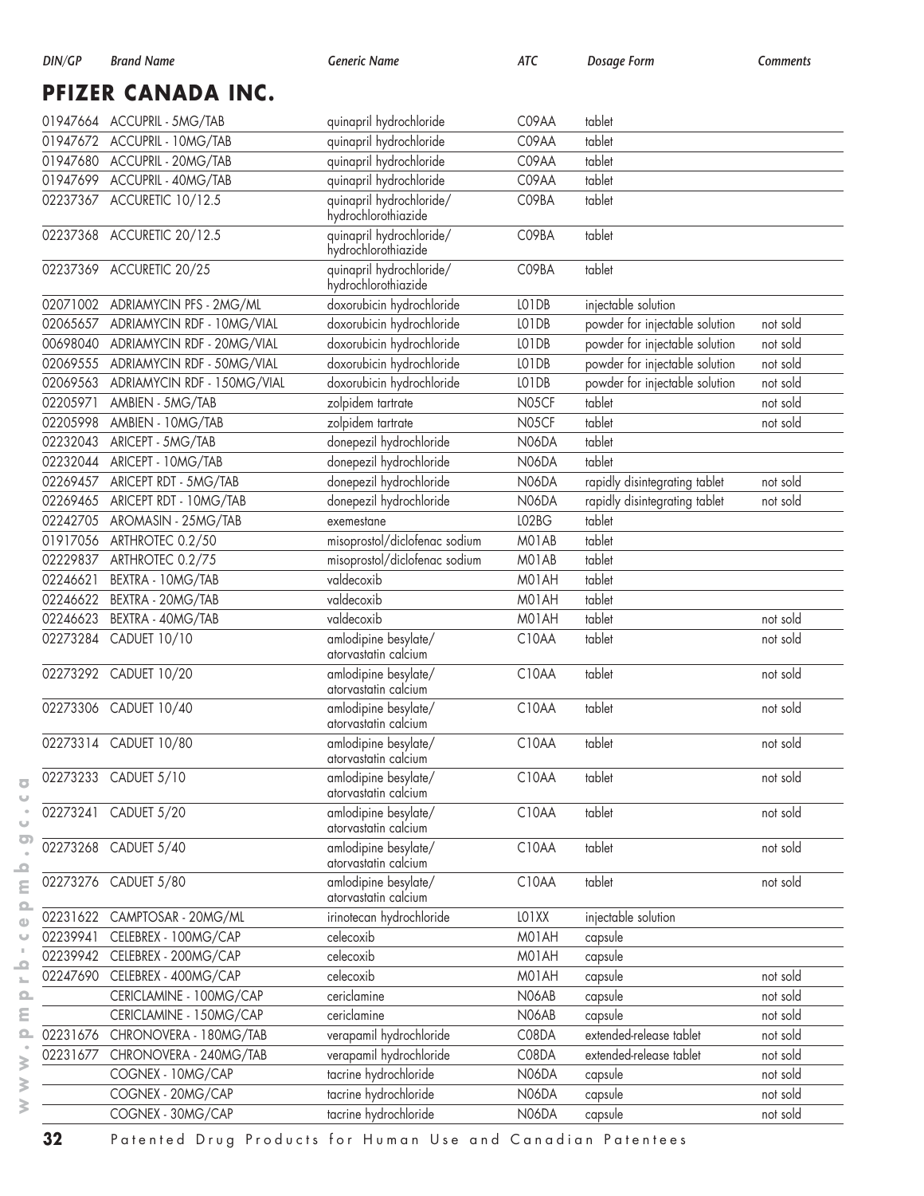## PFIZER CANADA INC.

| DIN/GP | Brand Name | Generic Name | ATC | Dosage Form | Comments |
|---|---|---|---|---|---|
| 01947664 | ACCUPRIL - 5MG/TAB | quinapril hydrochloride | C09AA | tablet | |
| 01947672 | ACCUPRIL - 10MG/TAB | quinapril hydrochloride | C09AA | tablet | |
| 01947680 | ACCUPRIL - 20MG/TAB | quinapril hydrochloride | C09AA | tablet | |
| 01947699 | ACCUPRIL - 40MG/TAB | quinapril hydrochloride | C09AA | tablet | |
| 02237367 | ACCURETIC 10/12.5 | quinapril hydrochloride/ hydrochlorothiazide | C09BA | tablet | |
| 02237368 | ACCURETIC 20/12.5 | quinapril hydrochloride/ hydrochlorothiazide | C09BA | tablet | |
| 02237369 | ACCURETIC 20/25 | quinapril hydrochloride/ hydrochlorothiazide | C09BA | tablet | |
| 02071002 | ADRIAMYCIN PFS - 2MG/ML | doxorubicin hydrochloride | L01DB | injectable solution | |
| 02065657 | ADRIAMYCIN RDF - 10MG/VIAL | doxorubicin hydrochloride | L01DB | powder for injectable solution | not sold |
| 00698040 | ADRIAMYCIN RDF - 20MG/VIAL | doxorubicin hydrochloride | L01DB | powder for injectable solution | not sold |
| 02069555 | ADRIAMYCIN RDF - 50MG/VIAL | doxorubicin hydrochloride | L01DB | powder for injectable solution | not sold |
| 02069563 | ADRIAMYCIN RDF - 150MG/VIAL | doxorubicin hydrochloride | L01DB | powder for injectable solution | not sold |
| 02205971 | AMBIEN - 5MG/TAB | zolpidem tartrate | N05CF | tablet | not sold |
| 02205998 | AMBIEN - 10MG/TAB | zolpidem tartrate | N05CF | tablet | not sold |
| 02232043 | ARICEPT - 5MG/TAB | donepezil hydrochloride | N06DA | tablet | |
| 02232044 | ARICEPT - 10MG/TAB | donepezil hydrochloride | N06DA | tablet | |
| 02269457 | ARICEPT RDT - 5MG/TAB | donepezil hydrochloride | N06DA | rapidly disintegrating tablet | not sold |
| 02269465 | ARICEPT RDT - 10MG/TAB | donepezil hydrochloride | N06DA | rapidly disintegrating tablet | not sold |
| 02242705 | AROMASIN - 25MG/TAB | exemestane | L02BG | tablet | |
| 01917056 | ARTHROTEC 0.2/50 | misoprostol/diclofenac sodium | M01AB | tablet | |
| 02229837 | ARTHROTEC 0.2/75 | misoprostol/diclofenac sodium | M01AB | tablet | |
| 02246621 | BEXTRA - 10MG/TAB | valdecoxib | M01AH | tablet | |
| 02246622 | BEXTRA - 20MG/TAB | valdecoxib | M01AH | tablet | |
| 02246623 | BEXTRA - 40MG/TAB | valdecoxib | M01AH | tablet | not sold |
| 02273284 | CADUET 10/10 | amlodipine besylate/ atorvastatin calcium | C10AA | tablet | not sold |
| 02273292 | CADUET 10/20 | amlodipine besylate/ atorvastatin calcium | C10AA | tablet | not sold |
| 02273306 | CADUET 10/40 | amlodipine besylate/ atorvastatin calcium | C10AA | tablet | not sold |
| 02273314 | CADUET 10/80 | amlodipine besylate/ atorvastatin calcium | C10AA | tablet | not sold |
| 02273233 | CADUET 5/10 | amlodipine besylate/ atorvastatin calcium | C10AA | tablet | not sold |
| 02273241 | CADUET 5/20 | amlodipine besylate/ atorvastatin calcium | C10AA | tablet | not sold |
| 02273268 | CADUET 5/40 | amlodipine besylate/ atorvastatin calcium | C10AA | tablet | not sold |
| 02273276 | CADUET 5/80 | amlodipine besylate/ atorvastatin calcium | C10AA | tablet | not sold |
| 02231622 | CAMPTOSAR - 20MG/ML | irinotecan hydrochloride | L01XX | injectable solution | |
| 02239941 | CELEBREX - 100MG/CAP | celecoxib | M01AH | capsule | |
| 02239942 | CELEBREX - 200MG/CAP | celecoxib | M01AH | capsule | |
| 02247690 | CELEBREX - 400MG/CAP | celecoxib | M01AH | capsule | not sold |
| | CERICLAMINE - 100MG/CAP | cericlamine | N06AB | capsule | not sold |
| | CERICLAMINE - 150MG/CAP | cericlamine | N06AB | capsule | not sold |
| 02231676 | CHRONOVERA - 180MG/TAB | verapamil hydrochloride | C08DA | extended-release tablet | not sold |
| 02231677 | CHRONOVERA - 240MG/TAB | verapamil hydrochloride | C08DA | extended-release tablet | not sold |
| | COGNEX - 10MG/CAP | tacrine hydrochloride | N06DA | capsule | not sold |
| | COGNEX - 20MG/CAP | tacrine hydrochloride | N06DA | capsule | not sold |
| | COGNEX - 30MG/CAP | tacrine hydrochloride | N06DA | capsule | not sold |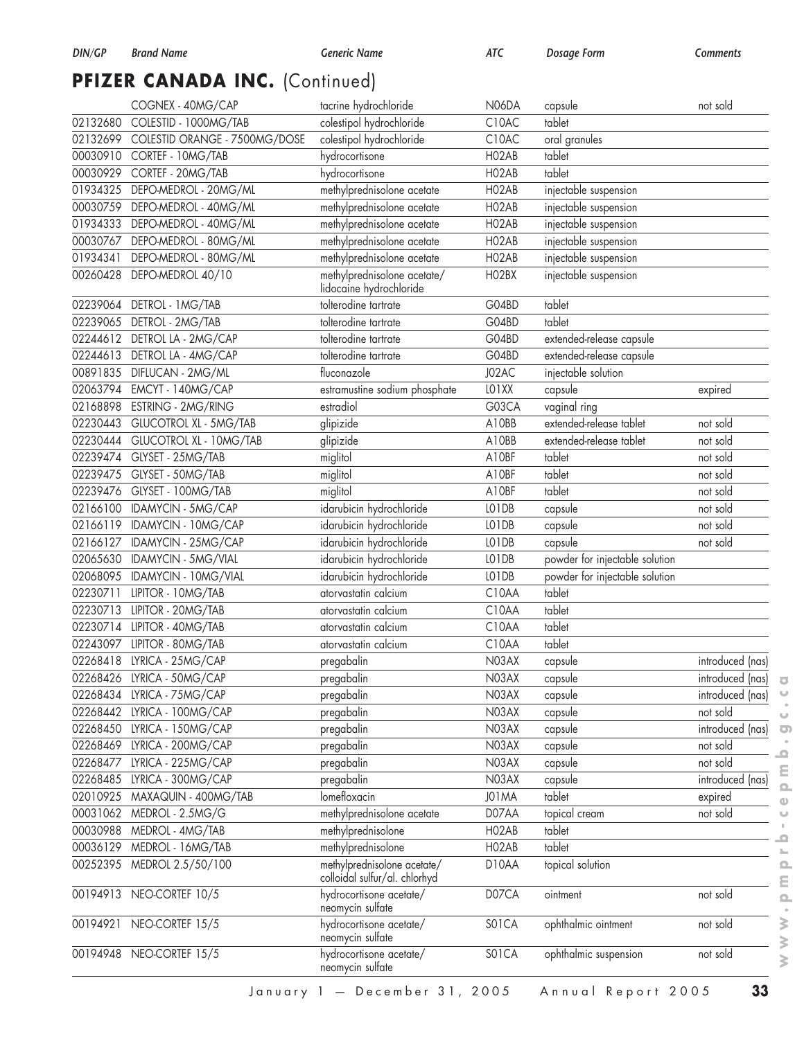## PFIZER CANADA INC. (Continued)

| DIN/GP | Brand Name | Generic Name | ATC | Dosage Form | Comments |
|---|---|---|---|---|---|
| | COGNEX - 40MG/CAP | tacrine hydrochloride | N06DA | capsule | not sold |
| 02132680 | COLESTID - 1000MG/TAB | colestipol hydrochloride | C10AC | tablet | |
| 02132699 | COLESTID ORANGE - 7500MG/DOSE | colestipol hydrochloride | C10AC | oral granules | |
| 00030910 | CORTEF - 10MG/TAB | hydrocortisone | H02AB | tablet | |
| 00030929 | CORTEF - 20MG/TAB | hydrocortisone | H02AB | tablet | |
| 01934325 | DEPO-MEDROL - 20MG/ML | methylprednisolone acetate | H02AB | injectable suspension | |
| 00030759 | DEPO-MEDROL - 40MG/ML | methylprednisolone acetate | H02AB | injectable suspension | |
| 01934333 | DEPO-MEDROL - 40MG/ML | methylprednisolone acetate | H02AB | injectable suspension | |
| 00030767 | DEPO-MEDROL - 80MG/ML | methylprednisolone acetate | H02AB | injectable suspension | |
| 01934341 | DEPO-MEDROL - 80MG/ML | methylprednisolone acetate | H02AB | injectable suspension | |
| 00260428 | DEPO-MEDROL 40/10 | methylprednisolone acetate/ lidocaine hydrochloride | H02BX | injectable suspension | |
| 02239064 | DETROL - 1MG/TAB | tolterodine tartrate | G04BD | tablet | |
| 02239065 | DETROL - 2MG/TAB | tolterodine tartrate | G04BD | tablet | |
| 02244612 | DETROL LA - 2MG/CAP | tolterodine tartrate | G04BD | extended-release capsule | |
| 02244613 | DETROL LA - 4MG/CAP | tolterodine tartrate | G04BD | extended-release capsule | |
| 00891835 | DIFLUCAN - 2MG/ML | fluconazole | J02AC | injectable solution | |
| 02063794 | EMCYT - 140MG/CAP | estramustine sodium phosphate | L01XX | capsule | expired |
| 02168898 | ESTRING - 2MG/RING | estradiol | G03CA | vaginal ring | |
| 02230443 | GLUCOTROL XL - 5MG/TAB | glipizide | A10BB | extended-release tablet | not sold |
| 02230444 | GLUCOTROL XL - 10MG/TAB | glipizide | A10BB | extended-release tablet | not sold |
| 02239474 | GLYSET - 25MG/TAB | miglitol | A10BF | tablet | not sold |
| 02239475 | GLYSET - 50MG/TAB | miglitol | A10BF | tablet | not sold |
| 02239476 | GLYSET - 100MG/TAB | miglitol | A10BF | tablet | not sold |
| 02166100 | IDAMYCIN - 5MG/CAP | idarubicin hydrochloride | L01DB | capsule | not sold |
| 02166119 | IDAMYCIN - 10MG/CAP | idarubicin hydrochloride | L01DB | capsule | not sold |
| 02166127 | IDAMYCIN - 25MG/CAP | idarubicin hydrochloride | L01DB | capsule | not sold |
| 02065630 | IDAMYCIN - 5MG/VIAL | idarubicin hydrochloride | L01DB | powder for injectable solution | |
| 02068095 | IDAMYCIN - 10MG/VIAL | idarubicin hydrochloride | L01DB | powder for injectable solution | |
| 02230711 | LIPITOR - 10MG/TAB | atorvastatin calcium | C10AA | tablet | |
| 02230713 | LIPITOR - 20MG/TAB | atorvastatin calcium | C10AA | tablet | |
| 02230714 | LIPITOR - 40MG/TAB | atorvastatin calcium | C10AA | tablet | |
| 02243097 | LIPITOR - 80MG/TAB | atorvastatin calcium | C10AA | tablet | |
| 02268418 | LYRICA - 25MG/CAP | pregabalin | N03AX | capsule | introduced (nas) |
| 02268426 | LYRICA - 50MG/CAP | pregabalin | N03AX | capsule | introduced (nas) |
| 02268434 | LYRICA - 75MG/CAP | pregabalin | N03AX | capsule | introduced (nas) |
| 02268442 | LYRICA - 100MG/CAP | pregabalin | N03AX | capsule | not sold |
| 02268450 | LYRICA - 150MG/CAP | pregabalin | N03AX | capsule | introduced (nas) |
| 02268469 | LYRICA - 200MG/CAP | pregabalin | N03AX | capsule | not sold |
| 02268477 | LYRICA - 225MG/CAP | pregabalin | N03AX | capsule | not sold |
| 02268485 | LYRICA - 300MG/CAP | pregabalin | N03AX | capsule | introduced (nas) |
| 02010925 | MAXAQUIN - 400MG/TAB | lomefloxacin | J01MA | tablet | expired |
| 00031062 | MEDROL - 2.5MG/G | methylprednisolone acetate | D07AA | topical cream | not sold |
| 00030988 | MEDROL - 4MG/TAB | methylprednisolone | H02AB | tablet | |
| 00036129 | MEDROL - 16MG/TAB | methylprednisolone | H02AB | tablet | |
| 00252395 | MEDROL 2.5/50/100 | methylprednisolone acetate/ colloidal sulfur/al. chlorhyd | D10AA | topical solution | |
| 00194913 | NEO-CORTEF 10/5 | hydrocortisone acetate/ neomycin sulfate | D07CA | ointment | not sold |
| 00194921 | NEO-CORTEF 15/5 | hydrocortisone acetate/ neomycin sulfate | S01CA | ophthalmic ointment | not sold |
| 00194948 | NEO-CORTEF 15/5 | hydrocortisone acetate/ neomycin sulfate | S01CA | ophthalmic suspension | not sold |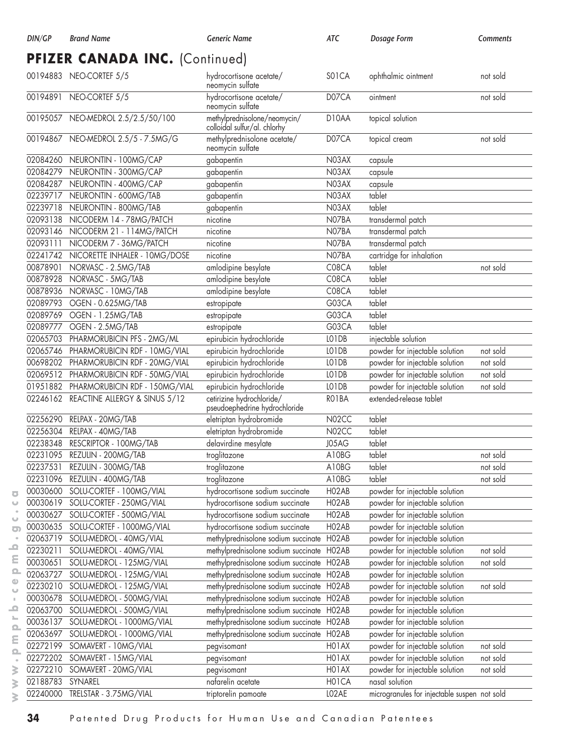## PFIZER CANADA INC. (Continued)

| DIN/GP | Brand Name | Generic Name | ATC | Dosage Form | Comments |
|---|---|---|---|---|---|
| 00194883 | NEO-CORTEF 5/5 | hydrocortisone acetate/ neomycin sulfate | S01CA | ophthalmic ointment | not sold |
| 00194891 | NEO-CORTEF 5/5 | hydrocortisone acetate/ neomycin sulfate | D07CA | ointment | not sold |
| 00195057 | NEO-MEDROL 2.5/2.5/50/100 | methylprednisolone/neomycin/ colloidal sulfur/al. chlorhy | D10AA | topical solution | |
| 00194867 | NEO-MEDROL 2.5/5 - 7.5MG/G | methylprednisolone acetate/ neomycin sulfate | D07CA | topical cream | not sold |
| 02084260 | NEURONTIN - 100MG/CAP | gabapentin | N03AX | capsule | |
| 02084279 | NEURONTIN - 300MG/CAP | gabapentin | N03AX | capsule | |
| 02084287 | NEURONTIN - 400MG/CAP | gabapentin | N03AX | capsule | |
| 02239717 | NEURONTIN - 600MG/TAB | gabapentin | N03AX | tablet | |
| 02239718 | NEURONTIN - 800MG/TAB | gabapentin | N03AX | tablet | |
| 02093138 | NICODERM 14 - 78MG/PATCH | nicotine | N07BA | transdermal patch | |
| 02093146 | NICODERM 21 - 114MG/PATCH | nicotine | N07BA | transdermal patch | |
| 02093111 | NICODERM 7 - 36MG/PATCH | nicotine | N07BA | transdermal patch | |
| 02241742 | NICORETTE INHALER - 10MG/DOSE | nicotine | N07BA | cartridge for inhalation | |
| 00878901 | NORVASC - 2.5MG/TAB | amlodipine besylate | C08CA | tablet | not sold |
| 00878928 | NORVASC - 5MG/TAB | amlodipine besylate | C08CA | tablet | |
| 00878936 | NORVASC - 10MG/TAB | amlodipine besylate | C08CA | tablet | |
| 02089793 | OGEN - 0.625MG/TAB | estropipate | G03CA | tablet | |
| 02089769 | OGEN - 1.25MG/TAB | estropipate | G03CA | tablet | |
| 02089777 | OGEN - 2.5MG/TAB | estropipate | G03CA | tablet | |
| 02065703 | PHARMORUBICIN PFS - 2MG/ML | epirubicin hydrochloride | L01DB | injectable solution | |
| 02065746 | PHARMORUBICIN RDF - 10MG/VIAL | epirubicin hydrochloride | L01DB | powder for injectable solution | not sold |
| 00698202 | PHARMORUBICIN RDF - 20MG/VIAL | epirubicin hydrochloride | L01DB | powder for injectable solution | not sold |
| 02069512 | PHARMORUBICIN RDF - 50MG/VIAL | epirubicin hydrochloride | L01DB | powder for injectable solution | not sold |
| 01951882 | PHARMORUBICIN RDF - 150MG/VIAL | epirubicin hydrochloride | L01DB | powder for injectable solution | not sold |
| 02246162 | REACTINE ALLERGY & SINUS 5/12 | cetirizine hydrochloride/ pseudoephedrine hydrochloride | R01BA | extended-release tablet | |
| 02256290 | RELPAX - 20MG/TAB | eletriptan hydrobromide | N02CC | tablet | |
| 02256304 | RELPAX - 40MG/TAB | eletriptan hydrobromide | N02CC | tablet | |
| 02238348 | RESCRIPTOR - 100MG/TAB | delavirdine mesylate | J05AG | tablet | |
| 02231095 | REZULIN - 200MG/TAB | troglitazone | A10BG | tablet | not sold |
| 02237531 | REZULIN - 300MG/TAB | troglitazone | A10BG | tablet | not sold |
| 02231096 | REZULIN - 400MG/TAB | troglitazone | A10BG | tablet | not sold |
| 00030600 | SOLU-CORTEF - 100MG/VIAL | hydrocortisone sodium succinate | H02AB | powder for injectable solution | |
| 00030619 | SOLU-CORTEF - 250MG/VIAL | hydrocortisone sodium succinate | H02AB | powder for injectable solution | |
| 00030627 | SOLU-CORTEF - 500MG/VIAL | hydrocortisone sodium succinate | H02AB | powder for injectable solution | |
| 00030635 | SOLU-CORTEF - 1000MG/VIAL | hydrocortisone sodium succinate | H02AB | powder for injectable solution | |
| 02063719 | SOLU-MEDROL - 40MG/VIAL | methylprednisolone sodium succinate | H02AB | powder for injectable solution | |
| 02230211 | SOLU-MEDROL - 40MG/VIAL | methylprednisolone sodium succinate | H02AB | powder for injectable solution | not sold |
| 00030651 | SOLU-MEDROL - 125MG/VIAL | methylprednisolone sodium succinate | H02AB | powder for injectable solution | not sold |
| 02063727 | SOLU-MEDROL - 125MG/VIAL | methylprednisolone sodium succinate | H02AB | powder for injectable solution | |
| 02230210 | SOLU-MEDROL - 125MG/VIAL | methylprednisolone sodium succinate | H02AB | powder for injectable solution | not sold |
| 00030678 | SOLU-MEDROL - 500MG/VIAL | methylprednisolone sodium succinate | H02AB | powder for injectable solution | |
| 02063700 | SOLU-MEDROL - 500MG/VIAL | methylprednisolone sodium succinate | H02AB | powder for injectable solution | |
| 00036137 | SOLU-MEDROL - 1000MG/VIAL | methylprednisolone sodium succinate | H02AB | powder for injectable solution | |
| 02063697 | SOLU-MEDROL - 1000MG/VIAL | methylprednisolone sodium succinate | H02AB | powder for injectable solution | |
| 02272199 | SOMAVERT - 10MG/VIAL | pegvisomant | H01AX | powder for injectable solution | not sold |
| 02272202 | SOMAVERT - 15MG/VIAL | pegvisomant | H01AX | powder for injectable solution | not sold |
| 02272210 | SOMAVERT - 20MG/VIAL | pegvisomant | H01AX | powder for injectable solution | not sold |
| 02188783 | SYNAREL | nafarelin acetate | H01CA | nasal solution | |
| 02240000 | TRELSTAR - 3.75MG/VIAL | triptorelin pamoate | L02AE | microgranules for injectable suspen | not sold |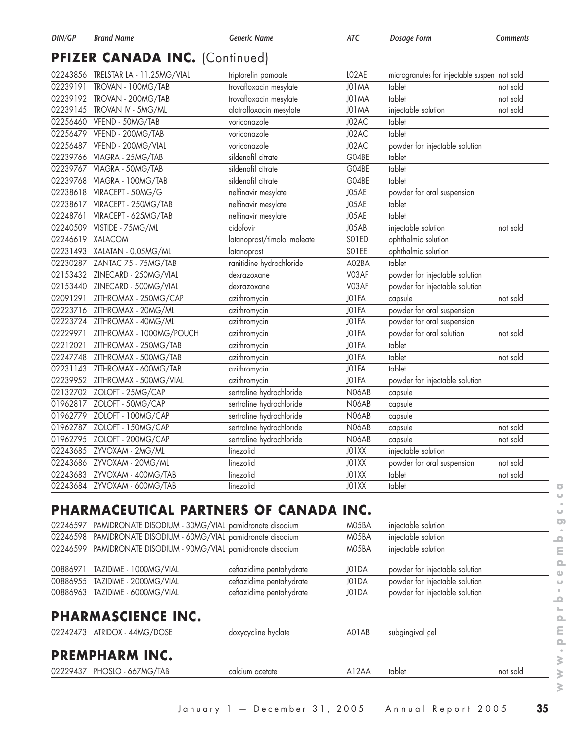| DIN/GP | Brand Name | Generic Name | ATC | Dosage Form | Comments |
|---|---|---|---|---|---|

## PFIZER CANADA INC. (Continued)

| DIN/GP | Brand Name | Generic Name | ATC | Dosage Form | Comments |
|---|---|---|---|---|---|
| 02243856 | TRELSTAR LA - 11.25MG/VIAL | triptorelin pamoate | L02AE | microgranules for injectable suspen | not sold |
| 02239191 | TROVAN - 100MG/TAB | trovafloxacin mesylate | J01MA | tablet | not sold |
| 02239192 | TROVAN - 200MG/TAB | trovafloxacin mesylate | J01MA | tablet | not sold |
| 02239145 | TROVAN IV - 5MG/ML | alatrofloxacin mesylate | J01MA | injectable solution | not sold |
| 02256460 | VFEND - 50MG/TAB | voriconazole | J02AC | tablet | |
| 02256479 | VFEND - 200MG/TAB | voriconazole | J02AC | tablet | |
| 02256487 | VFEND - 200MG/VIAL | voriconazole | J02AC | powder for injectable solution | |
| 02239766 | VIAGRA - 25MG/TAB | sildenafil citrate | G04BE | tablet | |
| 02239767 | VIAGRA - 50MG/TAB | sildenafil citrate | G04BE | tablet | |
| 02239768 | VIAGRA - 100MG/TAB | sildenafil citrate | G04BE | tablet | |
| 02238618 | VIRACEPT - 50MG/G | nelfinavir mesylate | J05AE | powder for oral suspension | |
| 02238617 | VIRACEPT - 250MG/TAB | nelfinavir mesylate | J05AE | tablet | |
| 02248761 | VIRACEPT - 625MG/TAB | nelfinavir mesylate | J05AE | tablet | |
| 02240509 | VISTIDE - 75MG/ML | cidofovir | J05AB | injectable solution | not sold |
| 02246619 | XALACOM | latanoprost/timolol maleate | S01ED | ophthalmic solution | |
| 02231493 | XALATAN - 0.05MG/ML | latanoprost | S01EE | ophthalmic solution | |
| 02230287 | ZANTAC 75 - 75MG/TAB | ranitidine hydrochloride | A02BA | tablet | |
| 02153432 | ZINECARD - 250MG/VIAL | dexrazoxane | V03AF | powder for injectable solution | |
| 02153440 | ZINECARD - 500MG/VIAL | dexrazoxane | V03AF | powder for injectable solution | |
| 02091291 | ZITHROMAX - 250MG/CAP | azithromycin | J01FA | capsule | not sold |
| 02223716 | ZITHROMAX - 20MG/ML | azithromycin | J01FA | powder for oral suspension | |
| 02223724 | ZITHROMAX - 40MG/ML | azithromycin | J01FA | powder for oral suspension | |
| 02229971 | ZITHROMAX - 1000MG/POUCH | azithromycin | J01FA | powder for oral solution | not sold |
| 02212021 | ZITHROMAX - 250MG/TAB | azithromycin | J01FA | tablet | |
| 02247748 | ZITHROMAX - 500MG/TAB | azithromycin | J01FA | tablet | not sold |
| 02231143 | ZITHROMAX - 600MG/TAB | azithromycin | J01FA | tablet | |
| 02239952 | ZITHROMAX - 500MG/VIAL | azithromycin | J01FA | powder for injectable solution | |
| 02132702 | ZOLOFT - 25MG/CAP | sertraline hydrochloride | N06AB | capsule | |
| 01962817 | ZOLOFT - 50MG/CAP | sertraline hydrochloride | N06AB | capsule | |
| 01962779 | ZOLOFT - 100MG/CAP | sertraline hydrochloride | N06AB | capsule | |
| 01962787 | ZOLOFT - 150MG/CAP | sertraline hydrochloride | N06AB | capsule | not sold |
| 01962795 | ZOLOFT - 200MG/CAP | sertraline hydrochloride | N06AB | capsule | not sold |
| 02243685 | ZYVOXAM - 2MG/ML | linezolid | J01XX | injectable solution | |
| 02243686 | ZYVOXAM - 20MG/ML | linezolid | J01XX | powder for oral suspension | not sold |
| 02243683 | ZYVOXAM - 400MG/TAB | linezolid | J01XX | tablet | not sold |
| 02243684 | ZYVOXAM - 600MG/TAB | linezolid | J01XX | tablet | |

## PHARMACEUTICAL PARTNERS OF CANADA INC.

| DIN/GP | Brand Name | Generic Name | ATC | Dosage Form | Comments |
|---|---|---|---|---|---|
| 02246597 | PAMIDRONATE DISODIUM - 30MG/VIAL | pamidronate disodium | M05BA | injectable solution | |
| 02246598 | PAMIDRONATE DISODIUM - 60MG/VIAL | pamidronate disodium | M05BA | injectable solution | |
| 02246599 | PAMIDRONATE DISODIUM - 90MG/VIAL | pamidronate disodium | M05BA | injectable solution | |
| 00886971 | TAZIDIME - 1000MG/VIAL | ceftazidime pentahydrate | J01DA | powder for injectable solution | |
| 00886955 | TAZIDIME - 2000MG/VIAL | ceftazidime pentahydrate | J01DA | powder for injectable solution | |
| 00886963 | TAZIDIME - 6000MG/VIAL | ceftazidime pentahydrate | J01DA | powder for injectable solution | |

## PHARMASCIENCE INC.

| DIN/GP | Brand Name | Generic Name | ATC | Dosage Form | Comments |
|---|---|---|---|---|---|
| 02242473 | ATRIDOX - 44MG/DOSE | doxycycline hyclate | A01AB | subgingival gel | |

## PREMPHARM INC.

| DIN/GP | Brand Name | Generic Name | ATC | Dosage Form | Comments |
|---|---|---|---|---|---|
| 02229437 | PHOSLO - 667MG/TAB | calcium acetate | A12AA | tablet | not sold |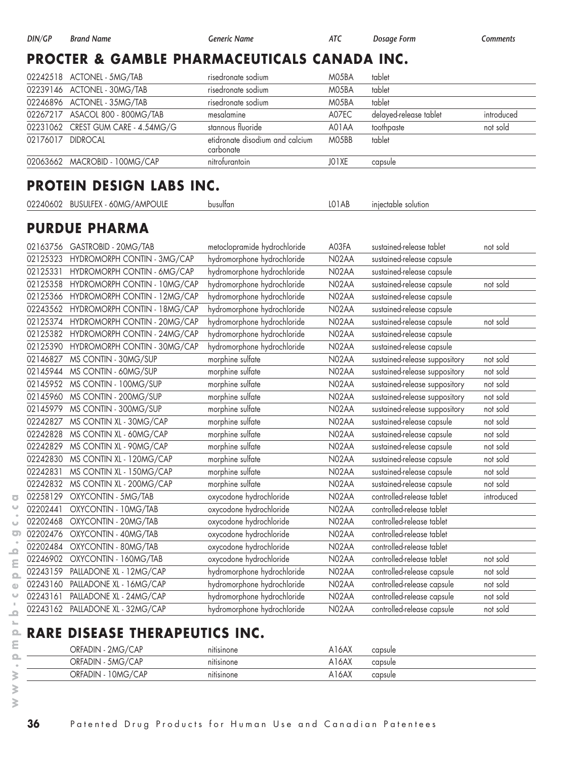| DIN/GP | Brand Name | Generic Name | ATC | Dosage Form | Comments |
|---|---|---|---|---|---|

## PROCTER & GAMBLE PHARMACEUTICALS CANADA INC.

| DIN/GP | Brand Name | Generic Name | ATC | Dosage Form | Comments |
|---|---|---|---|---|---|
| 02242518 | ACTONEL - 5MG/TAB | risedronate sodium | M05BA | tablet | |
| 02239146 | ACTONEL - 30MG/TAB | risedronate sodium | M05BA | tablet | |
| 02246896 | ACTONEL - 35MG/TAB | risedronate sodium | M05BA | tablet | |
| 02267217 | ASACOL 800 - 800MG/TAB | mesalamine | A07EC | delayed-release tablet | introduced |
| 02231062 | CREST GUM CARE - 4.54MG/G | stannous fluoride | A01AA | toothpaste | not sold |
| 02176017 | DIDROCAL | etidronate disodium and calcium carbonate | M05BB | tablet | |
| 02063662 | MACROBID - 100MG/CAP | nitrofurantoin | J01XE | capsule | |

## PROTEIN DESIGN LABS INC.

| DIN/GP | Brand Name | Generic Name | ATC | Dosage Form | Comments |
|---|---|---|---|---|---|
| 02240602 | BUSULFEX - 60MG/AMPOULE | busulfan | L01AB | injectable solution | |

## PURDUE PHARMA

| DIN/GP | Brand Name | Generic Name | ATC | Dosage Form | Comments |
|---|---|---|---|---|---|
| 02163756 | GASTROBID - 20MG/TAB | metoclopramide hydrochloride | A03FA | sustained-release tablet | not sold |
| 02125323 | HYDROMORPH CONTIN - 3MG/CAP | hydromorphone hydrochloride | N02AA | sustained-release capsule | |
| 02125331 | HYDROMORPH CONTIN - 6MG/CAP | hydromorphone hydrochloride | N02AA | sustained-release capsule | |
| 02125358 | HYDROMORPH CONTIN - 10MG/CAP | hydromorphone hydrochloride | N02AA | sustained-release capsule | not sold |
| 02125366 | HYDROMORPH CONTIN - 12MG/CAP | hydromorphone hydrochloride | N02AA | sustained-release capsule | |
| 02243562 | HYDROMORPH CONTIN - 18MG/CAP | hydromorphone hydrochloride | N02AA | sustained-release capsule | |
| 02125374 | HYDROMORPH CONTIN - 20MG/CAP | hydromorphone hydrochloride | N02AA | sustained-release capsule | not sold |
| 02125382 | HYDROMORPH CONTIN - 24MG/CAP | hydromorphone hydrochloride | N02AA | sustained-release capsule | |
| 02125390 | HYDROMORPH CONTIN - 30MG/CAP | hydromorphone hydrochloride | N02AA | sustained-release capsule | |
| 02146827 | MS CONTIN - 30MG/SUP | morphine sulfate | N02AA | sustained-release suppository | not sold |
| 02145944 | MS CONTIN - 60MG/SUP | morphine sulfate | N02AA | sustained-release suppository | not sold |
| 02145952 | MS CONTIN - 100MG/SUP | morphine sulfate | N02AA | sustained-release suppository | not sold |
| 02145960 | MS CONTIN - 200MG/SUP | morphine sulfate | N02AA | sustained-release suppository | not sold |
| 02145979 | MS CONTIN - 300MG/SUP | morphine sulfate | N02AA | sustained-release suppository | not sold |
| 02242827 | MS CONTIN XL - 30MG/CAP | morphine sulfate | N02AA | sustained-release capsule | not sold |
| 02242828 | MS CONTIN XL - 60MG/CAP | morphine sulfate | N02AA | sustained-release capsule | not sold |
| 02242829 | MS CONTIN XL - 90MG/CAP | morphine sulfate | N02AA | sustained-release capsule | not sold |
| 02242830 | MS CONTIN XL - 120MG/CAP | morphine sulfate | N02AA | sustained-release capsule | not sold |
| 02242831 | MS CONTIN XL - 150MG/CAP | morphine sulfate | N02AA | sustained-release capsule | not sold |
| 02242832 | MS CONTIN XL - 200MG/CAP | morphine sulfate | N02AA | sustained-release capsule | not sold |
| 02258129 | OXYCONTIN - 5MG/TAB | oxycodone hydrochloride | N02AA | controlled-release tablet | introduced |
| 02202441 | OXYCONTIN - 10MG/TAB | oxycodone hydrochloride | N02AA | controlled-release tablet | |
| 02202468 | OXYCONTIN - 20MG/TAB | oxycodone hydrochloride | N02AA | controlled-release tablet | |
| 02202476 | OXYCONTIN - 40MG/TAB | oxycodone hydrochloride | N02AA | controlled-release tablet | |
| 02202484 | OXYCONTIN - 80MG/TAB | oxycodone hydrochloride | N02AA | controlled-release tablet | |
| 02246902 | OXYCONTIN - 160MG/TAB | oxycodone hydrochloride | N02AA | controlled-release tablet | not sold |
| 02243159 | PALLADONE XL - 12MG/CAP | hydromorphone hydrochloride | N02AA | controlled-release capsule | not sold |
| 02243160 | PALLADONE XL - 16MG/CAP | hydromorphone hydrochloride | N02AA | controlled-release capsule | not sold |
| 02243161 | PALLADONE XL - 24MG/CAP | hydromorphone hydrochloride | N02AA | controlled-release capsule | not sold |
| 02243162 | PALLADONE XL - 32MG/CAP | hydromorphone hydrochloride | N02AA | controlled-release capsule | not sold |

## RARE DISEASE THERAPEUTICS INC.

| DIN/GP | Brand Name | Generic Name | ATC | Dosage Form | Comments |
|---|---|---|---|---|---|
| | ORFADIN - 2MG/CAP | nitisinone | A16AX | capsule | |
| | ORFADIN - 5MG/CAP | nitisinone | A16AX | capsule | |
| | ORFADIN - 10MG/CAP | nitisinone | A16AX | capsule | |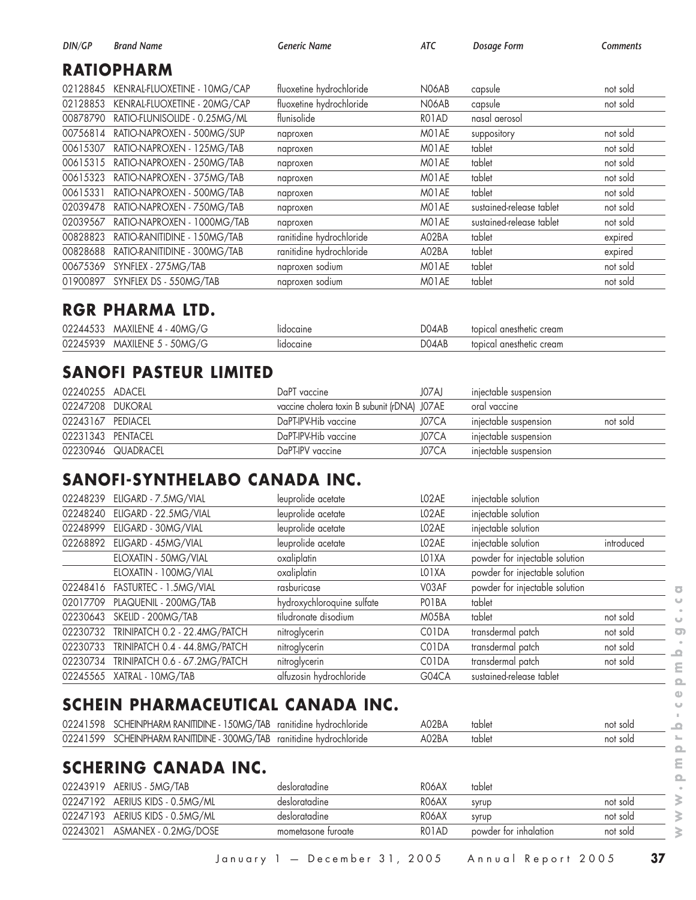| DIN/GP | Brand Name | Generic Name | ATC | Dosage Form | Comments |
|---|---|---|---|---|---|

## RATIOPHARM

| DIN/GP | Brand Name | Generic Name | ATC | Dosage Form | Comments |
|---|---|---|---|---|---|
| 02128845 | KENRAL-FLUOXETINE - 10MG/CAP | fluoxetine hydrochloride | N06AB | capsule | not sold |
| 02128853 | KENRAL-FLUOXETINE - 20MG/CAP | fluoxetine hydrochloride | N06AB | capsule | not sold |
| 00878790 | RATIO-FLUNISOLIDE - 0.25MG/ML | flunisolide | R01AD | nasal aerosol | |
| 00756814 | RATIO-NAPROXEN - 500MG/SUP | naproxen | M01AE | suppository | not sold |
| 00615307 | RATIO-NAPROXEN - 125MG/TAB | naproxen | M01AE | tablet | not sold |
| 00615315 | RATIO-NAPROXEN - 250MG/TAB | naproxen | M01AE | tablet | not sold |
| 00615323 | RATIO-NAPROXEN - 375MG/TAB | naproxen | M01AE | tablet | not sold |
| 00615331 | RATIO-NAPROXEN - 500MG/TAB | naproxen | M01AE | tablet | not sold |
| 02039478 | RATIO-NAPROXEN - 750MG/TAB | naproxen | M01AE | sustained-release tablet | not sold |
| 02039567 | RATIO-NAPROXEN - 1000MG/TAB | naproxen | M01AE | sustained-release tablet | not sold |
| 00828823 | RATIO-RANITIDINE - 150MG/TAB | ranitidine hydrochloride | A02BA | tablet | expired |
| 00828688 | RATIO-RANITIDINE - 300MG/TAB | ranitidine hydrochloride | A02BA | tablet | expired |
| 00675369 | SYNFLEX - 275MG/TAB | naproxen sodium | M01AE | tablet | not sold |
| 01900897 | SYNFLEX DS - 550MG/TAB | naproxen sodium | M01AE | tablet | not sold |

## RGR PHARMA LTD.

| DIN/GP | Brand Name | Generic Name | ATC | Dosage Form | Comments |
|---|---|---|---|---|---|
| 02244533 | MAXILENE 4 - 40MG/G | lidocaine | D04AB | topical anesthetic cream | |
| 02245939 | MAXILENE 5 - 50MG/G | lidocaine | D04AB | topical anesthetic cream | |

## SANOFI PASTEUR LIMITED

| DIN/GP | Brand Name | Generic Name | ATC | Dosage Form | Comments |
|---|---|---|---|---|---|
| 02240255 | ADACEL | DaPT vaccine | J07AJ | injectable suspension | |
| 02247208 | DUKORAL | vaccine cholera toxin B subunit (rDNA) | J07AE | oral vaccine | |
| 02243167 | PEDIACEL | DaPT-IPV-Hib vaccine | J07CA | injectable suspension | not sold |
| 02231343 | PENTACEL | DaPT-IPV-Hib vaccine | J07CA | injectable suspension | |
| 02230946 | QUADRACEL | DaPT-IPV vaccine | J07CA | injectable suspension | |

## SANOFI-SYNTHELABO CANADA INC.

| DIN/GP | Brand Name | Generic Name | ATC | Dosage Form | Comments |
|---|---|---|---|---|---|
| 02248239 | ELIGARD - 7.5MG/VIAL | leuprolide acetate | L02AE | injectable solution | |
| 02248240 | ELIGARD - 22.5MG/VIAL | leuprolide acetate | L02AE | injectable solution | |
| 02248999 | ELIGARD - 30MG/VIAL | leuprolide acetate | L02AE | injectable solution | |
| 02268892 | ELIGARD - 45MG/VIAL | leuprolide acetate | L02AE | injectable solution | introduced |
| | ELOXATIN - 50MG/VIAL | oxaliplatin | L01XA | powder for injectable solution | |
| | ELOXATIN - 100MG/VIAL | oxaliplatin | L01XA | powder for injectable solution | |
| 02248416 | FASTURTEC - 1.5MG/VIAL | rasburicase | V03AF | powder for injectable solution | |
| 02017709 | PLAQUENIL - 200MG/TAB | hydroxychloroquine sulfate | P01BA | tablet | |
| 02230643 | SKELID - 200MG/TAB | tiludronate disodium | M05BA | tablet | not sold |
| 02230732 | TRINIPATCH 0.2 - 22.4MG/PATCH | nitroglycerin | C01DA | transdermal patch | not sold |
| 02230733 | TRINIPATCH 0.4 - 44.8MG/PATCH | nitroglycerin | C01DA | transdermal patch | not sold |
| 02230734 | TRINIPATCH 0.6 - 67.2MG/PATCH | nitroglycerin | C01DA | transdermal patch | not sold |
| 02245565 | XATRAL - 10MG/TAB | alfuzosin hydrochloride | G04CA | sustained-release tablet | |

## SCHEIN PHARMACEUTICAL CANADA INC.

| DIN/GP | Brand Name | Generic Name | ATC | Dosage Form | Comments |
|---|---|---|---|---|---|
| 02241598 | SCHEINPHARM RANITIDINE - 150MG/TAB | ranitidine hydrochloride | A02BA | tablet | not sold |
| 02241599 | SCHEINPHARM RANITIDINE - 300MG/TAB | ranitidine hydrochloride | A02BA | tablet | not sold |

## SCHERING CANADA INC.

| DIN/GP | Brand Name | Generic Name | ATC | Dosage Form | Comments |
|---|---|---|---|---|---|
| 02243919 | AERIUS - 5MG/TAB | desloratadine | R06AX | tablet | |
| 02247192 | AERIUS KIDS - 0.5MG/ML | desloratadine | R06AX | syrup | not sold |
| 02247193 | AERIUS KIDS - 0.5MG/ML | desloratadine | R06AX | syrup | not sold |
| 02243021 | ASMANEX - 0.2MG/DOSE | mometasone furoate | R01AD | powder for inhalation | not sold |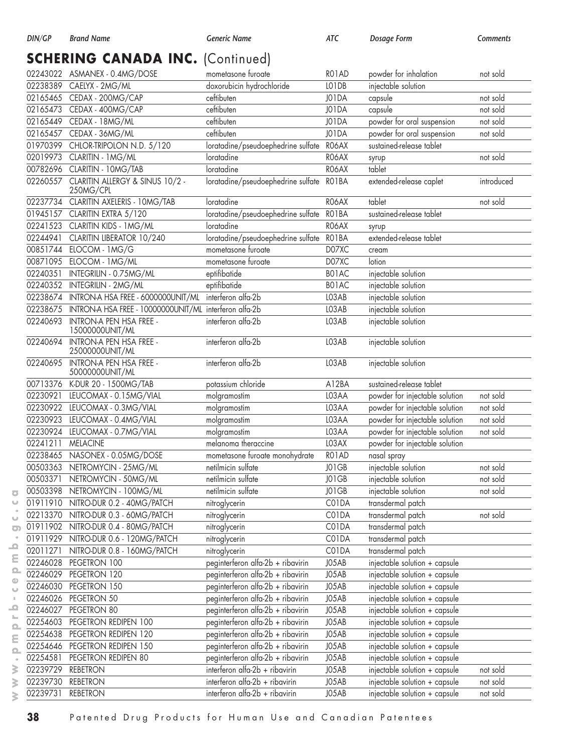| DIN/GP | Brand Name | Generic Name | ATC | Dosage Form | Comments |
|---|---|---|---|---|---|

## SCHERING CANADA INC. (Continued)

| DIN/GP | Brand Name | Generic Name | ATC | Dosage Form | Comments |
|---|---|---|---|---|---|
| 02243022 | ASMANEX - 0.4MG/DOSE | mometasone furoate | R01AD | powder for inhalation | not sold |
| 02238389 | CAELYX - 2MG/ML | doxorubicin hydrochloride | L01DB | injectable solution | |
| 02165465 | CEDAX - 200MG/CAP | ceftibuten | J01DA | capsule | not sold |
| 02165473 | CEDAX - 400MG/CAP | ceftibuten | J01DA | capsule | not sold |
| 02165449 | CEDAX - 18MG/ML | ceftibuten | J01DA | powder for oral suspension | not sold |
| 02165457 | CEDAX - 36MG/ML | ceftibuten | J01DA | powder for oral suspension | not sold |
| 01970399 | CHLOR-TRIPOLON N.D. 5/120 | loratadine/pseudoephedrine sulfate | R06AX | sustained-release tablet | |
| 02019973 | CLARITIN - 1MG/ML | loratadine | R06AX | syrup | not sold |
| 00782696 | CLARITIN - 10MG/TAB | loratadine | R06AX | tablet | |
| 02260557 | CLARITIN ALLERGY & SINUS 10/2 - 250MG/CPL | loratadine/pseudoephedrine sulfate | R01BA | extended-release caplet | introduced |
| 02237734 | CLARITIN AXELERIS - 10MG/TAB | loratadine | R06AX | tablet | not sold |
| 01945157 | CLARITIN EXTRA 5/120 | loratadine/pseudoephedrine sulfate | R01BA | sustained-release tablet | |
| 02241523 | CLARITIN KIDS - 1MG/ML | loratadine | R06AX | syrup | |
| 02244941 | CLARITIN LIBERATOR 10/240 | loratadine/pseudoephedrine sulfate | R01BA | extended-release tablet | |
| 00851744 | ELOCOM - 1MG/G | mometasone furoate | D07XC | cream | |
| 00871095 | ELOCOM - 1MG/ML | mometasone furoate | D07XC | lotion | |
| 02240351 | INTEGRILIN - 0.75MG/ML | eptifibatide | B01AC | injectable solution | |
| 02240352 | INTEGRILIN - 2MG/ML | eptifibatide | B01AC | injectable solution | |
| 02238674 | INTRON-A HSA FREE - 6000000UNIT/ML | interferon alfa-2b | L03AB | injectable solution | |
| 02238675 | INTRON-A HSA FREE - 10000000UNIT/ML | interferon alfa-2b | L03AB | injectable solution | |
| 02240693 | INTRON-A PEN HSA FREE - 15000000UNIT/ML | interferon alfa-2b | L03AB | injectable solution | |
| 02240694 | INTRON-A PEN HSA FREE - 25000000UNIT/ML | interferon alfa-2b | L03AB | injectable solution | |
| 02240695 | INTRON-A PEN HSA FREE - 50000000UNIT/ML | interferon alfa-2b | L03AB | injectable solution | |
| 00713376 | K-DUR 20 - 1500MG/TAB | potassium chloride | A12BA | sustained-release tablet | |
| 02230921 | LEUCOMAX - 0.15MG/VIAL | molgramostim | L03AA | powder for injectable solution | not sold |
| 02230922 | LEUCOMAX - 0.3MG/VIAL | molgramostim | L03AA | powder for injectable solution | not sold |
| 02230923 | LEUCOMAX - 0.4MG/VIAL | molgramostim | L03AA | powder for injectable solution | not sold |
| 02230924 | LEUCOMAX - 0.7MG/VIAL | molgramostim | L03AA | powder for injectable solution | not sold |
| 02241211 | MELACINE | melanoma theraccine | L03AX | powder for injectable solution | |
| 02238465 | NASONEX - 0.05MG/DOSE | mometasone furoate monohydrate | R01AD | nasal spray | |
| 00503363 | NETROMYCIN - 25MG/ML | netilmicin sulfate | J01GB | injectable solution | not sold |
| 00503371 | NETROMYCIN - 50MG/ML | netilmicin sulfate | J01GB | injectable solution | not sold |
| 00503398 | NETROMYCIN - 100MG/ML | netilmicin sulfate | J01GB | injectable solution | not sold |
| 01911910 | NITRO-DUR 0.2 - 40MG/PATCH | nitroglycerin | C01DA | transdermal patch | |
| 02213370 | NITRO-DUR 0.3 - 60MG/PATCH | nitroglycerin | C01DA | transdermal patch | not sold |
| 01911902 | NITRO-DUR 0.4 - 80MG/PATCH | nitroglycerin | C01DA | transdermal patch | |
| 01911929 | NITRO-DUR 0.6 - 120MG/PATCH | nitroglycerin | C01DA | transdermal patch | |
| 02011271 | NITRO-DUR 0.8 - 160MG/PATCH | nitroglycerin | C01DA | transdermal patch | |
| 02246028 | PEGETRON 100 | peginterferon alfa-2b + ribavirin | J05AB | injectable solution + capsule | |
| 02246029 | PEGETRON 120 | peginterferon alfa-2b + ribavirin | J05AB | injectable solution + capsule | |
| 02246030 | PEGETRON 150 | peginterferon alfa-2b + ribavirin | J05AB | injectable solution + capsule | |
| 02246026 | PEGETRON 50 | peginterferon alfa-2b + ribavirin | J05AB | injectable solution + capsule | |
| 02246027 | PEGETRON 80 | peginterferon alfa-2b + ribavirin | J05AB | injectable solution + capsule | |
| 02254603 | PEGETRON REDIPEN 100 | peginterferon alfa-2b + ribavirin | J05AB | injectable solution + capsule | |
| 02254638 | PEGETRON REDIPEN 120 | peginterferon alfa-2b + ribavirin | J05AB | injectable solution + capsule | |
| 02254646 | PEGETRON REDIPEN 150 | peginterferon alfa-2b + ribavirin | J05AB | injectable solution + capsule | |
| 02254581 | PEGETRON REDIPEN 80 | peginterferon alfa-2b + ribavirin | J05AB | injectable solution + capsule | |
| 02239729 | REBETRON | interferon alfa-2b + ribavirin | J05AB | injectable solution + capsule | not sold |
| 02239730 | REBETRON | interferon alfa-2b + ribavirin | J05AB | injectable solution + capsule | not sold |
| 02239731 | REBETRON | interferon alfa-2b + ribavirin | J05AB | injectable solution + capsule | not sold |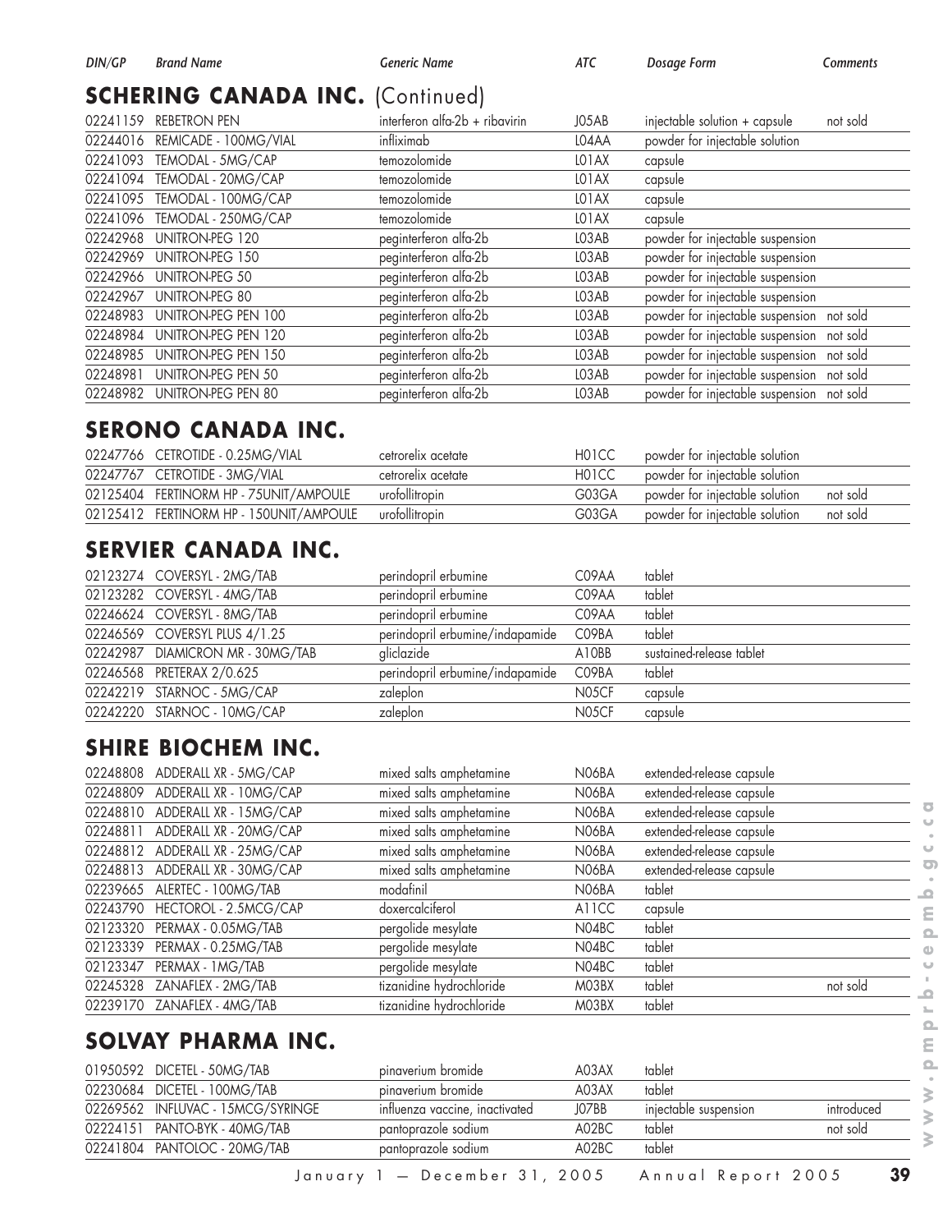| DIN/GP | Brand Name | Generic Name | ATC | Dosage Form | Comments |
|---|---|---|---|---|---|

## SCHERING CANADA INC. (Continued)

| DIN/GP | Brand Name | Generic Name | ATC | Dosage Form | Comments |
|---|---|---|---|---|---|
| 02241159 | REBETRON PEN | interferon alfa-2b + ribavirin | J05AB | injectable solution + capsule | not sold |
| 02244016 | REMICADE - 100MG/VIAL | infliximab | L04AA | powder for injectable solution | |
| 02241093 | TEMODAL - 5MG/CAP | temozolomide | L01AX | capsule | |
| 02241094 | TEMODAL - 20MG/CAP | temozolomide | L01AX | capsule | |
| 02241095 | TEMODAL - 100MG/CAP | temozolomide | L01AX | capsule | |
| 02241096 | TEMODAL - 250MG/CAP | temozolomide | L01AX | capsule | |
| 02242968 | UNITRON-PEG 120 | peginterferon alfa-2b | L03AB | powder for injectable suspension | |
| 02242969 | UNITRON-PEG 150 | peginterferon alfa-2b | L03AB | powder for injectable suspension | |
| 02242966 | UNITRON-PEG 50 | peginterferon alfa-2b | L03AB | powder for injectable suspension | |
| 02242967 | UNITRON-PEG 80 | peginterferon alfa-2b | L03AB | powder for injectable suspension | |
| 02248983 | UNITRON-PEG PEN 100 | peginterferon alfa-2b | L03AB | powder for injectable suspension | not sold |
| 02248984 | UNITRON-PEG PEN 120 | peginterferon alfa-2b | L03AB | powder for injectable suspension | not sold |
| 02248985 | UNITRON-PEG PEN 150 | peginterferon alfa-2b | L03AB | powder for injectable suspension | not sold |
| 02248981 | UNITRON-PEG PEN 50 | peginterferon alfa-2b | L03AB | powder for injectable suspension | not sold |
| 02248982 | UNITRON-PEG PEN 80 | peginterferon alfa-2b | L03AB | powder for injectable suspension | not sold |

## SERONO CANADA INC.

| DIN/GP | Brand Name | Generic Name | ATC | Dosage Form | Comments |
|---|---|---|---|---|---|
| 02247766 | CETROTIDE - 0.25MG/VIAL | cetrorelix acetate | H01CC | powder for injectable solution | |
| 02247767 | CETROTIDE - 3MG/VIAL | cetrorelix acetate | H01CC | powder for injectable solution | |
| 02125404 | FERTINORM HP - 75UNIT/AMPOULE | urofollitropin | G03GA | powder for injectable solution | not sold |
| 02125412 | FERTINORM HP - 150UNIT/AMPOULE | urofollitropin | G03GA | powder for injectable solution | not sold |

## SERVIER CANADA INC.

| DIN/GP | Brand Name | Generic Name | ATC | Dosage Form | Comments |
|---|---|---|---|---|---|
| 02123274 | COVERSYL - 2MG/TAB | perindopril erbumine | C09AA | tablet | |
| 02123282 | COVERSYL - 4MG/TAB | perindopril erbumine | C09AA | tablet | |
| 02246624 | COVERSYL - 8MG/TAB | perindopril erbumine | C09AA | tablet | |
| 02246569 | COVERSYL PLUS 4/1.25 | perindopril erbumine/indapamide | C09BA | tablet | |
| 02242987 | DIAMICRON MR - 30MG/TAB | gliclazide | A10BB | sustained-release tablet | |
| 02246568 | PRETERAX 2/0.625 | perindopril erbumine/indapamide | C09BA | tablet | |
| 02242219 | STARNOC - 5MG/CAP | zaleplon | N05CF | capsule | |
| 02242220 | STARNOC - 10MG/CAP | zaleplon | N05CF | capsule | |

## SHIRE BIOCHEM INC.

| DIN/GP | Brand Name | Generic Name | ATC | Dosage Form | Comments |
|---|---|---|---|---|---|
| 02248808 | ADDERALL XR - 5MG/CAP | mixed salts amphetamine | N06BA | extended-release capsule | |
| 02248809 | ADDERALL XR - 10MG/CAP | mixed salts amphetamine | N06BA | extended-release capsule | |
| 02248810 | ADDERALL XR - 15MG/CAP | mixed salts amphetamine | N06BA | extended-release capsule | |
| 02248811 | ADDERALL XR - 20MG/CAP | mixed salts amphetamine | N06BA | extended-release capsule | |
| 02248812 | ADDERALL XR - 25MG/CAP | mixed salts amphetamine | N06BA | extended-release capsule | |
| 02248813 | ADDERALL XR - 30MG/CAP | mixed salts amphetamine | N06BA | extended-release capsule | |
| 02239665 | ALERTEC - 100MG/TAB | modafinil | N06BA | tablet | |
| 02243790 | HECTOROL - 2.5MCG/CAP | doxercalciferol | A11CC | capsule | |
| 02123320 | PERMAX - 0.05MG/TAB | pergolide mesylate | N04BC | tablet | |
| 02123339 | PERMAX - 0.25MG/TAB | pergolide mesylate | N04BC | tablet | |
| 02123347 | PERMAX - 1MG/TAB | pergolide mesylate | N04BC | tablet | |
| 02245328 | ZANAFLEX - 2MG/TAB | tizanidine hydrochloride | M03BX | tablet | not sold |
| 02239170 | ZANAFLEX - 4MG/TAB | tizanidine hydrochloride | M03BX | tablet | |

## SOLVAY PHARMA INC.

| DIN/GP | Brand Name | Generic Name | ATC | Dosage Form | Comments |
|---|---|---|---|---|---|
| 01950592 | DICETEL - 50MG/TAB | pinaverium bromide | A03AX | tablet | |
| 02230684 | DICETEL - 100MG/TAB | pinaverium bromide | A03AX | tablet | |
| 02269562 | INFLUVAC - 15MCG/SYRINGE | influenza vaccine, inactivated | J07BB | injectable suspension | introduced |
| 02224151 | PANTO-BYK - 40MG/TAB | pantoprazole sodium | A02BC | tablet | not sold |
| 02241804 | PANTOLOC - 20MG/TAB | pantoprazole sodium | A02BC | tablet | |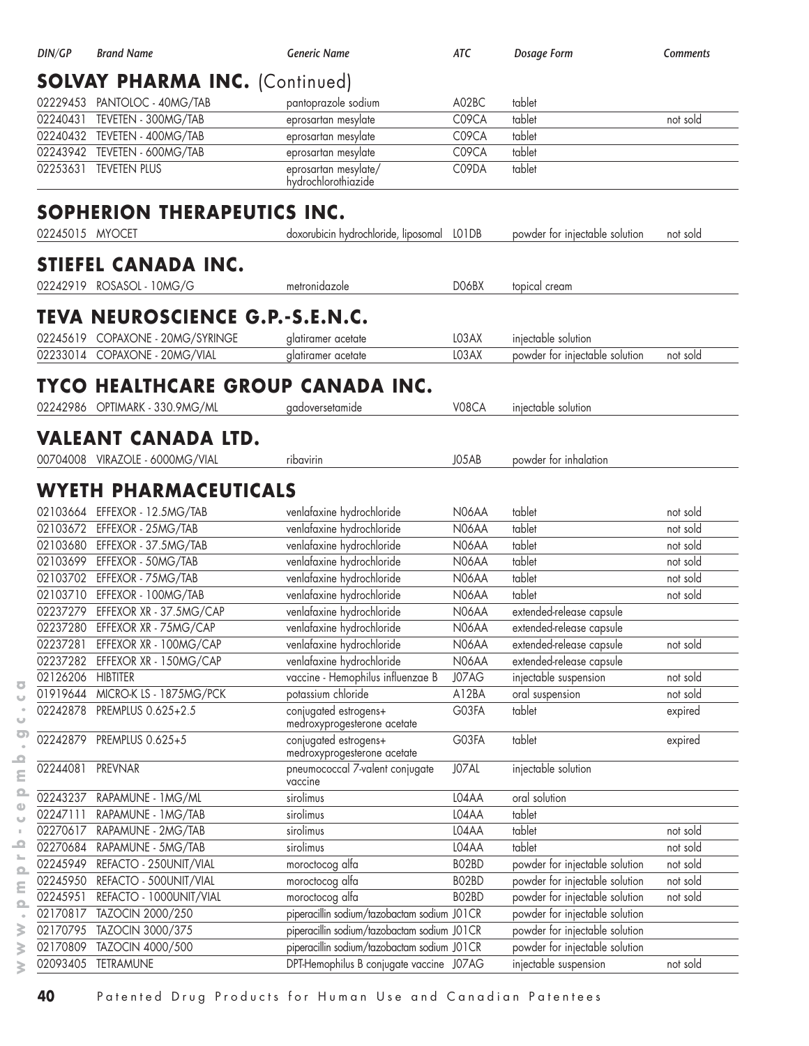| DIN/GP | Brand Name | Generic Name | ATC | Dosage Form | Comments |
|---|---|---|---|---|---|

## SOLVAY PHARMA INC. (Continued)

| DIN/GP | Brand Name | Generic Name | ATC | Dosage Form | Comments |
|---|---|---|---|---|---|
| 02229453 | PANTOLOC - 40MG/TAB | pantoprazole sodium | A02BC | tablet | |
| 02240431 | TEVETEN - 300MG/TAB | eprosartan mesylate | C09CA | tablet | not sold |
| 02240432 | TEVETEN - 400MG/TAB | eprosartan mesylate | C09CA | tablet | |
| 02243942 | TEVETEN - 600MG/TAB | eprosartan mesylate | C09CA | tablet | |
| 02253631 | TEVETEN PLUS | eprosartan mesylate/ hydrochlorothiazide | C09DA | tablet | |

## SOPHERION THERAPEUTICS INC.

| DIN/GP | Brand Name | Generic Name | ATC | Dosage Form | Comments |
|---|---|---|---|---|---|
| 02245015 | MYOCET | doxorubicin hydrochloride, liposomal | L01DB | powder for injectable solution | not sold |

## STIEFEL CANADA INC.

| DIN/GP | Brand Name | Generic Name | ATC | Dosage Form | Comments |
|---|---|---|---|---|---|
| 02242919 | ROSASOL - 10MG/G | metronidazole | D06BX | topical cream | |

## TEVA NEUROSCIENCE G.P.-S.E.N.C.

| DIN/GP | Brand Name | Generic Name | ATC | Dosage Form | Comments |
|---|---|---|---|---|---|
| 02245619 | COPAXONE - 20MG/SYRINGE | glatiramer acetate | L03AX | injectable solution | |
| 02233014 | COPAXONE - 20MG/VIAL | glatiramer acetate | L03AX | powder for injectable solution | not sold |

## TYCO HEALTHCARE GROUP CANADA INC.

| DIN/GP | Brand Name | Generic Name | ATC | Dosage Form | Comments |
|---|---|---|---|---|---|
| 02242986 | OPTIMARK - 330.9MG/ML | gadoversetamide | V08CA | injectable solution | |

## VALEANT CANADA LTD.

| DIN/GP | Brand Name | Generic Name | ATC | Dosage Form | Comments |
|---|---|---|---|---|---|
| 00704008 | VIRAZOLE - 6000MG/VIAL | ribavirin | J05AB | powder for inhalation | |

## WYETH PHARMACEUTICALS

| DIN/GP | Brand Name | Generic Name | ATC | Dosage Form | Comments |
|---|---|---|---|---|---|
| 02103664 | EFFEXOR - 12.5MG/TAB | venlafaxine hydrochloride | N06AA | tablet | not sold |
| 02103672 | EFFEXOR - 25MG/TAB | venlafaxine hydrochloride | N06AA | tablet | not sold |
| 02103680 | EFFEXOR - 37.5MG/TAB | venlafaxine hydrochloride | N06AA | tablet | not sold |
| 02103699 | EFFEXOR - 50MG/TAB | venlafaxine hydrochloride | N06AA | tablet | not sold |
| 02103702 | EFFEXOR - 75MG/TAB | venlafaxine hydrochloride | N06AA | tablet | not sold |
| 02103710 | EFFEXOR - 100MG/TAB | venlafaxine hydrochloride | N06AA | tablet | not sold |
| 02237279 | EFFEXOR XR - 37.5MG/CAP | venlafaxine hydrochloride | N06AA | extended-release capsule | |
| 02237280 | EFFEXOR XR - 75MG/CAP | venlafaxine hydrochloride | N06AA | extended-release capsule | |
| 02237281 | EFFEXOR XR - 100MG/CAP | venlafaxine hydrochloride | N06AA | extended-release capsule | not sold |
| 02237282 | EFFEXOR XR - 150MG/CAP | venlafaxine hydrochloride | N06AA | extended-release capsule | |
| 02126206 | HIBTITER | vaccine - Hemophilus influenzae B | J07AG | injectable suspension | not sold |
| 01919644 | MICRO-K LS - 1875MG/PCK | potassium chloride | A12BA | oral suspension | not sold |
| 02242878 | PREMPLUS 0.625+2.5 | conjugated estrogens+ medroxyprogesterone acetate | G03FA | tablet | expired |
| 02242879 | PREMPLUS 0.625+5 | conjugated estrogens+ medroxyprogesterone acetate | G03FA | tablet | expired |
| 02244081 | PREVNAR | pneumococcal 7-valent conjugate vaccine | J07AL | injectable solution | |
| 02243237 | RAPAMUNE - 1MG/ML | sirolimus | L04AA | oral solution | |
| 02247111 | RAPAMUNE - 1MG/TAB | sirolimus | L04AA | tablet | |
| 02270617 | RAPAMUNE - 2MG/TAB | sirolimus | L04AA | tablet | not sold |
| 02270684 | RAPAMUNE - 5MG/TAB | sirolimus | L04AA | tablet | not sold |
| 02245949 | REFACTO - 250UNIT/VIAL | moroctocog alfa | B02BD | powder for injectable solution | not sold |
| 02245950 | REFACTO - 500UNIT/VIAL | moroctocog alfa | B02BD | powder for injectable solution | not sold |
| 02245951 | REFACTO - 1000UNIT/VIAL | moroctocog alfa | B02BD | powder for injectable solution | not sold |
| 02170817 | TAZOCIN 2000/250 | piperacillin sodium/tazobactam sodium | J01CR | powder for injectable solution | |
| 02170795 | TAZOCIN 3000/375 | piperacillin sodium/tazobactam sodium | J01CR | powder for injectable solution | |
| 02170809 | TAZOCIN 4000/500 | piperacillin sodium/tazobactam sodium | J01CR | powder for injectable solution | |
| 02093405 | TETRAMUNE | DPT-Hemophilus B conjugate vaccine | J07AG | injectable suspension | not sold |